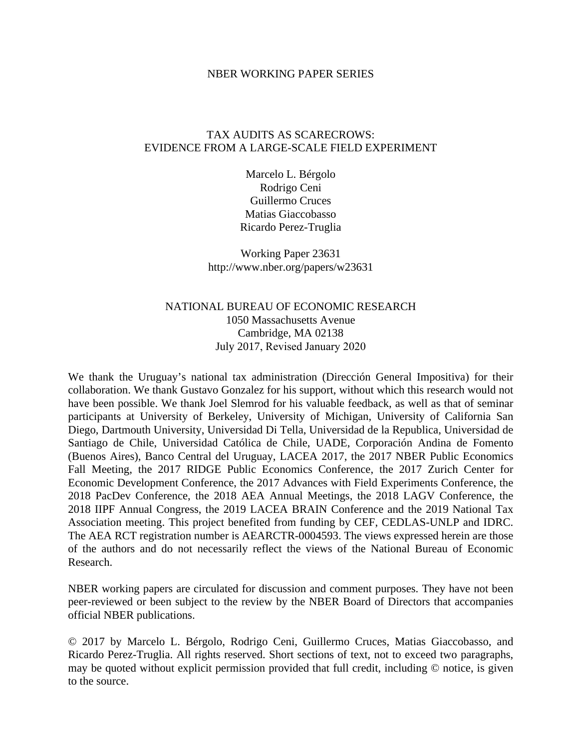NBER WORKING PAPER SERIES

# TAX AUDITS AS SCARECROWS: EVIDENCE FROM A LARGE-SCALE FIELD EXPERIMENT

Marcelo L. Bérgolo
Rodrigo Ceni
Guillermo Cruces
Matias Giaccobasso
Ricardo Perez-Truglia

Working Paper 23631
http://www.nber.org/papers/w23631

NATIONAL BUREAU OF ECONOMIC RESEARCH
1050 Massachusetts Avenue
Cambridge, MA 02138
July 2017, Revised January 2020

We thank the Uruguay's national tax administration (Dirección General Impositiva) for their collaboration. We thank Gustavo Gonzalez for his support, without which this research would not have been possible. We thank Joel Slemrod for his valuable feedback, as well as that of seminar participants at University of Berkeley, University of Michigan, University of California San Diego, Dartmouth University, Universidad Di Tella, Universidad de la Republica, Universidad de Santiago de Chile, Universidad Católica de Chile, UADE, Corporación Andina de Fomento (Buenos Aires), Banco Central del Uruguay, LACEA 2017, the 2017 NBER Public Economics Fall Meeting, the 2017 RIDGE Public Economics Conference, the 2017 Zurich Center for Economic Development Conference, the 2017 Advances with Field Experiments Conference, the 2018 PacDev Conference, the 2018 AEA Annual Meetings, the 2018 LAGV Conference, the 2018 IIPF Annual Congress, the 2019 LACEA BRAIN Conference and the 2019 National Tax Association meeting. This project benefited from funding by CEF, CEDLAS-UNLP and IDRC. The AEA RCT registration number is AEARCTR-0004593. The views expressed herein are those of the authors and do not necessarily reflect the views of the National Bureau of Economic Research.

NBER working papers are circulated for discussion and comment purposes. They have not been peer-reviewed or been subject to the review by the NBER Board of Directors that accompanies official NBER publications.

© 2017 by Marcelo L. Bérgolo, Rodrigo Ceni, Guillermo Cruces, Matias Giaccobasso, and Ricardo Perez-Truglia. All rights reserved. Short sections of text, not to exceed two paragraphs, may be quoted without explicit permission provided that full credit, including © notice, is given to the source.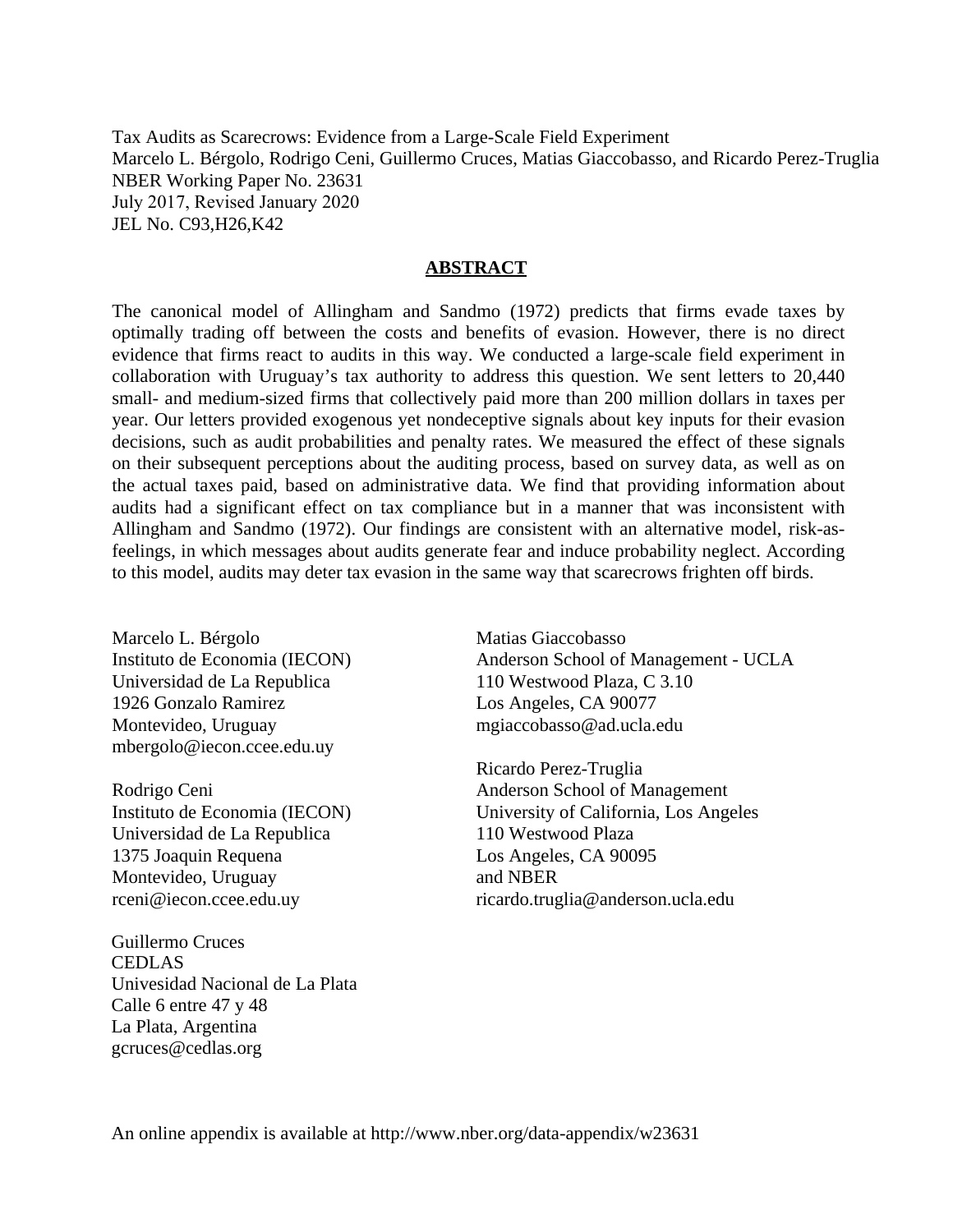Tax Audits as Scarecrows: Evidence from a Large-Scale Field Experiment
Marcelo L. Bérgolo, Rodrigo Ceni, Guillermo Cruces, Matias Giaccobasso, and Ricardo Perez-Truglia
NBER Working Paper No. 23631
July 2017, Revised January 2020
JEL No. C93,H26,K42

## ABSTRACT

The canonical model of Allingham and Sandmo (1972) predicts that firms evade taxes by optimally trading off between the costs and benefits of evasion. However, there is no direct evidence that firms react to audits in this way. We conducted a large-scale field experiment in collaboration with Uruguay's tax authority to address this question. We sent letters to 20,440 small- and medium-sized firms that collectively paid more than 200 million dollars in taxes per year. Our letters provided exogenous yet nondeceptive signals about key inputs for their evasion decisions, such as audit probabilities and penalty rates. We measured the effect of these signals on their subsequent perceptions about the auditing process, based on survey data, as well as on the actual taxes paid, based on administrative data. We find that providing information about audits had a significant effect on tax compliance but in a manner that was inconsistent with Allingham and Sandmo (1972). Our findings are consistent with an alternative model, risk-as-feelings, in which messages about audits generate fear and induce probability neglect. According to this model, audits may deter tax evasion in the same way that scarecrows frighten off birds.

Marcelo L. Bérgolo
Instituto de Economia (IECON)
Universidad de La Republica
1926 Gonzalo Ramirez
Montevideo, Uruguay
mbergolo@iecon.ccee.edu.uy

Rodrigo Ceni
Instituto de Economia (IECON)
Universidad de La Republica
1375 Joaquin Requena
Montevideo, Uruguay
rceni@iecon.ccee.edu.uy

Guillermo Cruces
CEDLAS
Univesidad Nacional de La Plata
Calle 6 entre 47 y 48
La Plata, Argentina
gcruces@cedlas.org

Matias Giaccobasso
Anderson School of Management - UCLA
110 Westwood Plaza, C 3.10
Los Angeles, CA 90077
mgiaccobasso@ad.ucla.edu

Ricardo Perez-Truglia
Anderson School of Management
University of California, Los Angeles
110 Westwood Plaza
Los Angeles, CA 90095
and NBER
ricardo.truglia@anderson.ucla.edu

An online appendix is available at http://www.nber.org/data-appendix/w23631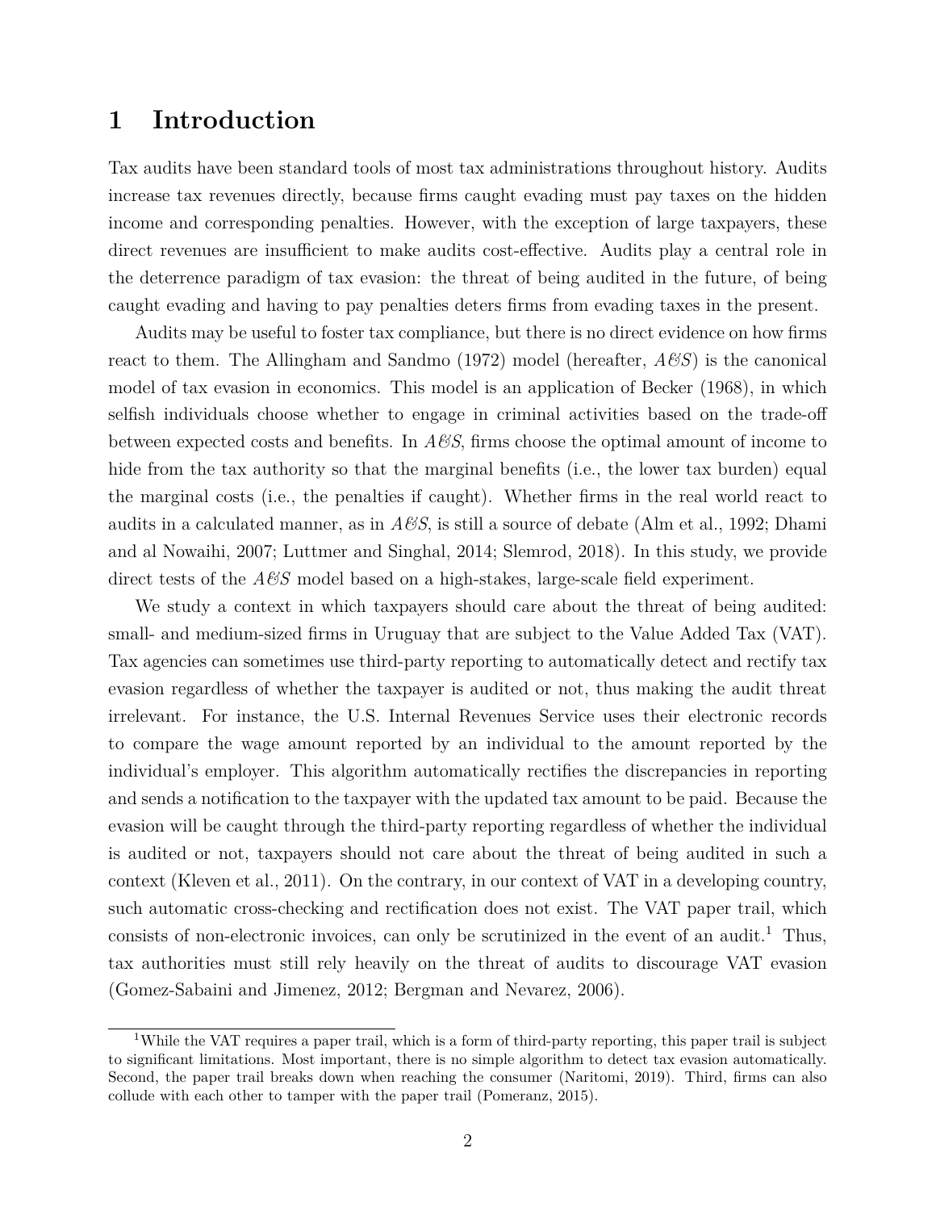# 1 Introduction

Tax audits have been standard tools of most tax administrations throughout history. Audits increase tax revenues directly, because firms caught evading must pay taxes on the hidden income and corresponding penalties. However, with the exception of large taxpayers, these direct revenues are insufficient to make audits cost-effective. Audits play a central role in the deterrence paradigm of tax evasion: the threat of being audited in the future, of being caught evading and having to pay penalties deters firms from evading taxes in the present.

Audits may be useful to foster tax compliance, but there is no direct evidence on how firms react to them. The Allingham and Sandmo (1972) model (hereafter, *A&S*) is the canonical model of tax evasion in economics. This model is an application of Becker (1968), in which selfish individuals choose whether to engage in criminal activities based on the trade-off between expected costs and benefits. In *A&S*, firms choose the optimal amount of income to hide from the tax authority so that the marginal benefits (i.e., the lower tax burden) equal the marginal costs (i.e., the penalties if caught). Whether firms in the real world react to audits in a calculated manner, as in *A&S*, is still a source of debate (Alm et al., 1992; Dhami and al Nowaihi, 2007; Luttmer and Singhal, 2014; Slemrod, 2018). In this study, we provide direct tests of the *A&S* model based on a high-stakes, large-scale field experiment.

We study a context in which taxpayers should care about the threat of being audited: small- and medium-sized firms in Uruguay that are subject to the Value Added Tax (VAT). Tax agencies can sometimes use third-party reporting to automatically detect and rectify tax evasion regardless of whether the taxpayer is audited or not, thus making the audit threat irrelevant. For instance, the U.S. Internal Revenues Service uses their electronic records to compare the wage amount reported by an individual to the amount reported by the individual's employer. This algorithm automatically rectifies the discrepancies in reporting and sends a notification to the taxpayer with the updated tax amount to be paid. Because the evasion will be caught through the third-party reporting regardless of whether the individual is audited or not, taxpayers should not care about the threat of being audited in such a context (Kleven et al., 2011). On the contrary, in our context of VAT in a developing country, such automatic cross-checking and rectification does not exist. The VAT paper trail, which consists of non-electronic invoices, can only be scrutinized in the event of an audit.[1] Thus, tax authorities must still rely heavily on the threat of audits to discourage VAT evasion (Gomez-Sabaini and Jimenez, 2012; Bergman and Nevarez, 2006).

[1] While the VAT requires a paper trail, which is a form of third-party reporting, this paper trail is subject to significant limitations. Most important, there is no simple algorithm to detect tax evasion automatically. Second, the paper trail breaks down when reaching the consumer (Naritomi, 2019). Third, firms can also collude with each other to tamper with the paper trail (Pomeranz, 2015).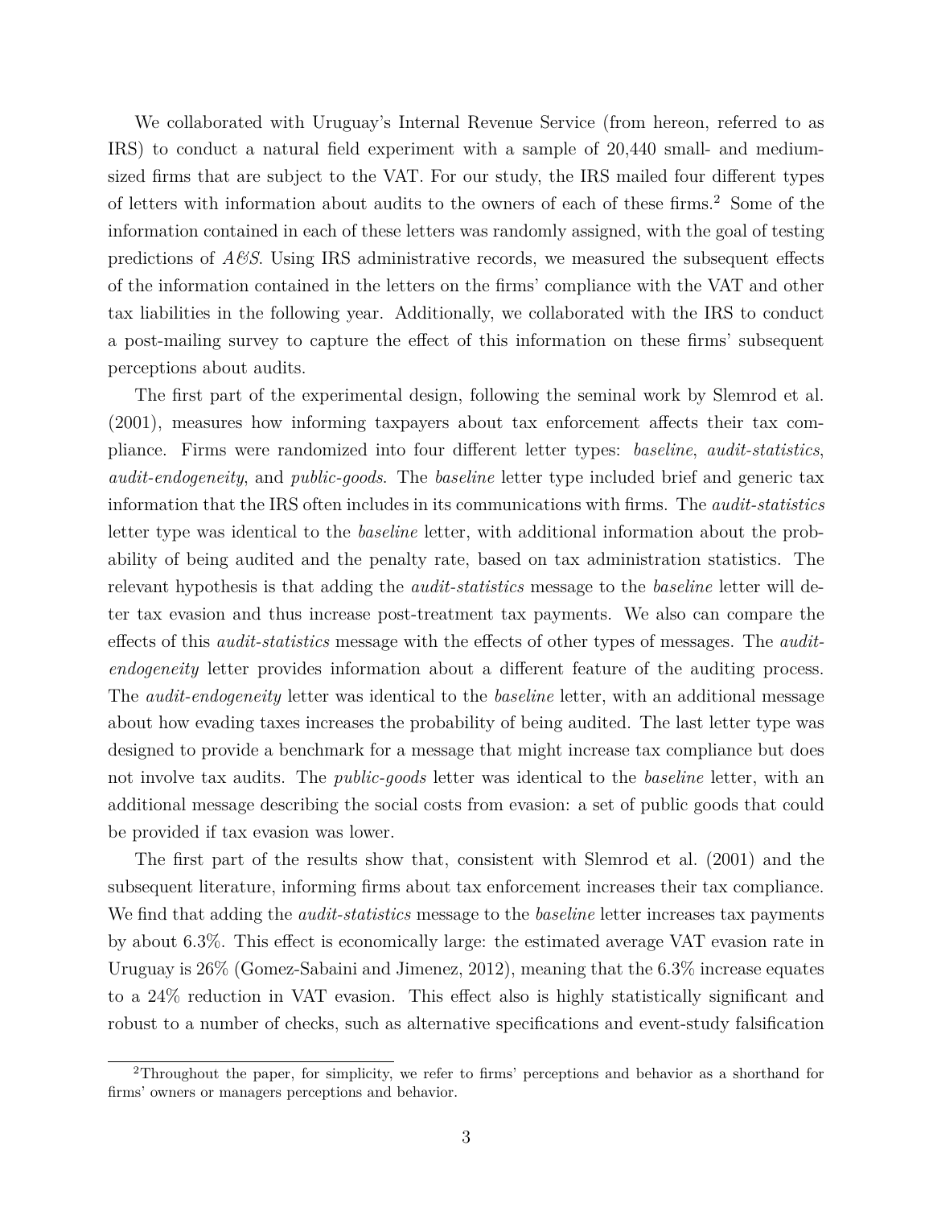We collaborated with Uruguay's Internal Revenue Service (from hereon, referred to as IRS) to conduct a natural field experiment with a sample of 20,440 small- and medium-sized firms that are subject to the VAT. For our study, the IRS mailed four different types of letters with information about audits to the owners of each of these firms.[2] Some of the information contained in each of these letters was randomly assigned, with the goal of testing predictions of *A&S*. Using IRS administrative records, we measured the subsequent effects of the information contained in the letters on the firms' compliance with the VAT and other tax liabilities in the following year. Additionally, we collaborated with the IRS to conduct a post-mailing survey to capture the effect of this information on these firms' subsequent perceptions about audits.

The first part of the experimental design, following the seminal work by Slemrod et al. (2001), measures how informing taxpayers about tax enforcement affects their tax compliance. Firms were randomized into four different letter types: *baseline*, *audit-statistics*, *audit-endogeneity*, and *public-goods*. The *baseline* letter type included brief and generic tax information that the IRS often includes in its communications with firms. The *audit-statistics* letter type was identical to the *baseline* letter, with additional information about the probability of being audited and the penalty rate, based on tax administration statistics. The relevant hypothesis is that adding the *audit-statistics* message to the *baseline* letter will deter tax evasion and thus increase post-treatment tax payments. We also can compare the effects of this *audit-statistics* message with the effects of other types of messages. The *audit-endogeneity* letter provides information about a different feature of the auditing process. The *audit-endogeneity* letter was identical to the *baseline* letter, with an additional message about how evading taxes increases the probability of being audited. The last letter type was designed to provide a benchmark for a message that might increase tax compliance but does not involve tax audits. The *public-goods* letter was identical to the *baseline* letter, with an additional message describing the social costs from evasion: a set of public goods that could be provided if tax evasion was lower.

The first part of the results show that, consistent with Slemrod et al. (2001) and the subsequent literature, informing firms about tax enforcement increases their tax compliance. We find that adding the *audit-statistics* message to the *baseline* letter increases tax payments by about 6.3%. This effect is economically large: the estimated average VAT evasion rate in Uruguay is 26% (Gomez-Sabaini and Jimenez, 2012), meaning that the 6.3% increase equates to a 24% reduction in VAT evasion. This effect also is highly statistically significant and robust to a number of checks, such as alternative specifications and event-study falsification

[2] Throughout the paper, for simplicity, we refer to firms' perceptions and behavior as a shorthand for firms' owners or managers perceptions and behavior.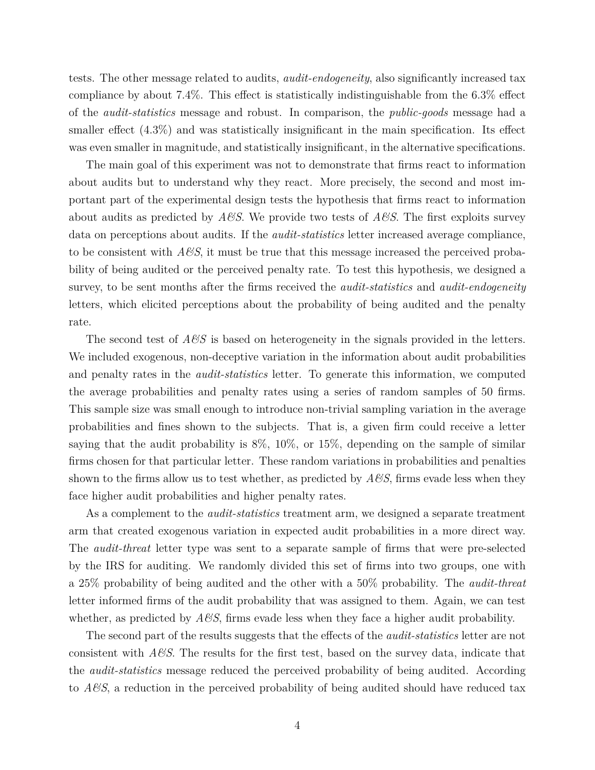tests. The other message related to audits, *audit-endogeneity*, also significantly increased tax compliance by about 7.4%. This effect is statistically indistinguishable from the 6.3% effect of the *audit-statistics* message and robust. In comparison, the *public-goods* message had a smaller effect (4.3%) and was statistically insignificant in the main specification. Its effect was even smaller in magnitude, and statistically insignificant, in the alternative specifications.

The main goal of this experiment was not to demonstrate that firms react to information about audits but to understand why they react. More precisely, the second and most important part of the experimental design tests the hypothesis that firms react to information about audits as predicted by *A&S*. We provide two tests of *A&S*. The first exploits survey data on perceptions about audits. If the *audit-statistics* letter increased average compliance, to be consistent with *A&S*, it must be true that this message increased the perceived probability of being audited or the perceived penalty rate. To test this hypothesis, we designed a survey, to be sent months after the firms received the *audit-statistics* and *audit-endogeneity* letters, which elicited perceptions about the probability of being audited and the penalty rate.

The second test of *A&S* is based on heterogeneity in the signals provided in the letters. We included exogenous, non-deceptive variation in the information about audit probabilities and penalty rates in the *audit-statistics* letter. To generate this information, we computed the average probabilities and penalty rates using a series of random samples of 50 firms. This sample size was small enough to introduce non-trivial sampling variation in the average probabilities and fines shown to the subjects. That is, a given firm could receive a letter saying that the audit probability is 8%, 10%, or 15%, depending on the sample of similar firms chosen for that particular letter. These random variations in probabilities and penalties shown to the firms allow us to test whether, as predicted by *A&S*, firms evade less when they face higher audit probabilities and higher penalty rates.

As a complement to the *audit-statistics* treatment arm, we designed a separate treatment arm that created exogenous variation in expected audit probabilities in a more direct way. The *audit-threat* letter type was sent to a separate sample of firms that were pre-selected by the IRS for auditing. We randomly divided this set of firms into two groups, one with a 25% probability of being audited and the other with a 50% probability. The *audit-threat* letter informed firms of the audit probability that was assigned to them. Again, we can test whether, as predicted by *A&S*, firms evade less when they face a higher audit probability.

The second part of the results suggests that the effects of the *audit-statistics* letter are not consistent with *A&S*. The results for the first test, based on the survey data, indicate that the *audit-statistics* message reduced the perceived probability of being audited. According to *A&S*, a reduction in the perceived probability of being audited should have reduced tax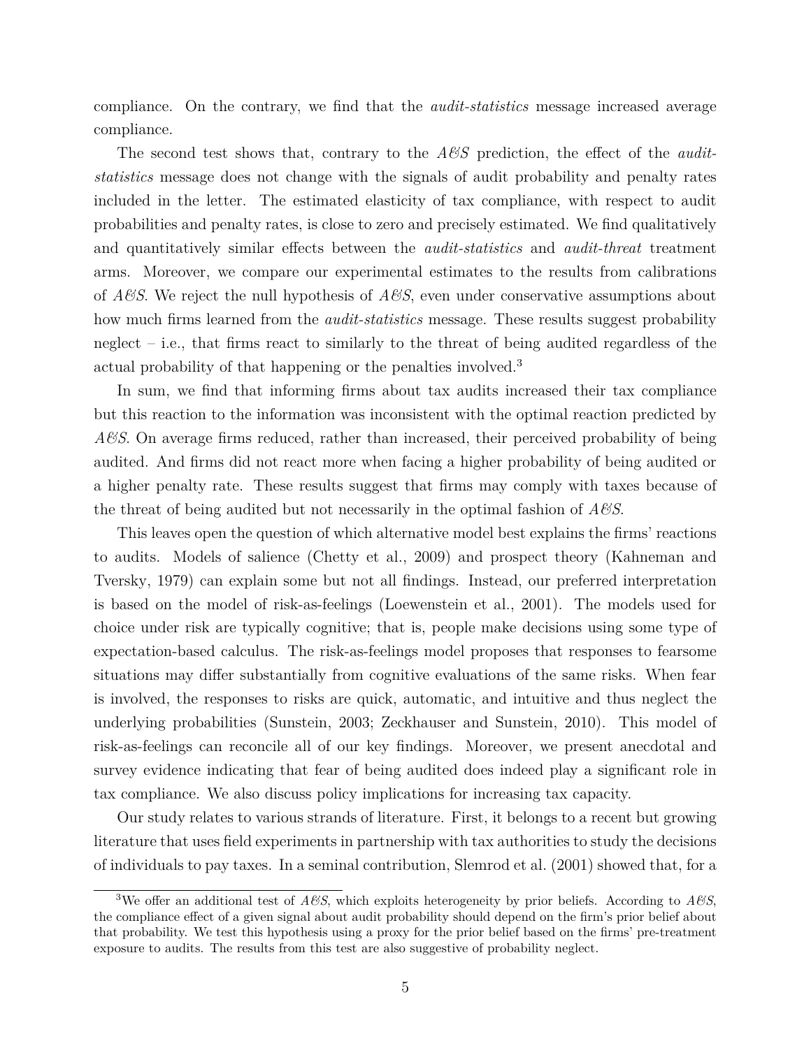compliance. On the contrary, we find that the *audit-statistics* message increased average compliance.

The second test shows that, contrary to the *A&S* prediction, the effect of the *audit-statistics* message does not change with the signals of audit probability and penalty rates included in the letter. The estimated elasticity of tax compliance, with respect to audit probabilities and penalty rates, is close to zero and precisely estimated. We find qualitatively and quantitatively similar effects between the *audit-statistics* and *audit-threat* treatment arms. Moreover, we compare our experimental estimates to the results from calibrations of *A&S*. We reject the null hypothesis of *A&S*, even under conservative assumptions about how much firms learned from the *audit-statistics* message. These results suggest probability neglect – i.e., that firms react to similarly to the threat of being audited regardless of the actual probability of that happening or the penalties involved.[3]

In sum, we find that informing firms about tax audits increased their tax compliance but this reaction to the information was inconsistent with the optimal reaction predicted by *A&S*. On average firms reduced, rather than increased, their perceived probability of being audited. And firms did not react more when facing a higher probability of being audited or a higher penalty rate. These results suggest that firms may comply with taxes because of the threat of being audited but not necessarily in the optimal fashion of *A&S*.

This leaves open the question of which alternative model best explains the firms' reactions to audits. Models of salience (Chetty et al., 2009) and prospect theory (Kahneman and Tversky, 1979) can explain some but not all findings. Instead, our preferred interpretation is based on the model of risk-as-feelings (Loewenstein et al., 2001). The models used for choice under risk are typically cognitive; that is, people make decisions using some type of expectation-based calculus. The risk-as-feelings model proposes that responses to fearsome situations may differ substantially from cognitive evaluations of the same risks. When fear is involved, the responses to risks are quick, automatic, and intuitive and thus neglect the underlying probabilities (Sunstein, 2003; Zeckhauser and Sunstein, 2010). This model of risk-as-feelings can reconcile all of our key findings. Moreover, we present anecdotal and survey evidence indicating that fear of being audited does indeed play a significant role in tax compliance. We also discuss policy implications for increasing tax capacity.

Our study relates to various strands of literature. First, it belongs to a recent but growing literature that uses field experiments in partnership with tax authorities to study the decisions of individuals to pay taxes. In a seminal contribution, Slemrod et al. (2001) showed that, for a

[3] We offer an additional test of *A&S*, which exploits heterogeneity by prior beliefs. According to *A&S*, the compliance effect of a given signal about audit probability should depend on the firm's prior belief about that probability. We test this hypothesis using a proxy for the prior belief based on the firms' pre-treatment exposure to audits. The results from this test are also suggestive of probability neglect.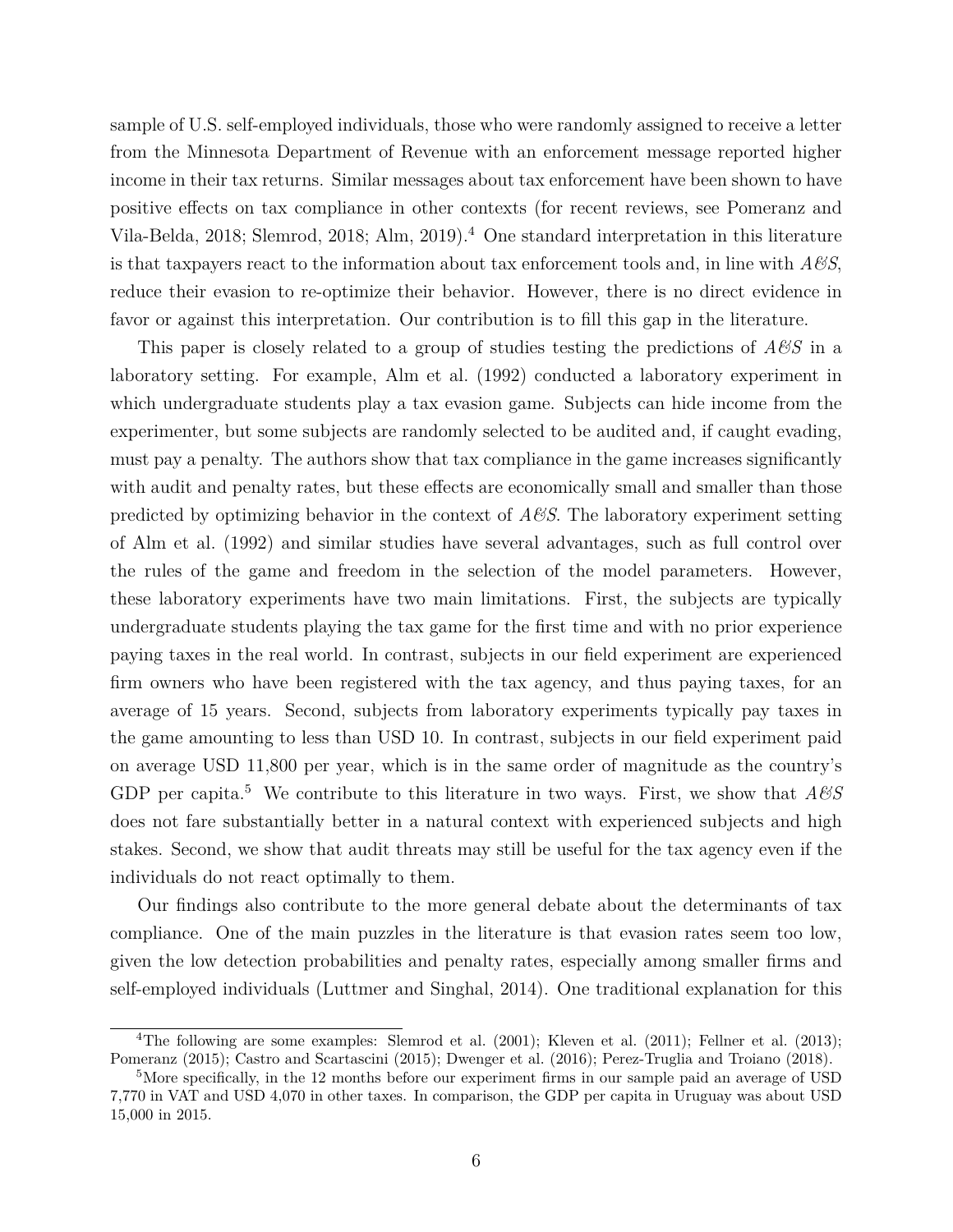sample of U.S. self-employed individuals, those who were randomly assigned to receive a letter from the Minnesota Department of Revenue with an enforcement message reported higher income in their tax returns. Similar messages about tax enforcement have been shown to have positive effects on tax compliance in other contexts (for recent reviews, see Pomeranz and Vila-Belda, 2018; Slemrod, 2018; Alm, 2019).[4] One standard interpretation in this literature is that taxpayers react to the information about tax enforcement tools and, in line with *A&S*, reduce their evasion to re-optimize their behavior. However, there is no direct evidence in favor or against this interpretation. Our contribution is to fill this gap in the literature.

This paper is closely related to a group of studies testing the predictions of *A&S* in a laboratory setting. For example, Alm et al. (1992) conducted a laboratory experiment in which undergraduate students play a tax evasion game. Subjects can hide income from the experimenter, but some subjects are randomly selected to be audited and, if caught evading, must pay a penalty. The authors show that tax compliance in the game increases significantly with audit and penalty rates, but these effects are economically small and smaller than those predicted by optimizing behavior in the context of *A&S*. The laboratory experiment setting of Alm et al. (1992) and similar studies have several advantages, such as full control over the rules of the game and freedom in the selection of the model parameters. However, these laboratory experiments have two main limitations. First, the subjects are typically undergraduate students playing the tax game for the first time and with no prior experience paying taxes in the real world. In contrast, subjects in our field experiment are experienced firm owners who have been registered with the tax agency, and thus paying taxes, for an average of 15 years. Second, subjects from laboratory experiments typically pay taxes in the game amounting to less than USD 10. In contrast, subjects in our field experiment paid on average USD 11,800 per year, which is in the same order of magnitude as the country's GDP per capita.[5] We contribute to this literature in two ways. First, we show that *A&S* does not fare substantially better in a natural context with experienced subjects and high stakes. Second, we show that audit threats may still be useful for the tax agency even if the individuals do not react optimally to them.

Our findings also contribute to the more general debate about the determinants of tax compliance. One of the main puzzles in the literature is that evasion rates seem too low, given the low detection probabilities and penalty rates, especially among smaller firms and self-employed individuals (Luttmer and Singhal, 2014). One traditional explanation for this

[4]The following are some examples: Slemrod et al. (2001); Kleven et al. (2011); Fellner et al. (2013); Pomeranz (2015); Castro and Scartascini (2015); Dwenger et al. (2016); Perez-Truglia and Troiano (2018).

[5]More specifically, in the 12 months before our experiment firms in our sample paid an average of USD 7,770 in VAT and USD 4,070 in other taxes. In comparison, the GDP per capita in Uruguay was about USD 15,000 in 2015.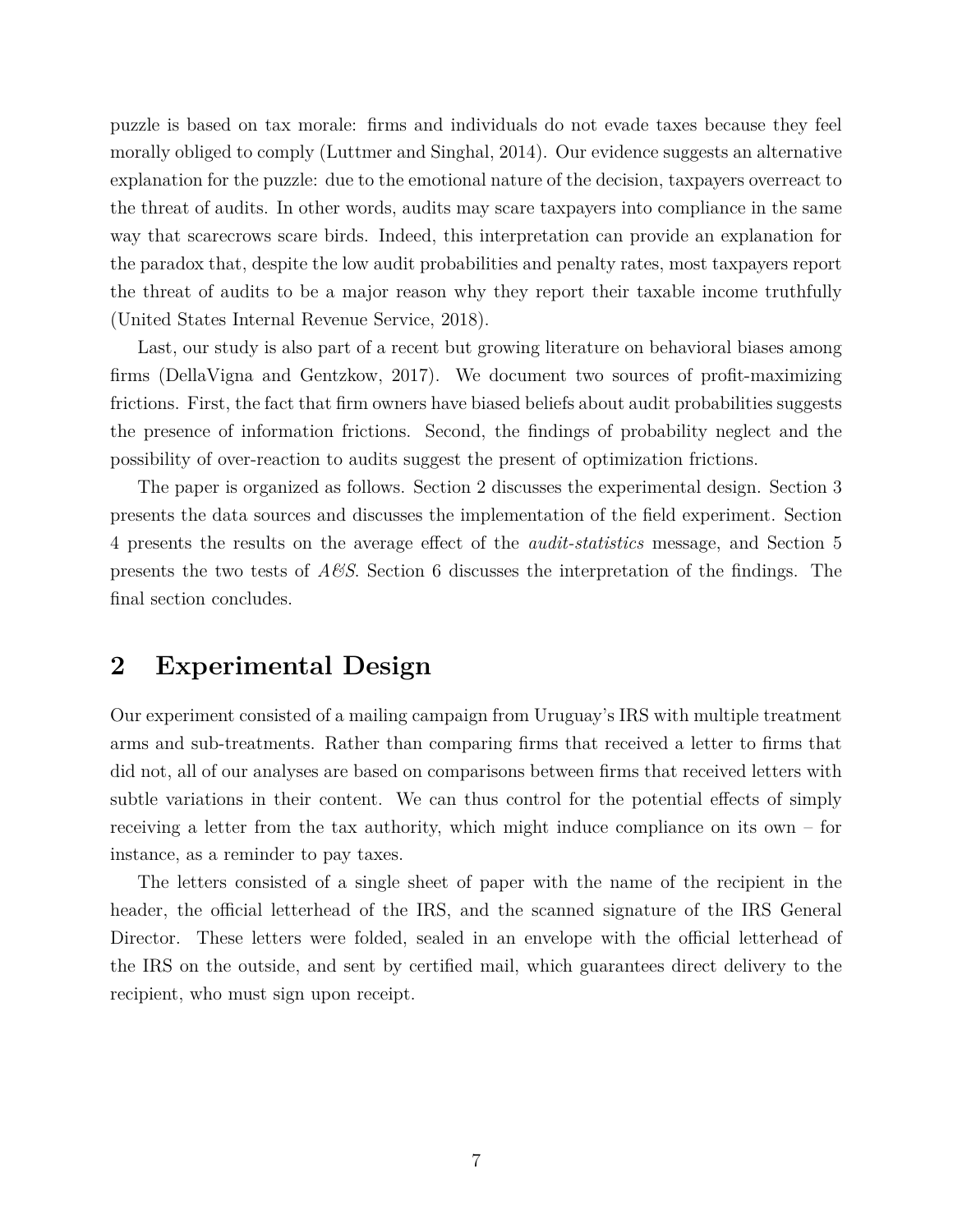puzzle is based on tax morale: firms and individuals do not evade taxes because they feel morally obliged to comply (Luttmer and Singhal, 2014). Our evidence suggests an alternative explanation for the puzzle: due to the emotional nature of the decision, taxpayers overreact to the threat of audits. In other words, audits may scare taxpayers into compliance in the same way that scarecrows scare birds. Indeed, this interpretation can provide an explanation for the paradox that, despite the low audit probabilities and penalty rates, most taxpayers report the threat of audits to be a major reason why they report their taxable income truthfully (United States Internal Revenue Service, 2018).

Last, our study is also part of a recent but growing literature on behavioral biases among firms (DellaVigna and Gentzkow, 2017). We document two sources of profit-maximizing frictions. First, the fact that firm owners have biased beliefs about audit probabilities suggests the presence of information frictions. Second, the findings of probability neglect and the possibility of over-reaction to audits suggest the present of optimization frictions.

The paper is organized as follows. Section 2 discusses the experimental design. Section 3 presents the data sources and discusses the implementation of the field experiment. Section 4 presents the results on the average effect of the *audit-statistics* message, and Section 5 presents the two tests of *A&S*. Section 6 discusses the interpretation of the findings. The final section concludes.

## 2 Experimental Design

Our experiment consisted of a mailing campaign from Uruguay's IRS with multiple treatment arms and sub-treatments. Rather than comparing firms that received a letter to firms that did not, all of our analyses are based on comparisons between firms that received letters with subtle variations in their content. We can thus control for the potential effects of simply receiving a letter from the tax authority, which might induce compliance on its own – for instance, as a reminder to pay taxes.

The letters consisted of a single sheet of paper with the name of the recipient in the header, the official letterhead of the IRS, and the scanned signature of the IRS General Director. These letters were folded, sealed in an envelope with the official letterhead of the IRS on the outside, and sent by certified mail, which guarantees direct delivery to the recipient, who must sign upon receipt.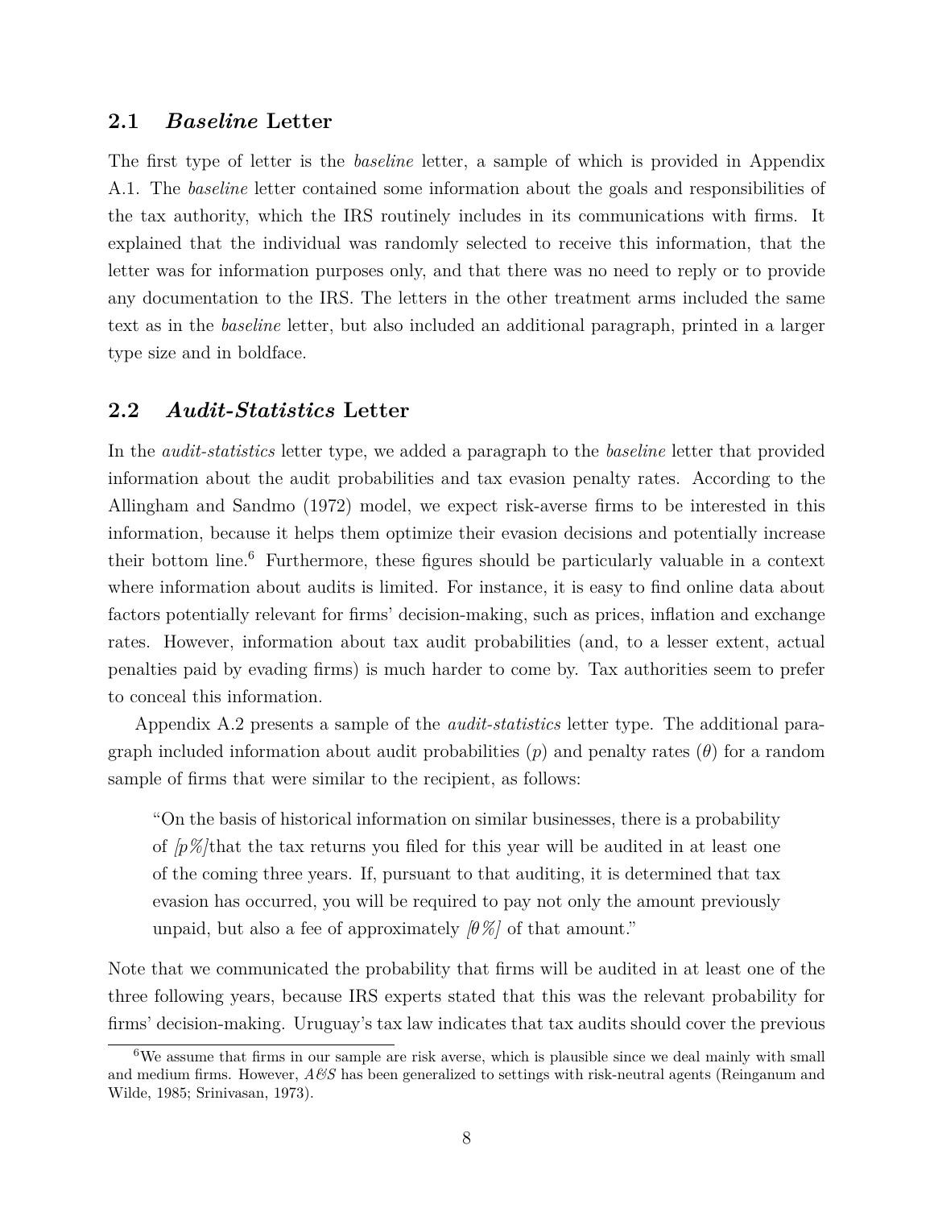### 2.1 *Baseline* Letter

The first type of letter is the *baseline* letter, a sample of which is provided in Appendix A.1. The *baseline* letter contained some information about the goals and responsibilities of the tax authority, which the IRS routinely includes in its communications with firms. It explained that the individual was randomly selected to receive this information, that the letter was for information purposes only, and that there was no need to reply or to provide any documentation to the IRS. The letters in the other treatment arms included the same text as in the *baseline* letter, but also included an additional paragraph, printed in a larger type size and in boldface.

### 2.2 *Audit-Statistics* Letter

In the *audit-statistics* letter type, we added a paragraph to the *baseline* letter that provided information about the audit probabilities and tax evasion penalty rates. According to the Allingham and Sandmo (1972) model, we expect risk-averse firms to be interested in this information, because it helps them optimize their evasion decisions and potentially increase their bottom line.[6] Furthermore, these figures should be particularly valuable in a context where information about audits is limited. For instance, it is easy to find online data about factors potentially relevant for firms' decision-making, such as prices, inflation and exchange rates. However, information about tax audit probabilities (and, to a lesser extent, actual penalties paid by evading firms) is much harder to come by. Tax authorities seem to prefer to conceal this information.

Appendix A.2 presents a sample of the *audit-statistics* letter type. The additional paragraph included information about audit probabilities ($p$) and penalty rates ($\theta$) for a random sample of firms that were similar to the recipient, as follows:

> "On the basis of historical information on similar businesses, there is a probability of *[$p$%]*that the tax returns you filed for this year will be audited in at least one of the coming three years. If, pursuant to that auditing, it is determined that tax evasion has occurred, you will be required to pay not only the amount previously unpaid, but also a fee of approximately *[$\theta$%]* of that amount."

Note that we communicated the probability that firms will be audited in at least one of the three following years, because IRS experts stated that this was the relevant probability for firms' decision-making. Uruguay's tax law indicates that tax audits should cover the previous

[6] We assume that firms in our sample are risk averse, which is plausible since we deal mainly with small and medium firms. However, *A&S* has been generalized to settings with risk-neutral agents (Reinganum and Wilde, 1985; Srinivasan, 1973).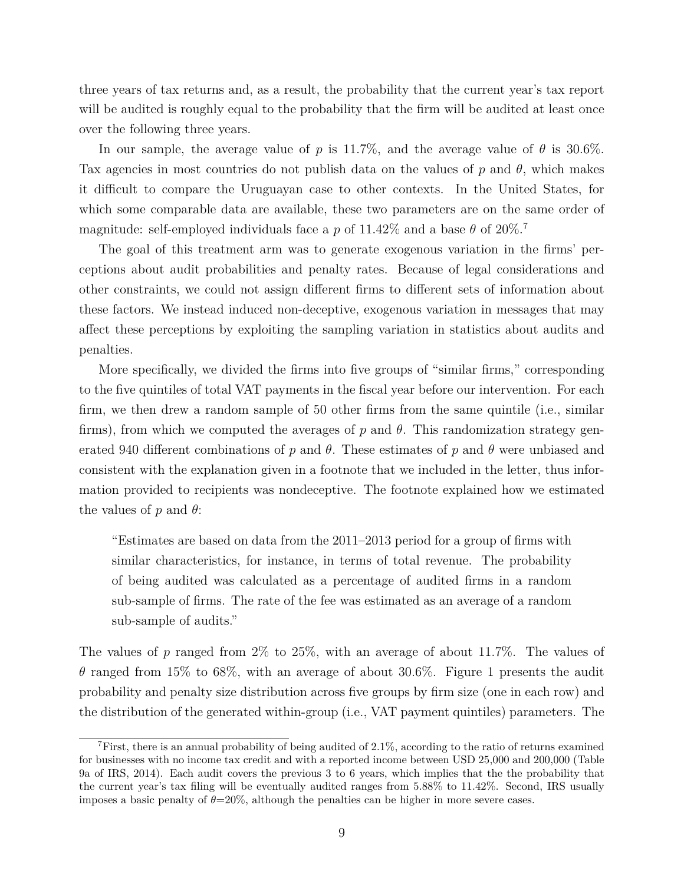three years of tax returns and, as a result, the probability that the current year's tax report will be audited is roughly equal to the probability that the firm will be audited at least once over the following three years.

In our sample, the average value of $p$ is 11.7%, and the average value of $\theta$ is 30.6%. Tax agencies in most countries do not publish data on the values of $p$ and $\theta$, which makes it difficult to compare the Uruguayan case to other contexts. In the United States, for which some comparable data are available, these two parameters are on the same order of magnitude: self-employed individuals face a $p$ of 11.42% and a base $\theta$ of 20%.[7]

The goal of this treatment arm was to generate exogenous variation in the firms' perceptions about audit probabilities and penalty rates. Because of legal considerations and other constraints, we could not assign different firms to different sets of information about these factors. We instead induced non-deceptive, exogenous variation in messages that may affect these perceptions by exploiting the sampling variation in statistics about audits and penalties.

More specifically, we divided the firms into five groups of "similar firms," corresponding to the five quintiles of total VAT payments in the fiscal year before our intervention. For each firm, we then drew a random sample of 50 other firms from the same quintile (i.e., similar firms), from which we computed the averages of $p$ and $\theta$. This randomization strategy generated 940 different combinations of $p$ and $\theta$. These estimates of $p$ and $\theta$ were unbiased and consistent with the explanation given in a footnote that we included in the letter, thus information provided to recipients was nondeceptive. The footnote explained how we estimated the values of $p$ and $\theta$:

> "Estimates are based on data from the 2011–2013 period for a group of firms with similar characteristics, for instance, in terms of total revenue. The probability of being audited was calculated as a percentage of audited firms in a random sub-sample of firms. The rate of the fee was estimated as an average of a random sub-sample of audits."

The values of $p$ ranged from 2% to 25%, with an average of about 11.7%. The values of $\theta$ ranged from 15% to 68%, with an average of about 30.6%. Figure 1 presents the audit probability and penalty size distribution across five groups by firm size (one in each row) and the distribution of the generated within-group (i.e., VAT payment quintiles) parameters. The

---

[7] First, there is an annual probability of being audited of 2.1%, according to the ratio of returns examined for businesses with no income tax credit and with a reported income between USD 25,000 and 200,000 (Table 9a of IRS, 2014). Each audit covers the previous 3 to 6 years, which implies that the the probability that the current year's tax filing will be eventually audited ranges from 5.88% to 11.42%. Second, IRS usually imposes a basic penalty of $\theta$=20%, although the penalties can be higher in more severe cases.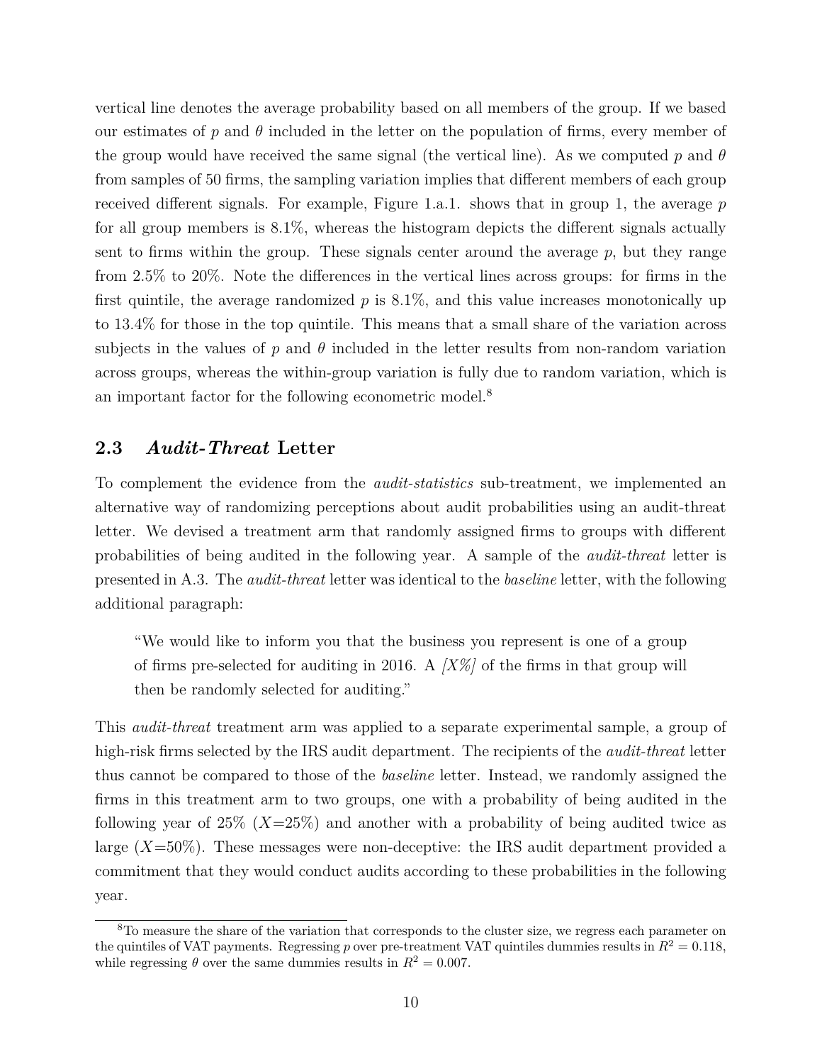vertical line denotes the average probability based on all members of the group. If we based our estimates of $p$ and $\theta$ included in the letter on the population of firms, every member of the group would have received the same signal (the vertical line). As we computed $p$ and $\theta$ from samples of 50 firms, the sampling variation implies that different members of each group received different signals. For example, Figure 1.a.1. shows that in group 1, the average $p$ for all group members is 8.1%, whereas the histogram depicts the different signals actually sent to firms within the group. These signals center around the average $p$, but they range from 2.5% to 20%. Note the differences in the vertical lines across groups: for firms in the first quintile, the average randomized $p$ is 8.1%, and this value increases monotonically up to 13.4% for those in the top quintile. This means that a small share of the variation across subjects in the values of $p$ and $\theta$ included in the letter results from non-random variation across groups, whereas the within-group variation is fully due to random variation, which is an important factor for the following econometric model.[8]

## 2.3 *Audit-Threat* Letter

To complement the evidence from the *audit-statistics* sub-treatment, we implemented an alternative way of randomizing perceptions about audit probabilities using an audit-threat letter. We devised a treatment arm that randomly assigned firms to groups with different probabilities of being audited in the following year. A sample of the *audit-threat* letter is presented in A.3. The *audit-threat* letter was identical to the *baseline* letter, with the following additional paragraph:

> "We would like to inform you that the business you represent is one of a group of firms pre-selected for auditing in 2016. A *[X%]* of the firms in that group will then be randomly selected for auditing."

This *audit-threat* treatment arm was applied to a separate experimental sample, a group of high-risk firms selected by the IRS audit department. The recipients of the *audit-threat* letter thus cannot be compared to those of the *baseline* letter. Instead, we randomly assigned the firms in this treatment arm to two groups, one with a probability of being audited in the following year of 25% ($X$=25%) and another with a probability of being audited twice as large ($X$=50%). These messages were non-deceptive: the IRS audit department provided a commitment that they would conduct audits according to these probabilities in the following year.

[8] To measure the share of the variation that corresponds to the cluster size, we regress each parameter on the quintiles of VAT payments. Regressing $p$ over pre-treatment VAT quintiles dummies results in $R^2 = 0.118$, while regressing $\theta$ over the same dummies results in $R^2 = 0.007$.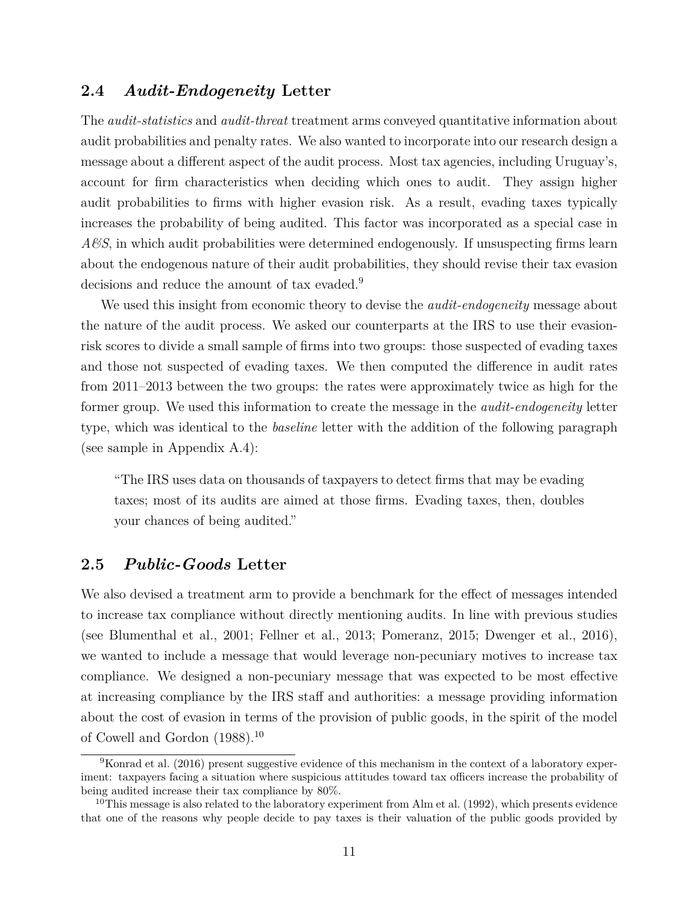### 2.4 *Audit-Endogeneity* Letter

The *audit-statistics* and *audit-threat* treatment arms conveyed quantitative information about audit probabilities and penalty rates. We also wanted to incorporate into our research design a message about a different aspect of the audit process. Most tax agencies, including Uruguay's, account for firm characteristics when deciding which ones to audit. They assign higher audit probabilities to firms with higher evasion risk. As a result, evading taxes typically increases the probability of being audited. This factor was incorporated as a special case in *A&S*, in which audit probabilities were determined endogenously. If unsuspecting firms learn about the endogenous nature of their audit probabilities, they should revise their tax evasion decisions and reduce the amount of tax evaded.[9]

We used this insight from economic theory to devise the *audit-endogeneity* message about the nature of the audit process. We asked our counterparts at the IRS to use their evasion-risk scores to divide a small sample of firms into two groups: those suspected of evading taxes and those not suspected of evading taxes. We then computed the difference in audit rates from 2011–2013 between the two groups: the rates were approximately twice as high for the former group. We used this information to create the message in the *audit-endogeneity* letter type, which was identical to the *baseline* letter with the addition of the following paragraph (see sample in Appendix A.4):

> "The IRS uses data on thousands of taxpayers to detect firms that may be evading taxes; most of its audits are aimed at those firms. Evading taxes, then, doubles your chances of being audited."

### 2.5 *Public-Goods* Letter

We also devised a treatment arm to provide a benchmark for the effect of messages intended to increase tax compliance without directly mentioning audits. In line with previous studies (see Blumenthal et al., 2001; Fellner et al., 2013; Pomeranz, 2015; Dwenger et al., 2016), we wanted to include a message that would leverage non-pecuniary motives to increase tax compliance. We designed a non-pecuniary message that was expected to be most effective at increasing compliance by the IRS staff and authorities: a message providing information about the cost of evasion in terms of the provision of public goods, in the spirit of the model of Cowell and Gordon (1988).[10]

[9] Konrad et al. (2016) present suggestive evidence of this mechanism in the context of a laboratory experiment: taxpayers facing a situation where suspicious attitudes toward tax officers increase the probability of being audited increase their tax compliance by 80%.

[10] This message is also related to the laboratory experiment from Alm et al. (1992), which presents evidence that one of the reasons why people decide to pay taxes is their valuation of the public goods provided by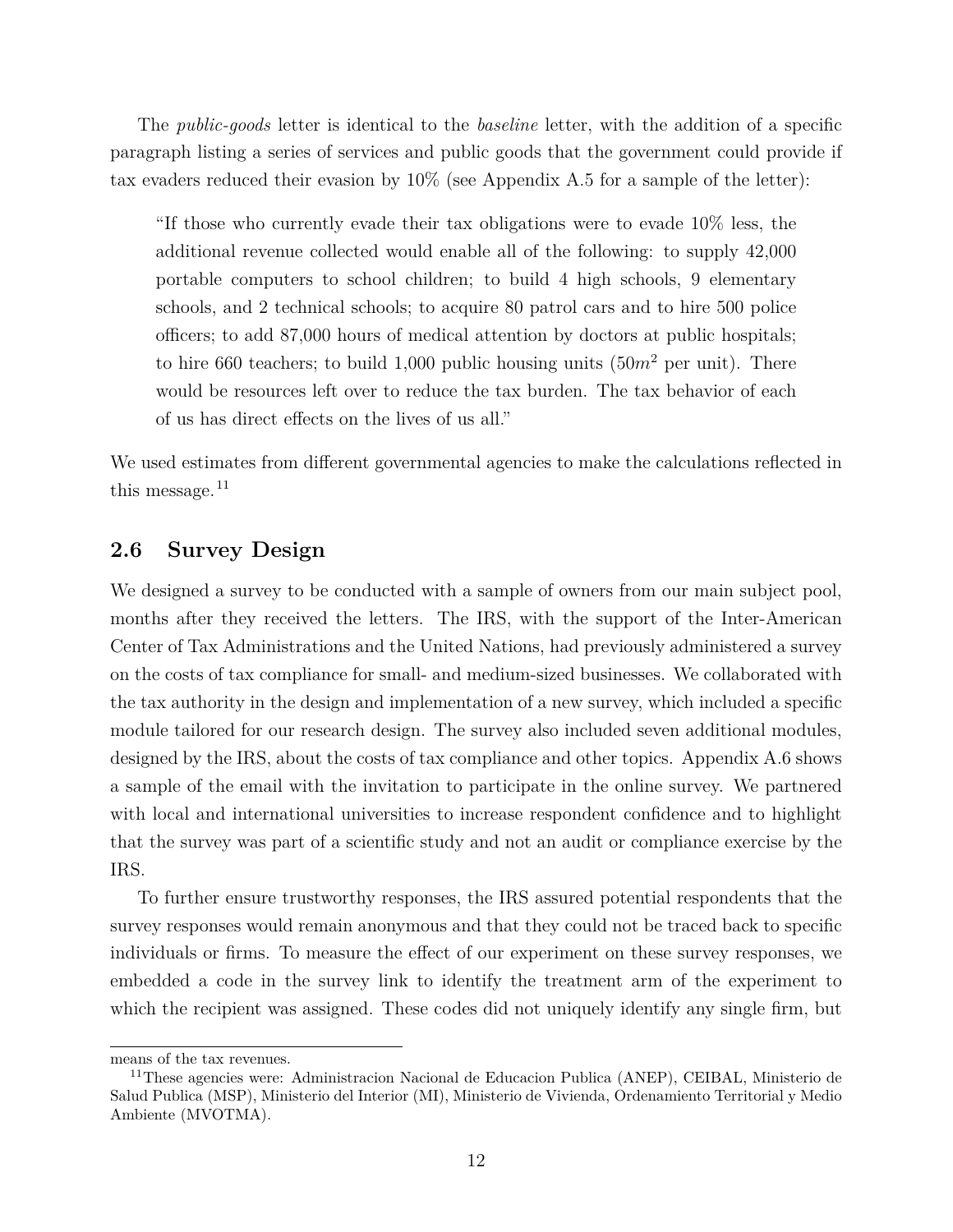The *public-goods* letter is identical to the *baseline* letter, with the addition of a specific paragraph listing a series of services and public goods that the government could provide if tax evaders reduced their evasion by 10% (see Appendix A.5 for a sample of the letter):

> "If those who currently evade their tax obligations were to evade 10% less, the additional revenue collected would enable all of the following: to supply 42,000 portable computers to school children; to build 4 high schools, 9 elementary schools, and 2 technical schools; to acquire 80 patrol cars and to hire 500 police officers; to add 87,000 hours of medical attention by doctors at public hospitals; to hire 660 teachers; to build 1,000 public housing units ($50m^2$ per unit). There would be resources left over to reduce the tax burden. The tax behavior of each of us has direct effects on the lives of us all."

We used estimates from different governmental agencies to make the calculations reflected in this message.[11]

## 2.6 Survey Design

We designed a survey to be conducted with a sample of owners from our main subject pool, months after they received the letters. The IRS, with the support of the Inter-American Center of Tax Administrations and the United Nations, had previously administered a survey on the costs of tax compliance for small- and medium-sized businesses. We collaborated with the tax authority in the design and implementation of a new survey, which included a specific module tailored for our research design. The survey also included seven additional modules, designed by the IRS, about the costs of tax compliance and other topics. Appendix A.6 shows a sample of the email with the invitation to participate in the online survey. We partnered with local and international universities to increase respondent confidence and to highlight that the survey was part of a scientific study and not an audit or compliance exercise by the IRS.

To further ensure trustworthy responses, the IRS assured potential respondents that the survey responses would remain anonymous and that they could not be traced back to specific individuals or firms. To measure the effect of our experiment on these survey responses, we embedded a code in the survey link to identify the treatment arm of the experiment to which the recipient was assigned. These codes did not uniquely identify any single firm, but

means of the tax revenues.

[11] These agencies were: Administracion Nacional de Educacion Publica (ANEP), CEIBAL, Ministerio de Salud Publica (MSP), Ministerio del Interior (MI), Ministerio de Vivienda, Ordenamiento Territorial y Medio Ambiente (MVOTMA).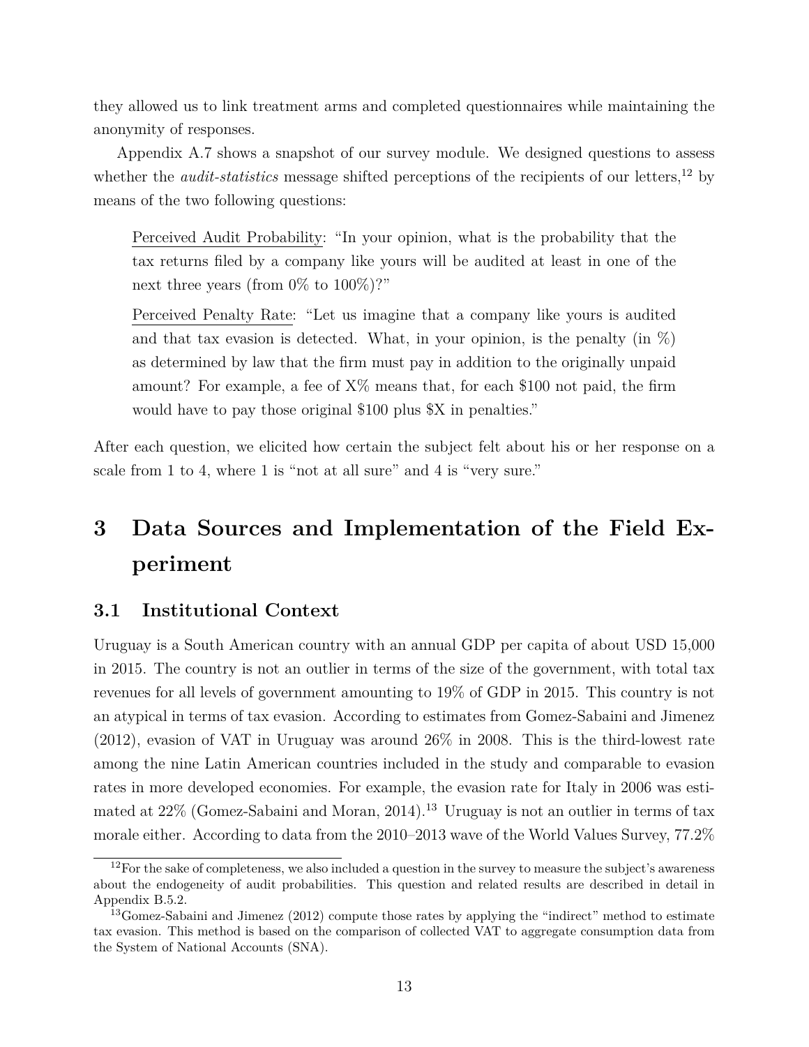they allowed us to link treatment arms and completed questionnaires while maintaining the anonymity of responses.

Appendix A.7 shows a snapshot of our survey module. We designed questions to assess whether the *audit-statistics* message shifted perceptions of the recipients of our letters,[12] by means of the two following questions:

> Perceived Audit Probability: "In your opinion, what is the probability that the tax returns filed by a company like yours will be audited at least in one of the next three years (from 0% to 100%)?"
>
> Perceived Penalty Rate: "Let us imagine that a company like yours is audited and that tax evasion is detected. What, in your opinion, is the penalty (in %) as determined by law that the firm must pay in addition to the originally unpaid amount? For example, a fee of X% means that, for each $100 not paid, the firm would have to pay those original $100 plus $X in penalties."

After each question, we elicited how certain the subject felt about his or her response on a scale from 1 to 4, where 1 is "not at all sure" and 4 is "very sure."

# 3 Data Sources and Implementation of the Field Experiment

## 3.1 Institutional Context

Uruguay is a South American country with an annual GDP per capita of about USD 15,000 in 2015. The country is not an outlier in terms of the size of the government, with total tax revenues for all levels of government amounting to 19% of GDP in 2015. This country is not an atypical in terms of tax evasion. According to estimates from Gomez-Sabaini and Jimenez (2012), evasion of VAT in Uruguay was around 26% in 2008. This is the third-lowest rate among the nine Latin American countries included in the study and comparable to evasion rates in more developed economies. For example, the evasion rate for Italy in 2006 was estimated at 22% (Gomez-Sabaini and Moran, 2014).[13] Uruguay is not an outlier in terms of tax morale either. According to data from the 2010–2013 wave of the World Values Survey, 77.2%

[12]For the sake of completeness, we also included a question in the survey to measure the subject's awareness about the endogeneity of audit probabilities. This question and related results are described in detail in Appendix B.5.2.

[13]Gomez-Sabaini and Jimenez (2012) compute those rates by applying the "indirect" method to estimate tax evasion. This method is based on the comparison of collected VAT to aggregate consumption data from the System of National Accounts (SNA).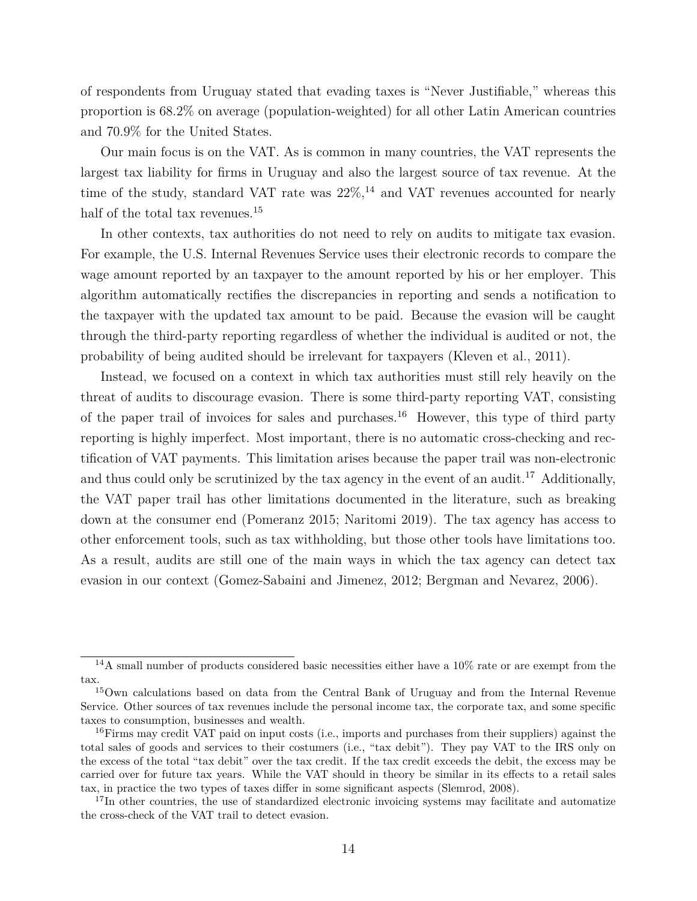of respondents from Uruguay stated that evading taxes is “Never Justifiable,” whereas this proportion is 68.2% on average (population-weighted) for all other Latin American countries and 70.9% for the United States.

Our main focus is on the VAT. As is common in many countries, the VAT represents the largest tax liability for firms in Uruguay and also the largest source of tax revenue. At the time of the study, standard VAT rate was 22%,[14] and VAT revenues accounted for nearly half of the total tax revenues.[15]

In other contexts, tax authorities do not need to rely on audits to mitigate tax evasion. For example, the U.S. Internal Revenues Service uses their electronic records to compare the wage amount reported by an taxpayer to the amount reported by his or her employer. This algorithm automatically rectifies the discrepancies in reporting and sends a notification to the taxpayer with the updated tax amount to be paid. Because the evasion will be caught through the third-party reporting regardless of whether the individual is audited or not, the probability of being audited should be irrelevant for taxpayers (Kleven et al., 2011).

Instead, we focused on a context in which tax authorities must still rely heavily on the threat of audits to discourage evasion. There is some third-party reporting VAT, consisting of the paper trail of invoices for sales and purchases.[16] However, this type of third party reporting is highly imperfect. Most important, there is no automatic cross-checking and rectification of VAT payments. This limitation arises because the paper trail was non-electronic and thus could only be scrutinized by the tax agency in the event of an audit.[17] Additionally, the VAT paper trail has other limitations documented in the literature, such as breaking down at the consumer end (Pomeranz 2015; Naritomi 2019). The tax agency has access to other enforcement tools, such as tax withholding, but those other tools have limitations too. As a result, audits are still one of the main ways in which the tax agency can detect tax evasion in our context (Gomez-Sabaini and Jimenez, 2012; Bergman and Nevarez, 2006).

[14] A small number of products considered basic necessities either have a 10% rate or are exempt from the tax.

[15] Own calculations based on data from the Central Bank of Uruguay and from the Internal Revenue Service. Other sources of tax revenues include the personal income tax, the corporate tax, and some specific taxes to consumption, businesses and wealth.

[16] Firms may credit VAT paid on input costs (i.e., imports and purchases from their suppliers) against the total sales of goods and services to their costumers (i.e., “tax debit”). They pay VAT to the IRS only on the excess of the total “tax debit” over the tax credit. If the tax credit exceeds the debit, the excess may be carried over for future tax years. While the VAT should in theory be similar in its effects to a retail sales tax, in practice the two types of taxes differ in some significant aspects (Slemrod, 2008).

[17] In other countries, the use of standardized electronic invoicing systems may facilitate and automatize the cross-check of the VAT trail to detect evasion.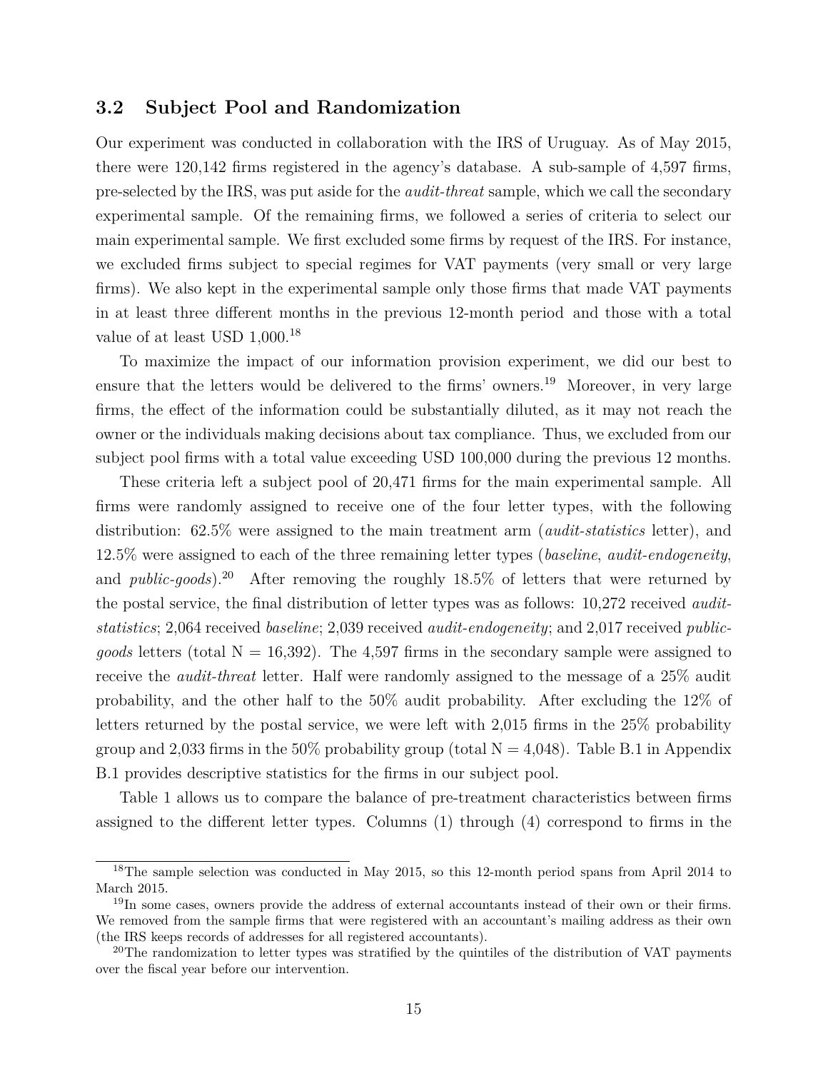## 3.2 Subject Pool and Randomization

Our experiment was conducted in collaboration with the IRS of Uruguay. As of May 2015, there were 120,142 firms registered in the agency's database. A sub-sample of 4,597 firms, pre-selected by the IRS, was put aside for the *audit-threat* sample, which we call the secondary experimental sample. Of the remaining firms, we followed a series of criteria to select our main experimental sample. We first excluded some firms by request of the IRS. For instance, we excluded firms subject to special regimes for VAT payments (very small or very large firms). We also kept in the experimental sample only those firms that made VAT payments in at least three different months in the previous 12-month period and those with a total value of at least USD 1,000.[18]

To maximize the impact of our information provision experiment, we did our best to ensure that the letters would be delivered to the firms' owners.[19] Moreover, in very large firms, the effect of the information could be substantially diluted, as it may not reach the owner or the individuals making decisions about tax compliance. Thus, we excluded from our subject pool firms with a total value exceeding USD 100,000 during the previous 12 months.

These criteria left a subject pool of 20,471 firms for the main experimental sample. All firms were randomly assigned to receive one of the four letter types, with the following distribution: 62.5% were assigned to the main treatment arm (*audit-statistics* letter), and 12.5% were assigned to each of the three remaining letter types (*baseline*, *audit-endogeneity*, and *public-goods*).[20] After removing the roughly 18.5% of letters that were returned by the postal service, the final distribution of letter types was as follows: 10,272 received *audit-statistics*; 2,064 received *baseline*; 2,039 received *audit-endogeneity*; and 2,017 received *public-goods* letters (total N = 16,392). The 4,597 firms in the secondary sample were assigned to receive the *audit-threat* letter. Half were randomly assigned to the message of a 25% audit probability, and the other half to the 50% audit probability. After excluding the 12% of letters returned by the postal service, we were left with 2,015 firms in the 25% probability group and 2,033 firms in the 50% probability group (total N = 4,048). Table B.1 in Appendix B.1 provides descriptive statistics for the firms in our subject pool.

Table 1 allows us to compare the balance of pre-treatment characteristics between firms assigned to the different letter types. Columns (1) through (4) correspond to firms in the

---

[18] The sample selection was conducted in May 2015, so this 12-month period spans from April 2014 to March 2015.

[19] In some cases, owners provide the address of external accountants instead of their own or their firms. We removed from the sample firms that were registered with an accountant's mailing address as their own (the IRS keeps records of addresses for all registered accountants).

[20] The randomization to letter types was stratified by the quintiles of the distribution of VAT payments over the fiscal year before our intervention.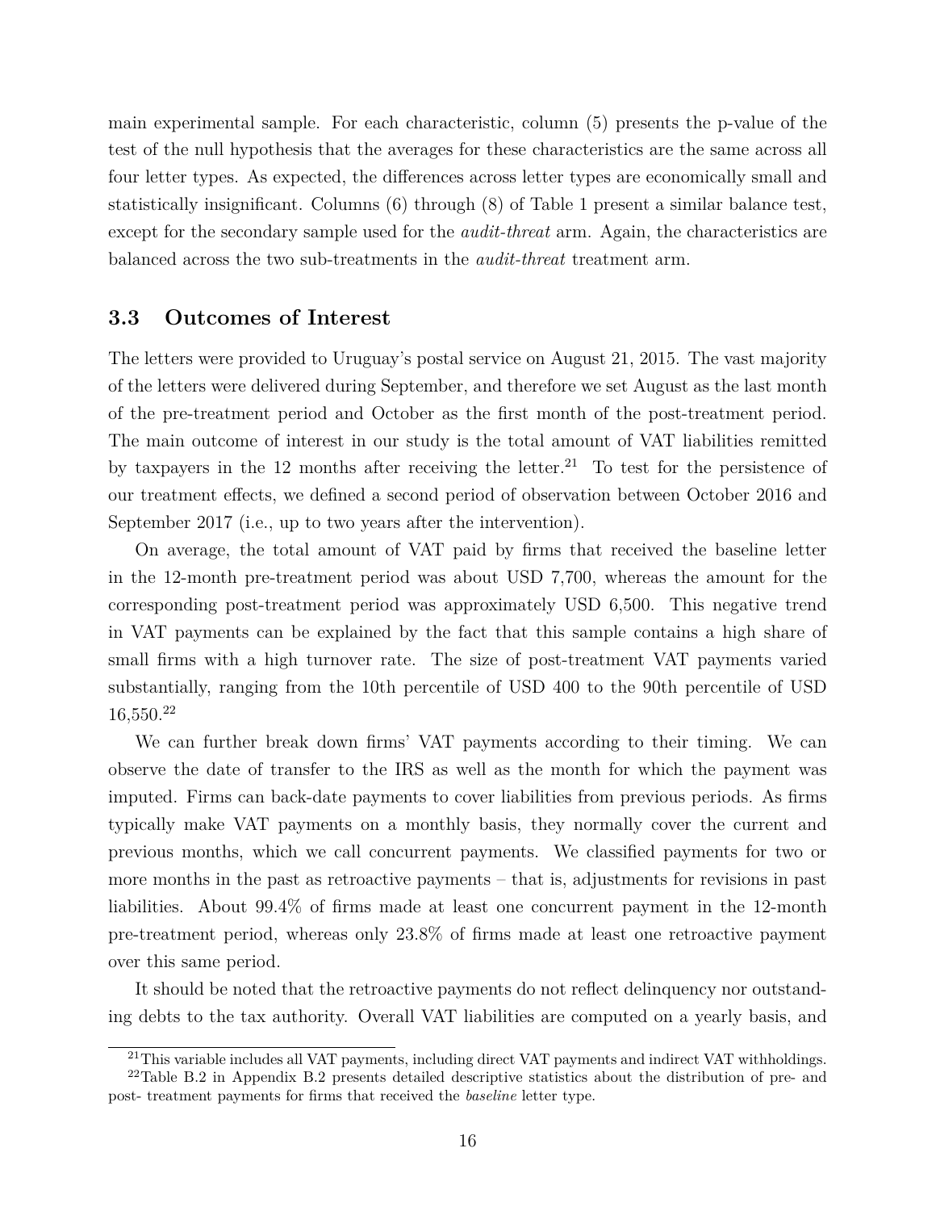main experimental sample. For each characteristic, column (5) presents the p-value of the test of the null hypothesis that the averages for these characteristics are the same across all four letter types. As expected, the differences across letter types are economically small and statistically insignificant. Columns (6) through (8) of Table 1 present a similar balance test, except for the secondary sample used for the *audit-threat* arm. Again, the characteristics are balanced across the two sub-treatments in the *audit-threat* treatment arm.

### 3.3 Outcomes of Interest

The letters were provided to Uruguay's postal service on August 21, 2015. The vast majority of the letters were delivered during September, and therefore we set August as the last month of the pre-treatment period and October as the first month of the post-treatment period. The main outcome of interest in our study is the total amount of VAT liabilities remitted by taxpayers in the 12 months after receiving the letter.[21] To test for the persistence of our treatment effects, we defined a second period of observation between October 2016 and September 2017 (i.e., up to two years after the intervention).

On average, the total amount of VAT paid by firms that received the baseline letter in the 12-month pre-treatment period was about USD 7,700, whereas the amount for the corresponding post-treatment period was approximately USD 6,500. This negative trend in VAT payments can be explained by the fact that this sample contains a high share of small firms with a high turnover rate. The size of post-treatment VAT payments varied substantially, ranging from the 10th percentile of USD 400 to the 90th percentile of USD 16,550.[22]

We can further break down firms' VAT payments according to their timing. We can observe the date of transfer to the IRS as well as the month for which the payment was imputed. Firms can back-date payments to cover liabilities from previous periods. As firms typically make VAT payments on a monthly basis, they normally cover the current and previous months, which we call concurrent payments. We classified payments for two or more months in the past as retroactive payments – that is, adjustments for revisions in past liabilities. About 99.4% of firms made at least one concurrent payment in the 12-month pre-treatment period, whereas only 23.8% of firms made at least one retroactive payment over this same period.

It should be noted that the retroactive payments do not reflect delinquency nor outstanding debts to the tax authority. Overall VAT liabilities are computed on a yearly basis, and

[21] This variable includes all VAT payments, including direct VAT payments and indirect VAT withholdings.

[22] Table B.2 in Appendix B.2 presents detailed descriptive statistics about the distribution of pre- and post- treatment payments for firms that received the *baseline* letter type.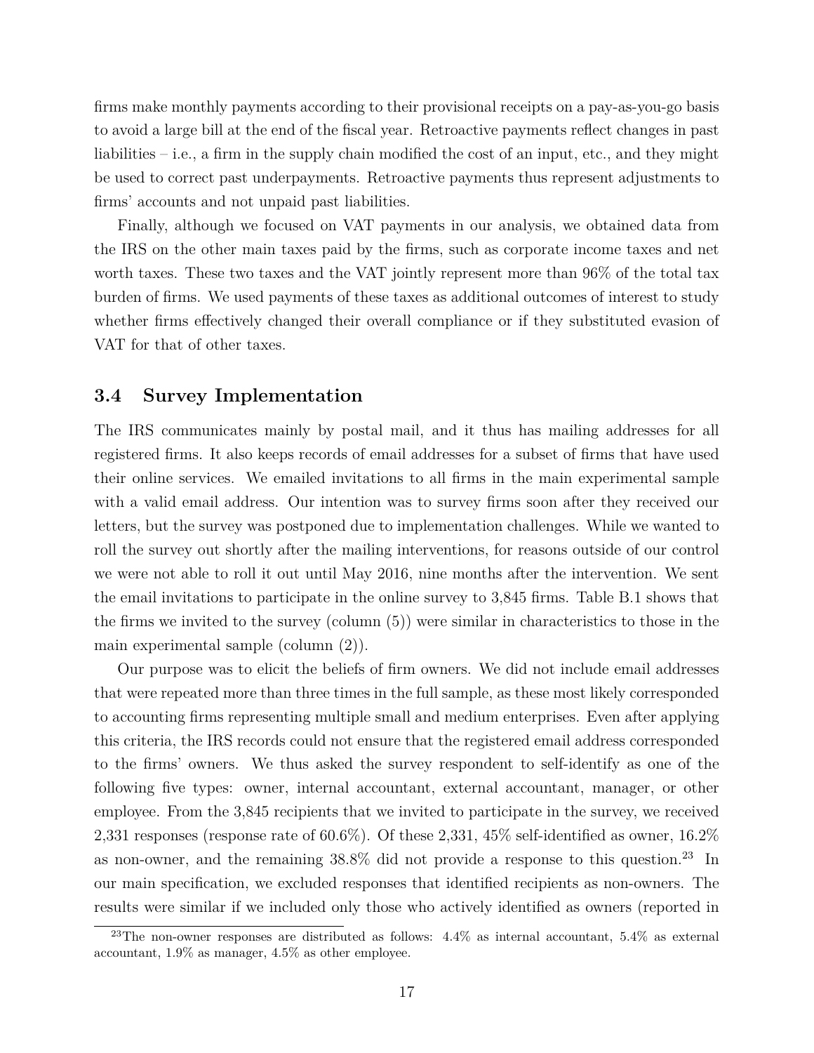firms make monthly payments according to their provisional receipts on a pay-as-you-go basis to avoid a large bill at the end of the fiscal year. Retroactive payments reflect changes in past liabilities – i.e., a firm in the supply chain modified the cost of an input, etc., and they might be used to correct past underpayments. Retroactive payments thus represent adjustments to firms' accounts and not unpaid past liabilities.

Finally, although we focused on VAT payments in our analysis, we obtained data from the IRS on the other main taxes paid by the firms, such as corporate income taxes and net worth taxes. These two taxes and the VAT jointly represent more than 96% of the total tax burden of firms. We used payments of these taxes as additional outcomes of interest to study whether firms effectively changed their overall compliance or if they substituted evasion of VAT for that of other taxes.

### 3.4 Survey Implementation

The IRS communicates mainly by postal mail, and it thus has mailing addresses for all registered firms. It also keeps records of email addresses for a subset of firms that have used their online services. We emailed invitations to all firms in the main experimental sample with a valid email address. Our intention was to survey firms soon after they received our letters, but the survey was postponed due to implementation challenges. While we wanted to roll the survey out shortly after the mailing interventions, for reasons outside of our control we were not able to roll it out until May 2016, nine months after the intervention. We sent the email invitations to participate in the online survey to 3,845 firms. Table B.1 shows that the firms we invited to the survey (column (5)) were similar in characteristics to those in the main experimental sample (column (2)).

Our purpose was to elicit the beliefs of firm owners. We did not include email addresses that were repeated more than three times in the full sample, as these most likely corresponded to accounting firms representing multiple small and medium enterprises. Even after applying this criteria, the IRS records could not ensure that the registered email address corresponded to the firms' owners. We thus asked the survey respondent to self-identify as one of the following five types: owner, internal accountant, external accountant, manager, or other employee. From the 3,845 recipients that we invited to participate in the survey, we received 2,331 responses (response rate of 60.6%). Of these 2,331, 45% self-identified as owner, 16.2% as non-owner, and the remaining 38.8% did not provide a response to this question.[23] In our main specification, we excluded responses that identified recipients as non-owners. The results were similar if we included only those who actively identified as owners (reported in

[23]The non-owner responses are distributed as follows: 4.4% as internal accountant, 5.4% as external accountant, 1.9% as manager, 4.5% as other employee.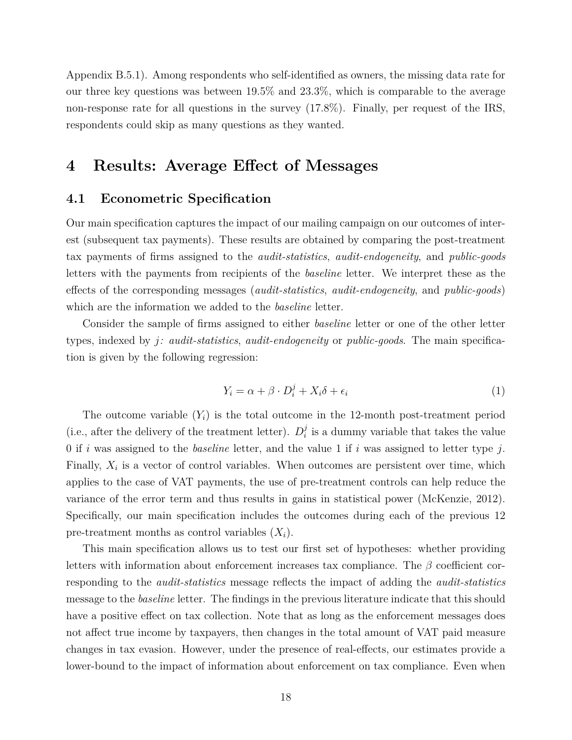Appendix B.5.1). Among respondents who self-identified as owners, the missing data rate for our three key questions was between 19.5% and 23.3%, which is comparable to the average non-response rate for all questions in the survey (17.8%). Finally, per request of the IRS, respondents could skip as many questions as they wanted.

# 4 Results: Average Effect of Messages

## 4.1 Econometric Specification

Our main specification captures the impact of our mailing campaign on our outcomes of interest (subsequent tax payments). These results are obtained by comparing the post-treatment tax payments of firms assigned to the *audit-statistics*, *audit-endogeneity*, and *public-goods* letters with the payments from recipients of the *baseline* letter. We interpret these as the effects of the corresponding messages (*audit-statistics*, *audit-endogeneity*, and *public-goods*) which are the information we added to the *baseline* letter.

Consider the sample of firms assigned to either *baseline* letter or one of the other letter types, indexed by $j$: *audit-statistics*, *audit-endogeneity* or *public-goods*. The main specification is given by the following regression:

$$Y_i = \alpha + \beta \cdot D_i^j + X_i\delta + \epsilon_i \tag{1}$$

The outcome variable ($Y_i$) is the total outcome in the 12-month post-treatment period (i.e., after the delivery of the treatment letter). $D_i^j$ is a dummy variable that takes the value 0 if $i$ was assigned to the *baseline* letter, and the value 1 if $i$ was assigned to letter type $j$. Finally, $X_i$ is a vector of control variables. When outcomes are persistent over time, which applies to the case of VAT payments, the use of pre-treatment controls can help reduce the variance of the error term and thus results in gains in statistical power (McKenzie, 2012). Specifically, our main specification includes the outcomes during each of the previous 12 pre-treatment months as control variables ($X_i$).

This main specification allows us to test our first set of hypotheses: whether providing letters with information about enforcement increases tax compliance. The $\beta$ coefficient corresponding to the *audit-statistics* message reflects the impact of adding the *audit-statistics* message to the *baseline* letter. The findings in the previous literature indicate that this should have a positive effect on tax collection. Note that as long as the enforcement messages does not affect true income by taxpayers, then changes in the total amount of VAT paid measure changes in tax evasion. However, under the presence of real-effects, our estimates provide a lower-bound to the impact of information about enforcement on tax compliance. Even when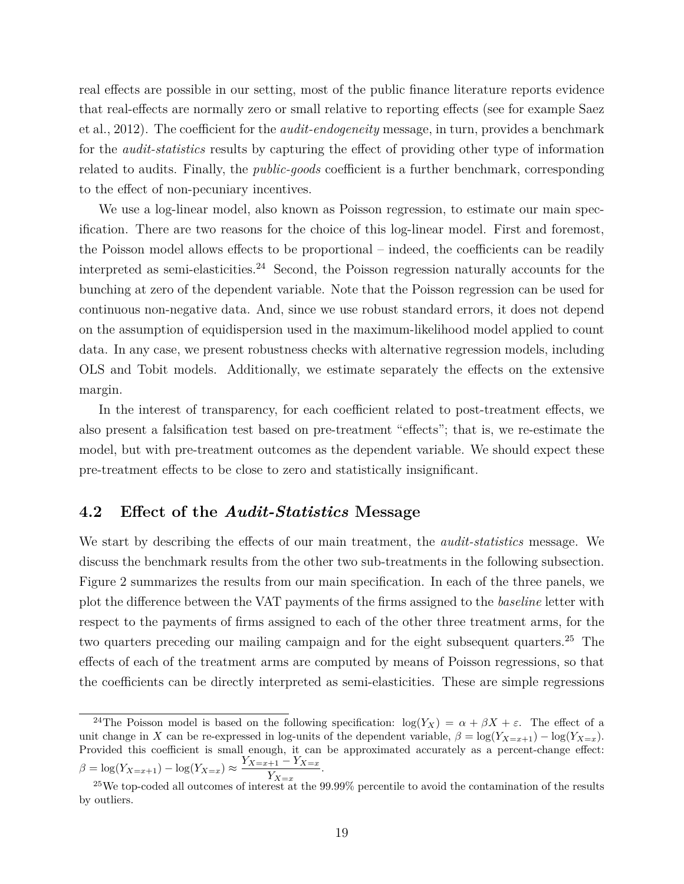real effects are possible in our setting, most of the public finance literature reports evidence that real-effects are normally zero or small relative to reporting effects (see for example Saez et al., 2012). The coefficient for the *audit-endogeneity* message, in turn, provides a benchmark for the *audit-statistics* results by capturing the effect of providing other type of information related to audits. Finally, the *public-goods* coefficient is a further benchmark, corresponding to the effect of non-pecuniary incentives.

We use a log-linear model, also known as Poisson regression, to estimate our main specification. There are two reasons for the choice of this log-linear model. First and foremost, the Poisson model allows effects to be proportional – indeed, the coefficients can be readily interpreted as semi-elasticities.[24] Second, the Poisson regression naturally accounts for the bunching at zero of the dependent variable. Note that the Poisson regression can be used for continuous non-negative data. And, since we use robust standard errors, it does not depend on the assumption of equidispersion used in the maximum-likelihood model applied to count data. In any case, we present robustness checks with alternative regression models, including OLS and Tobit models. Additionally, we estimate separately the effects on the extensive margin.

In the interest of transparency, for each coefficient related to post-treatment effects, we also present a falsification test based on pre-treatment "effects"; that is, we re-estimate the model, but with pre-treatment outcomes as the dependent variable. We should expect these pre-treatment effects to be close to zero and statistically insignificant.

## 4.2 Effect of the *Audit-Statistics* Message

We start by describing the effects of our main treatment, the *audit-statistics* message. We discuss the benchmark results from the other two sub-treatments in the following subsection. Figure 2 summarizes the results from our main specification. In each of the three panels, we plot the difference between the VAT payments of the firms assigned to the *baseline* letter with respect to the payments of firms assigned to each of the other three treatment arms, for the two quarters preceding our mailing campaign and for the eight subsequent quarters.[25] The effects of each of the treatment arms are computed by means of Poisson regressions, so that the coefficients can be directly interpreted as semi-elasticities. These are simple regressions

[24] The Poisson model is based on the following specification: $\log(Y_X) = \alpha + \beta X + \varepsilon$. The effect of a unit change in $X$ can be re-expressed in log-units of the dependent variable, $\beta = \log(Y_{X=x+1}) - \log(Y_{X=x})$. Provided this coefficient is small enough, it can be approximated accurately as a percent-change effect: $\beta = \log(Y_{X=x+1}) - \log(Y_{X=x}) \approx \frac{Y_{X=x+1} - Y_{X=x}}{Y_{X=x}}$.

[25] We top-coded all outcomes of interest at the 99.99% percentile to avoid the contamination of the results by outliers.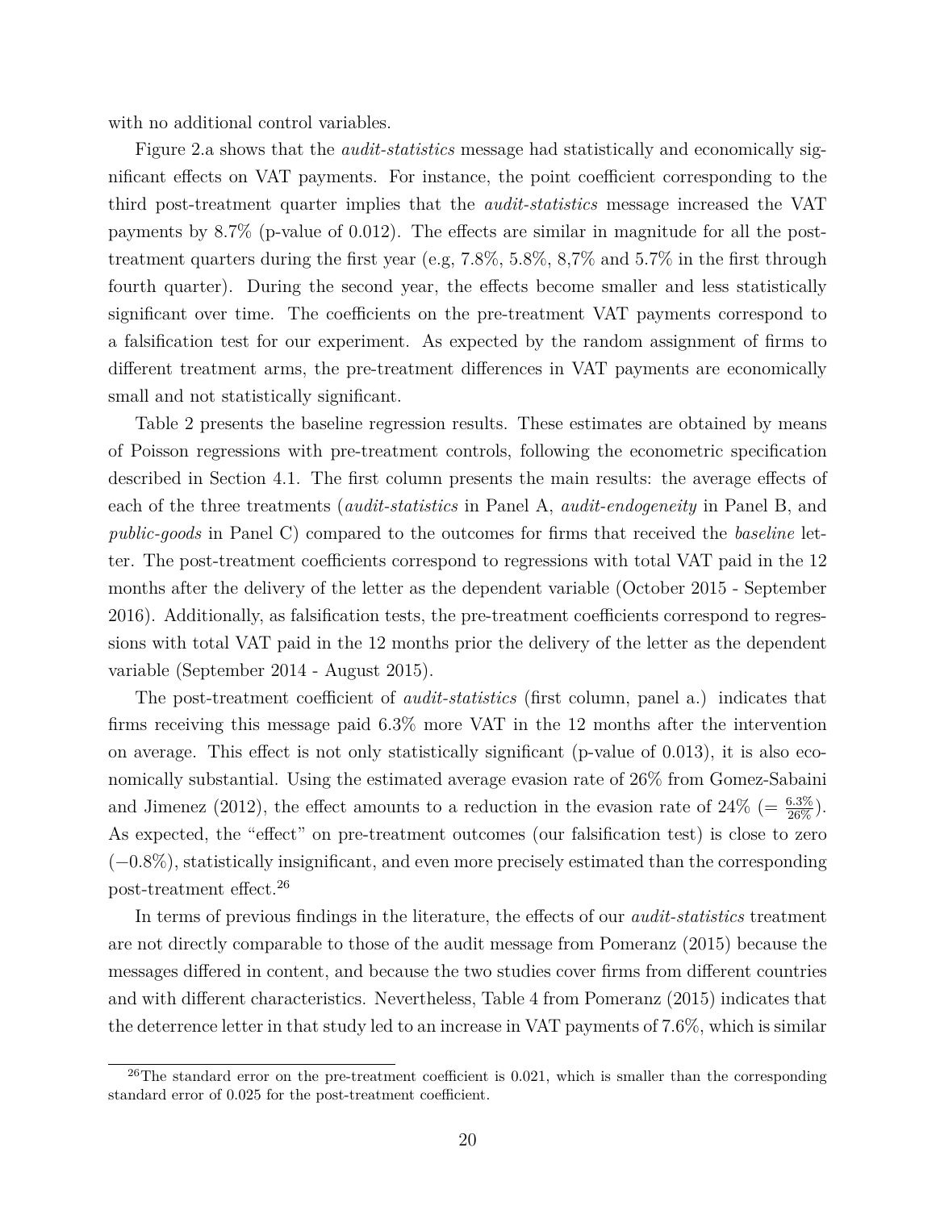with no additional control variables.

Figure 2.a shows that the *audit-statistics* message had statistically and economically significant effects on VAT payments. For instance, the point coefficient corresponding to the third post-treatment quarter implies that the *audit-statistics* message increased the VAT payments by 8.7% (p-value of 0.012). The effects are similar in magnitude for all the post-treatment quarters during the first year (e.g, 7.8%, 5.8%, 8,7% and 5.7% in the first through fourth quarter). During the second year, the effects become smaller and less statistically significant over time. The coefficients on the pre-treatment VAT payments correspond to a falsification test for our experiment. As expected by the random assignment of firms to different treatment arms, the pre-treatment differences in VAT payments are economically small and not statistically significant.

Table 2 presents the baseline regression results. These estimates are obtained by means of Poisson regressions with pre-treatment controls, following the econometric specification described in Section 4.1. The first column presents the main results: the average effects of each of the three treatments (*audit-statistics* in Panel A, *audit-endogeneity* in Panel B, and *public-goods* in Panel C) compared to the outcomes for firms that received the *baseline* letter. The post-treatment coefficients correspond to regressions with total VAT paid in the 12 months after the delivery of the letter as the dependent variable (October 2015 - September 2016). Additionally, as falsification tests, the pre-treatment coefficients correspond to regressions with total VAT paid in the 12 months prior the delivery of the letter as the dependent variable (September 2014 - August 2015).

The post-treatment coefficient of *audit-statistics* (first column, panel a.) indicates that firms receiving this message paid 6.3% more VAT in the 12 months after the intervention on average. This effect is not only statistically significant (p-value of 0.013), it is also economically substantial. Using the estimated average evasion rate of 26% from Gomez-Sabaini and Jimenez (2012), the effect amounts to a reduction in the evasion rate of 24% ($= \frac{6.3\%}{26\%}$). As expected, the "effect" on pre-treatment outcomes (our falsification test) is close to zero ($-0.8\%$), statistically insignificant, and even more precisely estimated than the corresponding post-treatment effect.[26]

In terms of previous findings in the literature, the effects of our *audit-statistics* treatment are not directly comparable to those of the audit message from Pomeranz (2015) because the messages differed in content, and because the two studies cover firms from different countries and with different characteristics. Nevertheless, Table 4 from Pomeranz (2015) indicates that the deterrence letter in that study led to an increase in VAT payments of 7.6%, which is similar

[26] The standard error on the pre-treatment coefficient is 0.021, which is smaller than the corresponding standard error of 0.025 for the post-treatment coefficient.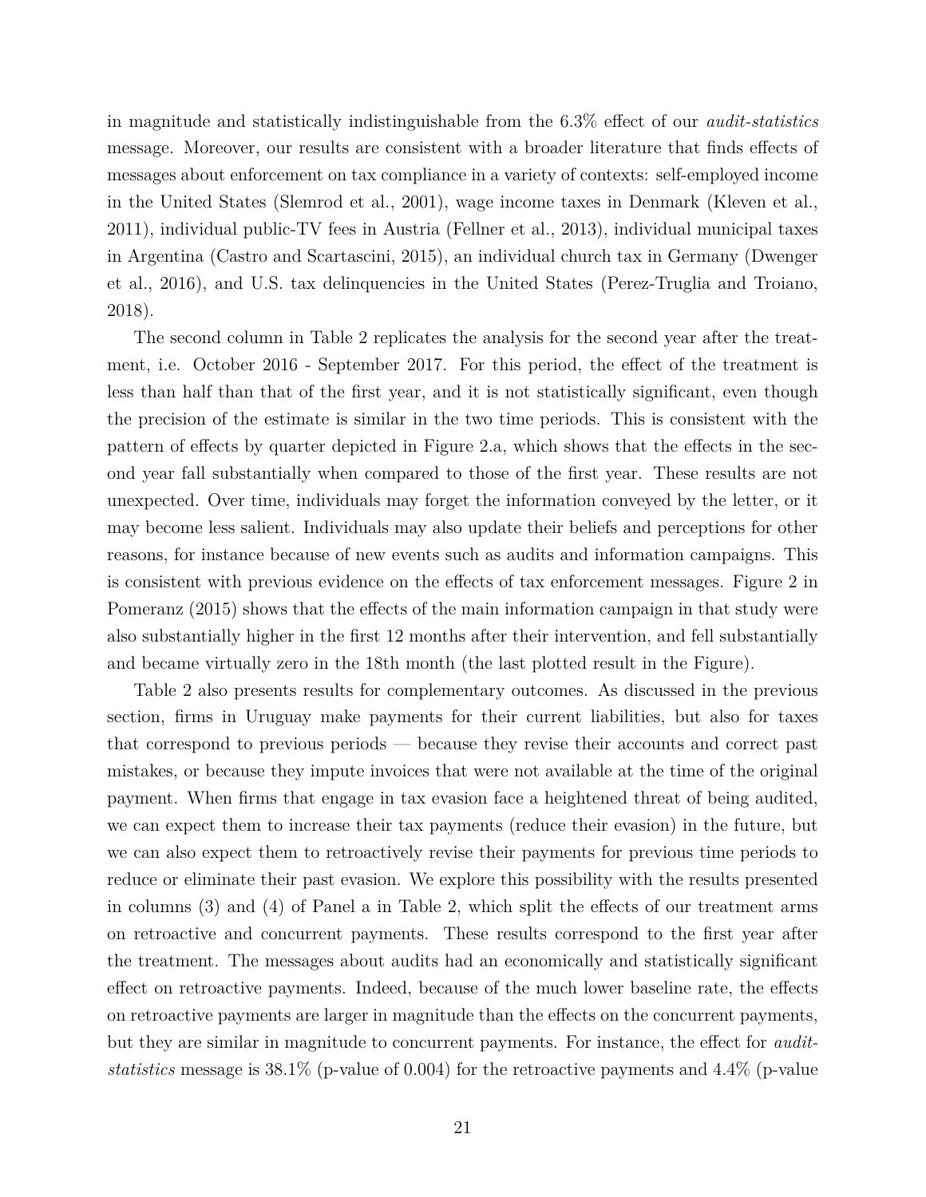in magnitude and statistically indistinguishable from the 6.3% effect of our *audit-statistics* message. Moreover, our results are consistent with a broader literature that finds effects of messages about enforcement on tax compliance in a variety of contexts: self-employed income in the United States (Slemrod et al., 2001), wage income taxes in Denmark (Kleven et al., 2011), individual public-TV fees in Austria (Fellner et al., 2013), individual municipal taxes in Argentina (Castro and Scartascini, 2015), an individual church tax in Germany (Dwenger et al., 2016), and U.S. tax delinquencies in the United States (Perez-Truglia and Troiano, 2018).

The second column in Table 2 replicates the analysis for the second year after the treatment, i.e. October 2016 - September 2017. For this period, the effect of the treatment is less than half than that of the first year, and it is not statistically significant, even though the precision of the estimate is similar in the two time periods. This is consistent with the pattern of effects by quarter depicted in Figure 2.a, which shows that the effects in the second year fall substantially when compared to those of the first year. These results are not unexpected. Over time, individuals may forget the information conveyed by the letter, or it may become less salient. Individuals may also update their beliefs and perceptions for other reasons, for instance because of new events such as audits and information campaigns. This is consistent with previous evidence on the effects of tax enforcement messages. Figure 2 in Pomeranz (2015) shows that the effects of the main information campaign in that study were also substantially higher in the first 12 months after their intervention, and fell substantially and became virtually zero in the 18th month (the last plotted result in the Figure).

Table 2 also presents results for complementary outcomes. As discussed in the previous section, firms in Uruguay make payments for their current liabilities, but also for taxes that correspond to previous periods — because they revise their accounts and correct past mistakes, or because they impute invoices that were not available at the time of the original payment. When firms that engage in tax evasion face a heightened threat of being audited, we can expect them to increase their tax payments (reduce their evasion) in the future, but we can also expect them to retroactively revise their payments for previous time periods to reduce or eliminate their past evasion. We explore this possibility with the results presented in columns (3) and (4) of Panel a in Table 2, which split the effects of our treatment arms on retroactive and concurrent payments. These results correspond to the first year after the treatment. The messages about audits had an economically and statistically significant effect on retroactive payments. Indeed, because of the much lower baseline rate, the effects on retroactive payments are larger in magnitude than the effects on the concurrent payments, but they are similar in magnitude to concurrent payments. For instance, the effect for *audit-statistics* message is 38.1% (p-value of 0.004) for the retroactive payments and 4.4% (p-value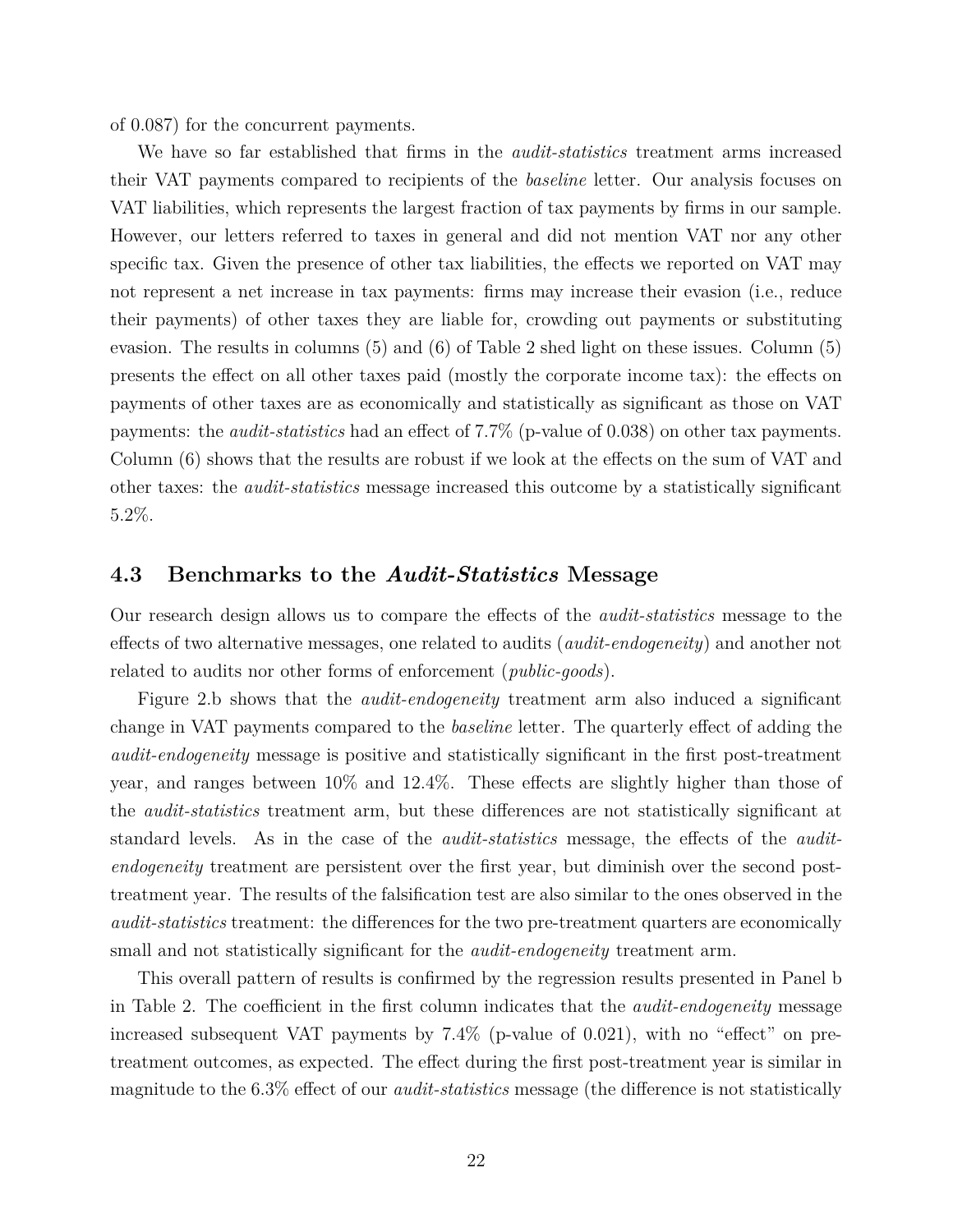of 0.087) for the concurrent payments.

We have so far established that firms in the *audit-statistics* treatment arms increased their VAT payments compared to recipients of the *baseline* letter. Our analysis focuses on VAT liabilities, which represents the largest fraction of tax payments by firms in our sample. However, our letters referred to taxes in general and did not mention VAT nor any other specific tax. Given the presence of other tax liabilities, the effects we reported on VAT may not represent a net increase in tax payments: firms may increase their evasion (i.e., reduce their payments) of other taxes they are liable for, crowding out payments or substituting evasion. The results in columns (5) and (6) of Table 2 shed light on these issues. Column (5) presents the effect on all other taxes paid (mostly the corporate income tax): the effects on payments of other taxes are as economically and statistically as significant as those on VAT payments: the *audit-statistics* had an effect of 7.7% (p-value of 0.038) on other tax payments. Column (6) shows that the results are robust if we look at the effects on the sum of VAT and other taxes: the *audit-statistics* message increased this outcome by a statistically significant 5.2%.

## 4.3 Benchmarks to the *Audit-Statistics* Message

Our research design allows us to compare the effects of the *audit-statistics* message to the effects of two alternative messages, one related to audits (*audit-endogeneity*) and another not related to audits nor other forms of enforcement (*public-goods*).

Figure 2.b shows that the *audit-endogeneity* treatment arm also induced a significant change in VAT payments compared to the *baseline* letter. The quarterly effect of adding the *audit-endogeneity* message is positive and statistically significant in the first post-treatment year, and ranges between 10% and 12.4%. These effects are slightly higher than those of the *audit-statistics* treatment arm, but these differences are not statistically significant at standard levels. As in the case of the *audit-statistics* message, the effects of the *audit-endogeneity* treatment are persistent over the first year, but diminish over the second post-treatment year. The results of the falsification test are also similar to the ones observed in the *audit-statistics* treatment: the differences for the two pre-treatment quarters are economically small and not statistically significant for the *audit-endogeneity* treatment arm.

This overall pattern of results is confirmed by the regression results presented in Panel b in Table 2. The coefficient in the first column indicates that the *audit-endogeneity* message increased subsequent VAT payments by 7.4% (p-value of 0.021), with no "effect" on pre-treatment outcomes, as expected. The effect during the first post-treatment year is similar in magnitude to the 6.3% effect of our *audit-statistics* message (the difference is not statistically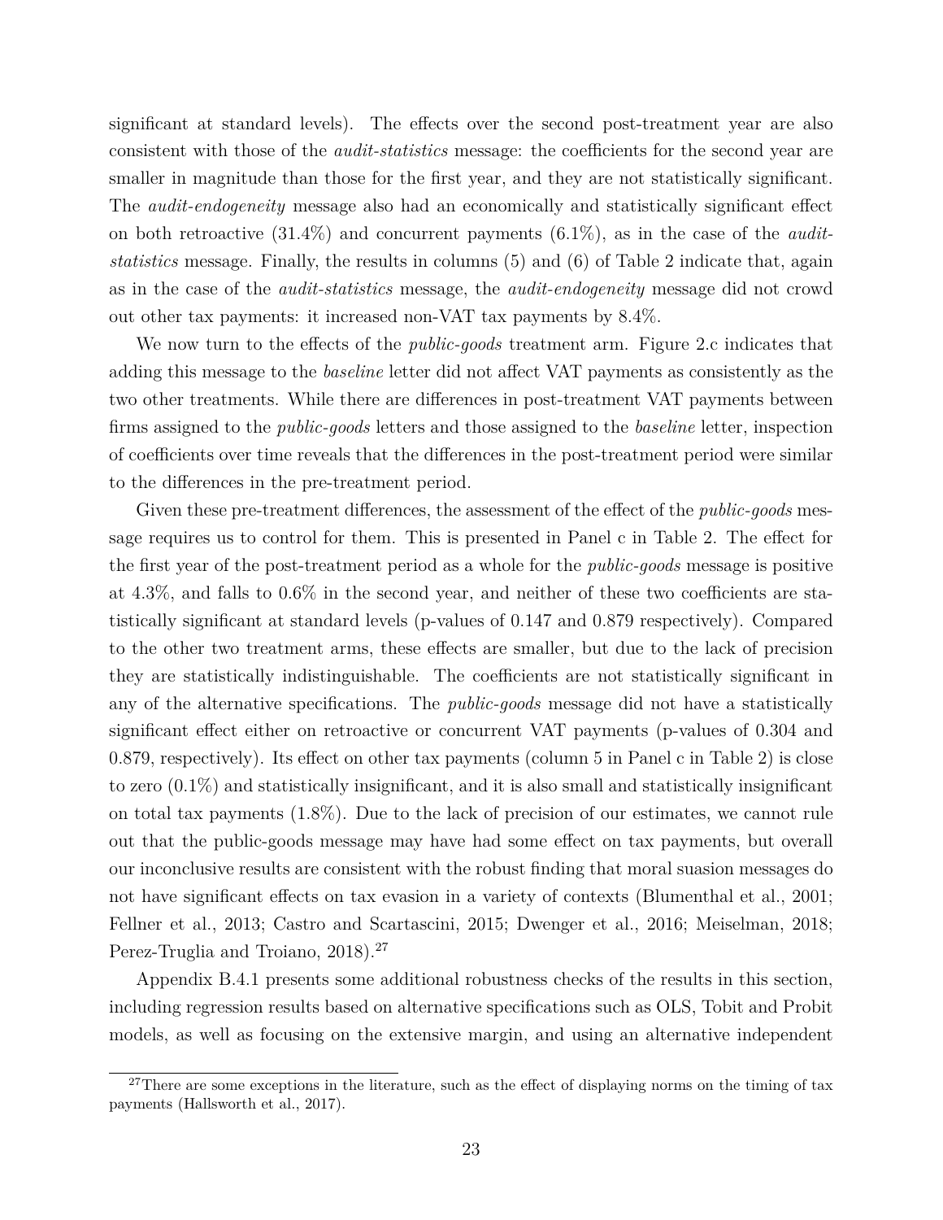significant at standard levels). The effects over the second post-treatment year are also consistent with those of the *audit-statistics* message: the coefficients for the second year are smaller in magnitude than those for the first year, and they are not statistically significant. The *audit-endogeneity* message also had an economically and statistically significant effect on both retroactive (31.4%) and concurrent payments (6.1%), as in the case of the *audit-statistics* message. Finally, the results in columns (5) and (6) of Table 2 indicate that, again as in the case of the *audit-statistics* message, the *audit-endogeneity* message did not crowd out other tax payments: it increased non-VAT tax payments by 8.4%.

We now turn to the effects of the *public-goods* treatment arm. Figure 2.c indicates that adding this message to the *baseline* letter did not affect VAT payments as consistently as the two other treatments. While there are differences in post-treatment VAT payments between firms assigned to the *public-goods* letters and those assigned to the *baseline* letter, inspection of coefficients over time reveals that the differences in the post-treatment period were similar to the differences in the pre-treatment period.

Given these pre-treatment differences, the assessment of the effect of the *public-goods* message requires us to control for them. This is presented in Panel c in Table 2. The effect for the first year of the post-treatment period as a whole for the *public-goods* message is positive at 4.3%, and falls to 0.6% in the second year, and neither of these two coefficients are statistically significant at standard levels (p-values of 0.147 and 0.879 respectively). Compared to the other two treatment arms, these effects are smaller, but due to the lack of precision they are statistically indistinguishable. The coefficients are not statistically significant in any of the alternative specifications. The *public-goods* message did not have a statistically significant effect either on retroactive or concurrent VAT payments (p-values of 0.304 and 0.879, respectively). Its effect on other tax payments (column 5 in Panel c in Table 2) is close to zero (0.1%) and statistically insignificant, and it is also small and statistically insignificant on total tax payments (1.8%). Due to the lack of precision of our estimates, we cannot rule out that the public-goods message may have had some effect on tax payments, but overall our inconclusive results are consistent with the robust finding that moral suasion messages do not have significant effects on tax evasion in a variety of contexts (Blumenthal et al., 2001; Fellner et al., 2013; Castro and Scartascini, 2015; Dwenger et al., 2016; Meiselman, 2018; Perez-Truglia and Troiano, 2018).[27]

Appendix B.4.1 presents some additional robustness checks of the results in this section, including regression results based on alternative specifications such as OLS, Tobit and Probit models, as well as focusing on the extensive margin, and using an alternative independent

[27]There are some exceptions in the literature, such as the effect of displaying norms on the timing of tax payments (Hallsworth et al., 2017).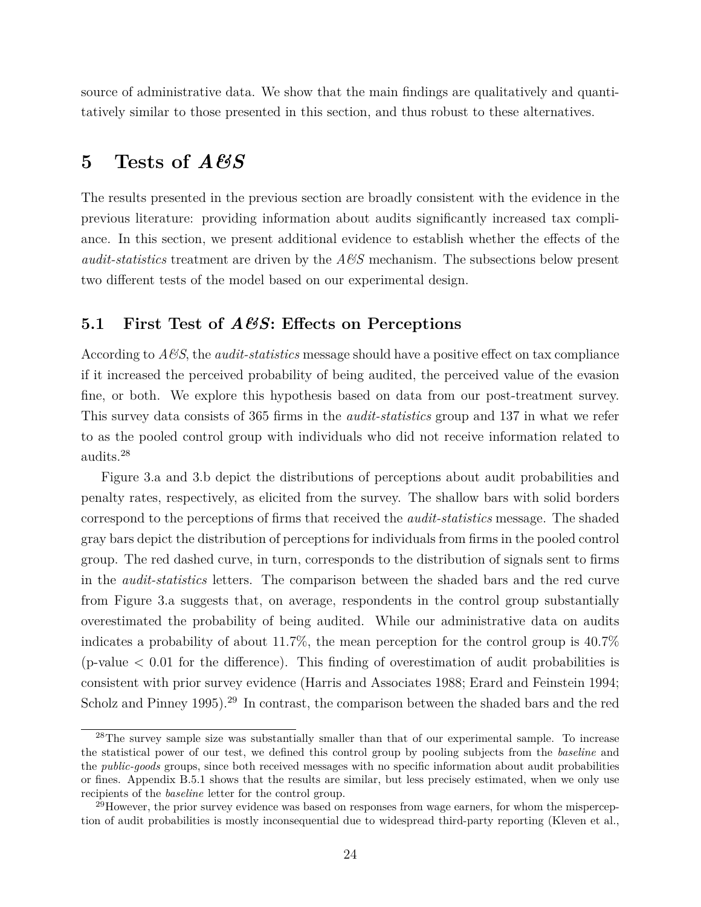source of administrative data. We show that the main findings are qualitatively and quantitatively similar to those presented in this section, and thus robust to these alternatives.

# 5 Tests of *A&S*

The results presented in the previous section are broadly consistent with the evidence in the previous literature: providing information about audits significantly increased tax compliance. In this section, we present additional evidence to establish whether the effects of the *audit-statistics* treatment are driven by the *A&S* mechanism. The subsections below present two different tests of the model based on our experimental design.

## 5.1 First Test of *A&S*: Effects on Perceptions

According to *A&S*, the *audit-statistics* message should have a positive effect on tax compliance if it increased the perceived probability of being audited, the perceived value of the evasion fine, or both. We explore this hypothesis based on data from our post-treatment survey. This survey data consists of 365 firms in the *audit-statistics* group and 137 in what we refer to as the pooled control group with individuals who did not receive information related to audits.[28]

Figure 3.a and 3.b depict the distributions of perceptions about audit probabilities and penalty rates, respectively, as elicited from the survey. The shallow bars with solid borders correspond to the perceptions of firms that received the *audit-statistics* message. The shaded gray bars depict the distribution of perceptions for individuals from firms in the pooled control group. The red dashed curve, in turn, corresponds to the distribution of signals sent to firms in the *audit-statistics* letters. The comparison between the shaded bars and the red curve from Figure 3.a suggests that, on average, respondents in the control group substantially overestimated the probability of being audited. While our administrative data on audits indicates a probability of about 11.7%, the mean perception for the control group is 40.7% (p-value < 0.01 for the difference). This finding of overestimation of audit probabilities is consistent with prior survey evidence (Harris and Associates 1988; Erard and Feinstein 1994; Scholz and Pinney 1995).[29] In contrast, the comparison between the shaded bars and the red

[28] The survey sample size was substantially smaller than that of our experimental sample. To increase the statistical power of our test, we defined this control group by pooling subjects from the *baseline* and the *public-goods* groups, since both received messages with no specific information about audit probabilities or fines. Appendix B.5.1 shows that the results are similar, but less precisely estimated, when we only use recipients of the *baseline* letter for the control group.

[29] However, the prior survey evidence was based on responses from wage earners, for whom the misperception of audit probabilities is mostly inconsequential due to widespread third-party reporting (Kleven et al.,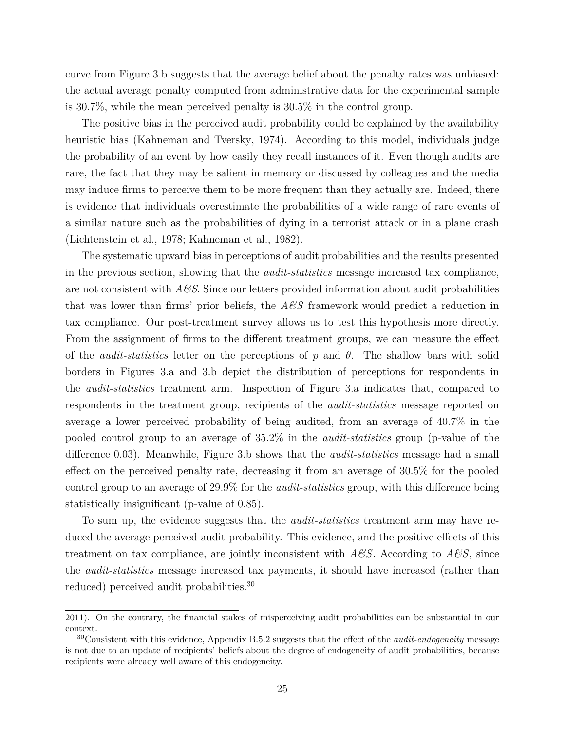curve from Figure 3.b suggests that the average belief about the penalty rates was unbiased: the actual average penalty computed from administrative data for the experimental sample is 30.7%, while the mean perceived penalty is 30.5% in the control group.

The positive bias in the perceived audit probability could be explained by the availability heuristic bias (Kahneman and Tversky, 1974). According to this model, individuals judge the probability of an event by how easily they recall instances of it. Even though audits are rare, the fact that they may be salient in memory or discussed by colleagues and the media may induce firms to perceive them to be more frequent than they actually are. Indeed, there is evidence that individuals overestimate the probabilities of a wide range of rare events of a similar nature such as the probabilities of dying in a terrorist attack or in a plane crash (Lichtenstein et al., 1978; Kahneman et al., 1982).

The systematic upward bias in perceptions of audit probabilities and the results presented in the previous section, showing that the *audit-statistics* message increased tax compliance, are not consistent with *A&S*. Since our letters provided information about audit probabilities that was lower than firms' prior beliefs, the *A&S* framework would predict a reduction in tax compliance. Our post-treatment survey allows us to test this hypothesis more directly. From the assignment of firms to the different treatment groups, we can measure the effect of the *audit-statistics* letter on the perceptions of $p$ and $\theta$. The shallow bars with solid borders in Figures 3.a and 3.b depict the distribution of perceptions for respondents in the *audit-statistics* treatment arm. Inspection of Figure 3.a indicates that, compared to respondents in the treatment group, recipients of the *audit-statistics* message reported on average a lower perceived probability of being audited, from an average of 40.7% in the pooled control group to an average of 35.2% in the *audit-statistics* group (p-value of the difference 0.03). Meanwhile, Figure 3.b shows that the *audit-statistics* message had a small effect on the perceived penalty rate, decreasing it from an average of 30.5% for the pooled control group to an average of 29.9% for the *audit-statistics* group, with this difference being statistically insignificant (p-value of 0.85).

To sum up, the evidence suggests that the *audit-statistics* treatment arm may have reduced the average perceived audit probability. This evidence, and the positive effects of this treatment on tax compliance, are jointly inconsistent with *A&S*. According to *A&S*, since the *audit-statistics* message increased tax payments, it should have increased (rather than reduced) perceived audit probabilities.[30]

2011). On the contrary, the financial stakes of misperceiving audit probabilities can be substantial in our context.

[30]Consistent with this evidence, Appendix B.5.2 suggests that the effect of the *audit-endogeneity* message is not due to an update of recipients' beliefs about the degree of endogeneity of audit probabilities, because recipients were already well aware of this endogeneity.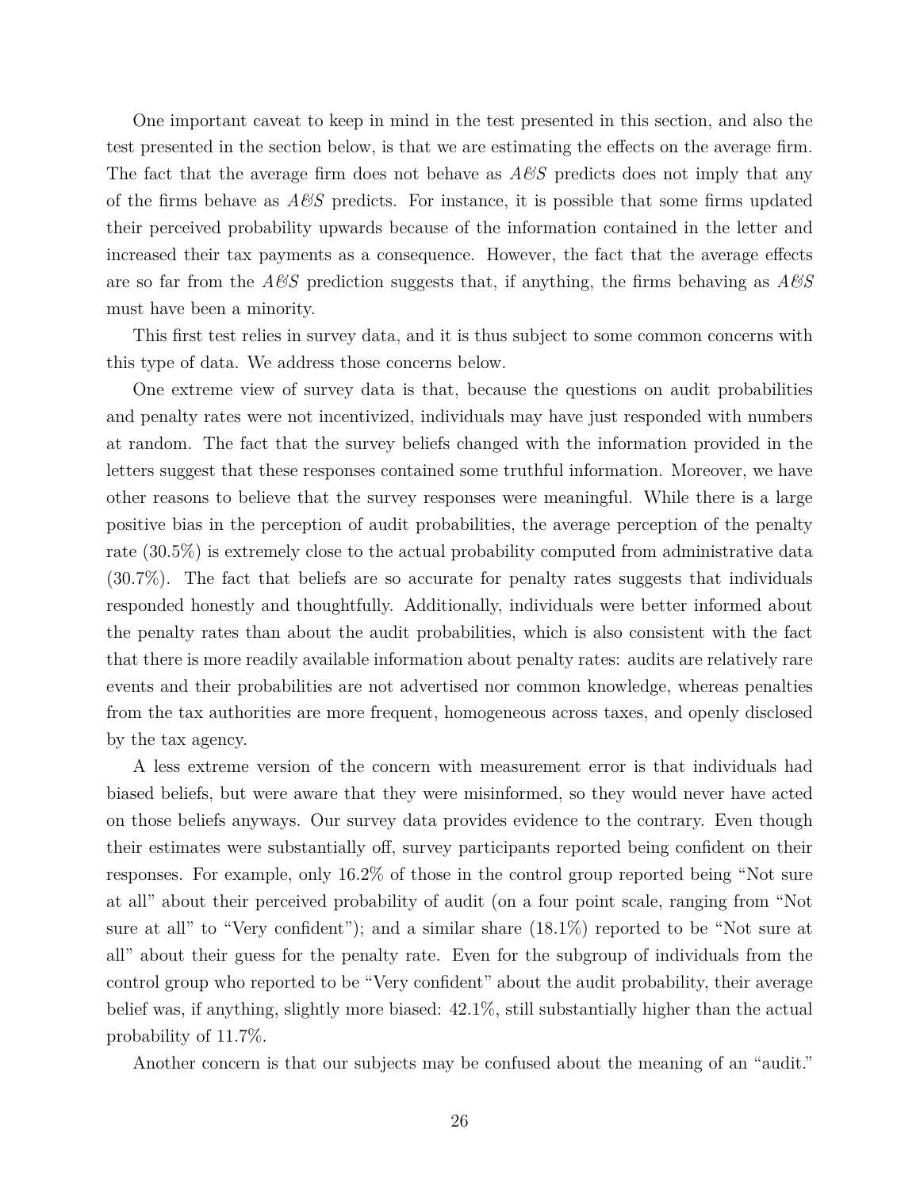One important caveat to keep in mind in the test presented in this section, and also the test presented in the section below, is that we are estimating the effects on the average firm. The fact that the average firm does not behave as *A&S* predicts does not imply that any of the firms behave as *A&S* predicts. For instance, it is possible that some firms updated their perceived probability upwards because of the information contained in the letter and increased their tax payments as a consequence. However, the fact that the average effects are so far from the *A&S* prediction suggests that, if anything, the firms behaving as *A&S* must have been a minority.

This first test relies in survey data, and it is thus subject to some common concerns with this type of data. We address those concerns below.

One extreme view of survey data is that, because the questions on audit probabilities and penalty rates were not incentivized, individuals may have just responded with numbers at random. The fact that the survey beliefs changed with the information provided in the letters suggest that these responses contained some truthful information. Moreover, we have other reasons to believe that the survey responses were meaningful. While there is a large positive bias in the perception of audit probabilities, the average perception of the penalty rate (30.5%) is extremely close to the actual probability computed from administrative data (30.7%). The fact that beliefs are so accurate for penalty rates suggests that individuals responded honestly and thoughtfully. Additionally, individuals were better informed about the penalty rates than about the audit probabilities, which is also consistent with the fact that there is more readily available information about penalty rates: audits are relatively rare events and their probabilities are not advertised nor common knowledge, whereas penalties from the tax authorities are more frequent, homogeneous across taxes, and openly disclosed by the tax agency.

A less extreme version of the concern with measurement error is that individuals had biased beliefs, but were aware that they were misinformed, so they would never have acted on those beliefs anyways. Our survey data provides evidence to the contrary. Even though their estimates were substantially off, survey participants reported being confident on their responses. For example, only 16.2% of those in the control group reported being "Not sure at all" about their perceived probability of audit (on a four point scale, ranging from "Not sure at all" to "Very confident"); and a similar share (18.1%) reported to be "Not sure at all" about their guess for the penalty rate. Even for the subgroup of individuals from the control group who reported to be "Very confident" about the audit probability, their average belief was, if anything, slightly more biased: 42.1%, still substantially higher than the actual probability of 11.7%.

Another concern is that our subjects may be confused about the meaning of an "audit."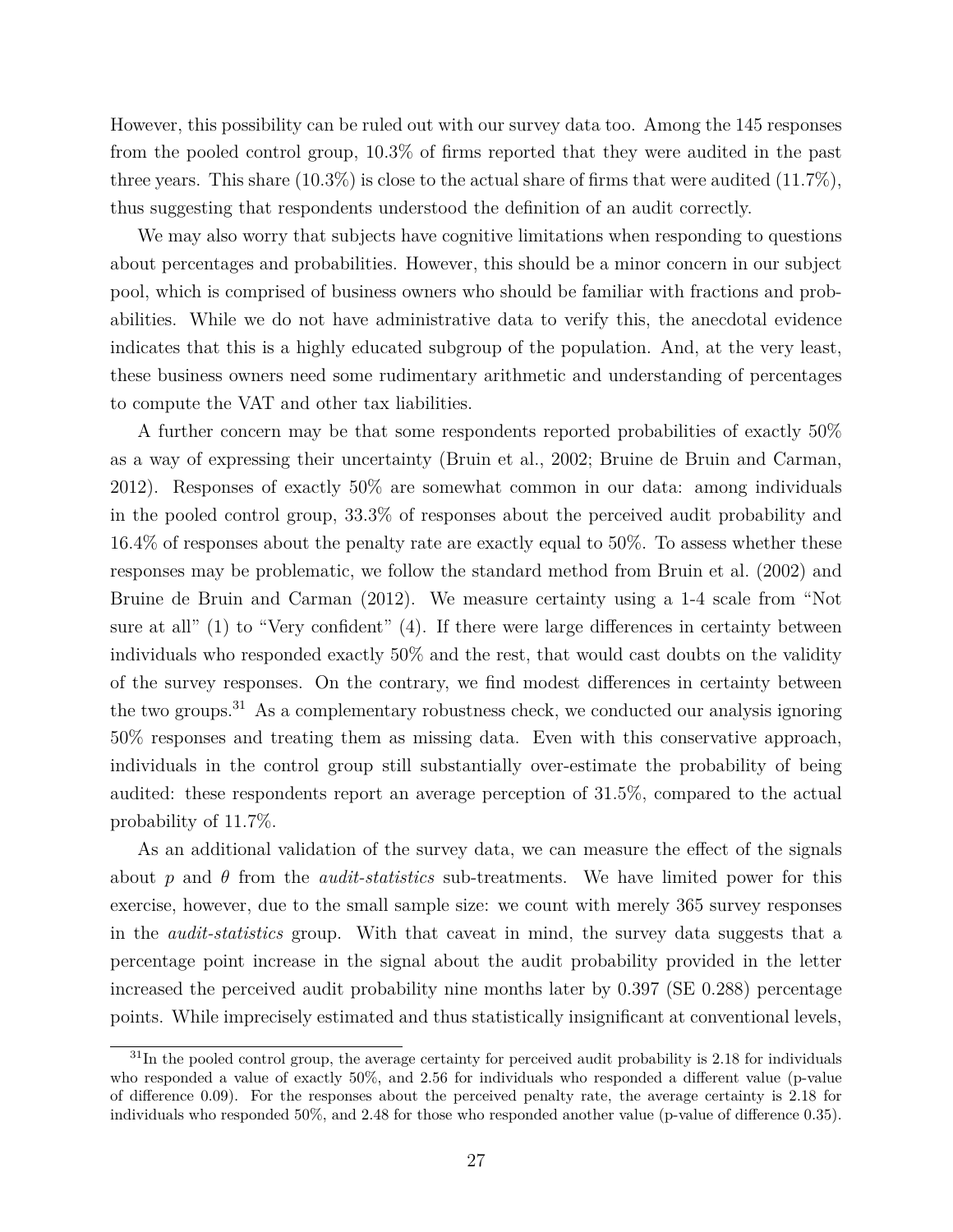However, this possibility can be ruled out with our survey data too. Among the 145 responses from the pooled control group, 10.3% of firms reported that they were audited in the past three years. This share (10.3%) is close to the actual share of firms that were audited (11.7%), thus suggesting that respondents understood the definition of an audit correctly.

We may also worry that subjects have cognitive limitations when responding to questions about percentages and probabilities. However, this should be a minor concern in our subject pool, which is comprised of business owners who should be familiar with fractions and probabilities. While we do not have administrative data to verify this, the anecdotal evidence indicates that this is a highly educated subgroup of the population. And, at the very least, these business owners need some rudimentary arithmetic and understanding of percentages to compute the VAT and other tax liabilities.

A further concern may be that some respondents reported probabilities of exactly 50% as a way of expressing their uncertainty (Bruin et al., 2002; Bruine de Bruin and Carman, 2012). Responses of exactly 50% are somewhat common in our data: among individuals in the pooled control group, 33.3% of responses about the perceived audit probability and 16.4% of responses about the penalty rate are exactly equal to 50%. To assess whether these responses may be problematic, we follow the standard method from Bruin et al. (2002) and Bruine de Bruin and Carman (2012). We measure certainty using a 1-4 scale from "Not sure at all" (1) to "Very confident" (4). If there were large differences in certainty between individuals who responded exactly 50% and the rest, that would cast doubts on the validity of the survey responses. On the contrary, we find modest differences in certainty between the two groups.[31] As a complementary robustness check, we conducted our analysis ignoring 50% responses and treating them as missing data. Even with this conservative approach, individuals in the control group still substantially over-estimate the probability of being audited: these respondents report an average perception of 31.5%, compared to the actual probability of 11.7%.

As an additional validation of the survey data, we can measure the effect of the signals about $p$ and $\theta$ from the *audit-statistics* sub-treatments. We have limited power for this exercise, however, due to the small sample size: we count with merely 365 survey responses in the *audit-statistics* group. With that caveat in mind, the survey data suggests that a percentage point increase in the signal about the audit probability provided in the letter increased the perceived audit probability nine months later by 0.397 (SE 0.288) percentage points. While imprecisely estimated and thus statistically insignificant at conventional levels,

[31] In the pooled control group, the average certainty for perceived audit probability is 2.18 for individuals who responded a value of exactly 50%, and 2.56 for individuals who responded a different value (p-value of difference 0.09). For the responses about the perceived penalty rate, the average certainty is 2.18 for individuals who responded 50%, and 2.48 for those who responded another value (p-value of difference 0.35).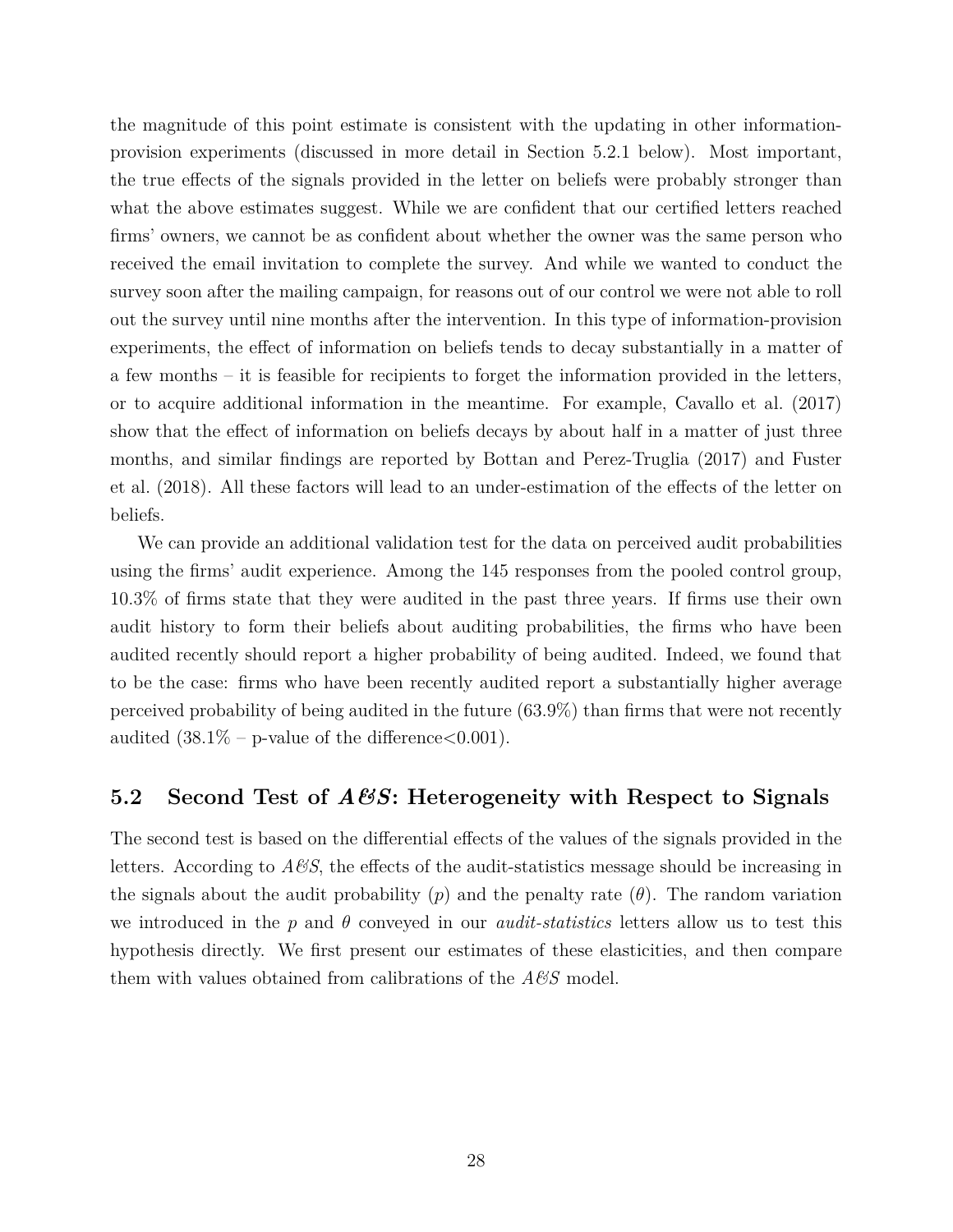the magnitude of this point estimate is consistent with the updating in other information-provision experiments (discussed in more detail in Section 5.2.1 below). Most important, the true effects of the signals provided in the letter on beliefs were probably stronger than what the above estimates suggest. While we are confident that our certified letters reached firms' owners, we cannot be as confident about whether the owner was the same person who received the email invitation to complete the survey. And while we wanted to conduct the survey soon after the mailing campaign, for reasons out of our control we were not able to roll out the survey until nine months after the intervention. In this type of information-provision experiments, the effect of information on beliefs tends to decay substantially in a matter of a few months – it is feasible for recipients to forget the information provided in the letters, or to acquire additional information in the meantime. For example, Cavallo et al. (2017) show that the effect of information on beliefs decays by about half in a matter of just three months, and similar findings are reported by Bottan and Perez-Truglia (2017) and Fuster et al. (2018). All these factors will lead to an under-estimation of the effects of the letter on beliefs.

We can provide an additional validation test for the data on perceived audit probabilities using the firms' audit experience. Among the 145 responses from the pooled control group, 10.3% of firms state that they were audited in the past three years. If firms use their own audit history to form their beliefs about auditing probabilities, the firms who have been audited recently should report a higher probability of being audited. Indeed, we found that to be the case: firms who have been recently audited report a substantially higher average perceived probability of being audited in the future (63.9%) than firms that were not recently audited (38.1% – p-value of the difference$<$0.001).

## 5.2 Second Test of *A&S*: Heterogeneity with Respect to Signals

The second test is based on the differential effects of the values of the signals provided in the letters. According to *A&S*, the effects of the audit-statistics message should be increasing in the signals about the audit probability ($p$) and the penalty rate ($\theta$). The random variation we introduced in the $p$ and $\theta$ conveyed in our *audit-statistics* letters allow us to test this hypothesis directly. We first present our estimates of these elasticities, and then compare them with values obtained from calibrations of the *A&S* model.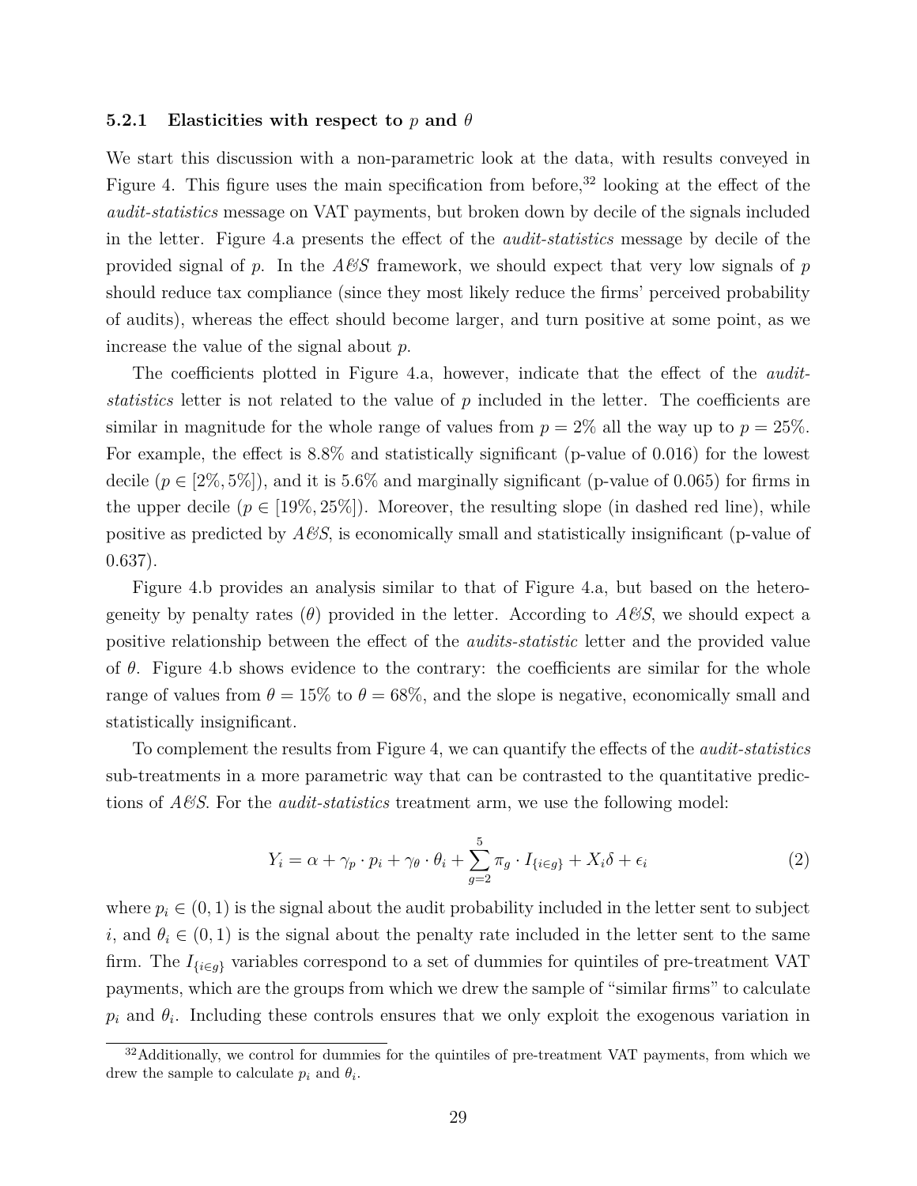#### 5.2.1 Elasticities with respect to $p$ and $\theta$

We start this discussion with a non-parametric look at the data, with results conveyed in Figure 4. This figure uses the main specification from before,[32] looking at the effect of the *audit-statistics* message on VAT payments, but broken down by decile of the signals included in the letter. Figure 4.a presents the effect of the *audit-statistics* message by decile of the provided signal of $p$. In the *A&S* framework, we should expect that very low signals of $p$ should reduce tax compliance (since they most likely reduce the firms' perceived probability of audits), whereas the effect should become larger, and turn positive at some point, as we increase the value of the signal about $p$.

The coefficients plotted in Figure 4.a, however, indicate that the effect of the *audit-statistics* letter is not related to the value of $p$ included in the letter. The coefficients are similar in magnitude for the whole range of values from $p = 2\%$ all the way up to $p = 25\%$. For example, the effect is 8.8% and statistically significant (p-value of 0.016) for the lowest decile ($p \in [2\%, 5\%]$), and it is 5.6% and marginally significant (p-value of 0.065) for firms in the upper decile ($p \in [19\%, 25\%]$). Moreover, the resulting slope (in dashed red line), while positive as predicted by *A&S*, is economically small and statistically insignificant (p-value of 0.637).

Figure 4.b provides an analysis similar to that of Figure 4.a, but based on the heterogeneity by penalty rates ($\theta$) provided in the letter. According to *A&S*, we should expect a positive relationship between the effect of the *audits-statistic* letter and the provided value of $\theta$. Figure 4.b shows evidence to the contrary: the coefficients are similar for the whole range of values from $\theta = 15\%$ to $\theta = 68\%$, and the slope is negative, economically small and statistically insignificant.

To complement the results from Figure 4, we can quantify the effects of the *audit-statistics* sub-treatments in a more parametric way that can be contrasted to the quantitative predictions of *A&S*. For the *audit-statistics* treatment arm, we use the following model:

$$Y_i = \alpha + \gamma_p \cdot p_i + \gamma_\theta \cdot \theta_i + \sum_{g=2}^{5} \pi_g \cdot I_{\{i \in g\}} + X_i \delta + \epsilon_i \tag{2}$$

where $p_i \in (0, 1)$ is the signal about the audit probability included in the letter sent to subject $i$, and $\theta_i \in (0, 1)$ is the signal about the penalty rate included in the letter sent to the same firm. The $I_{\{i \in g\}}$ variables correspond to a set of dummies for quintiles of pre-treatment VAT payments, which are the groups from which we drew the sample of "similar firms" to calculate $p_i$ and $\theta_i$. Including these controls ensures that we only exploit the exogenous variation in

[32] Additionally, we control for dummies for the quintiles of pre-treatment VAT payments, from which we drew the sample to calculate $p_i$ and $\theta_i$.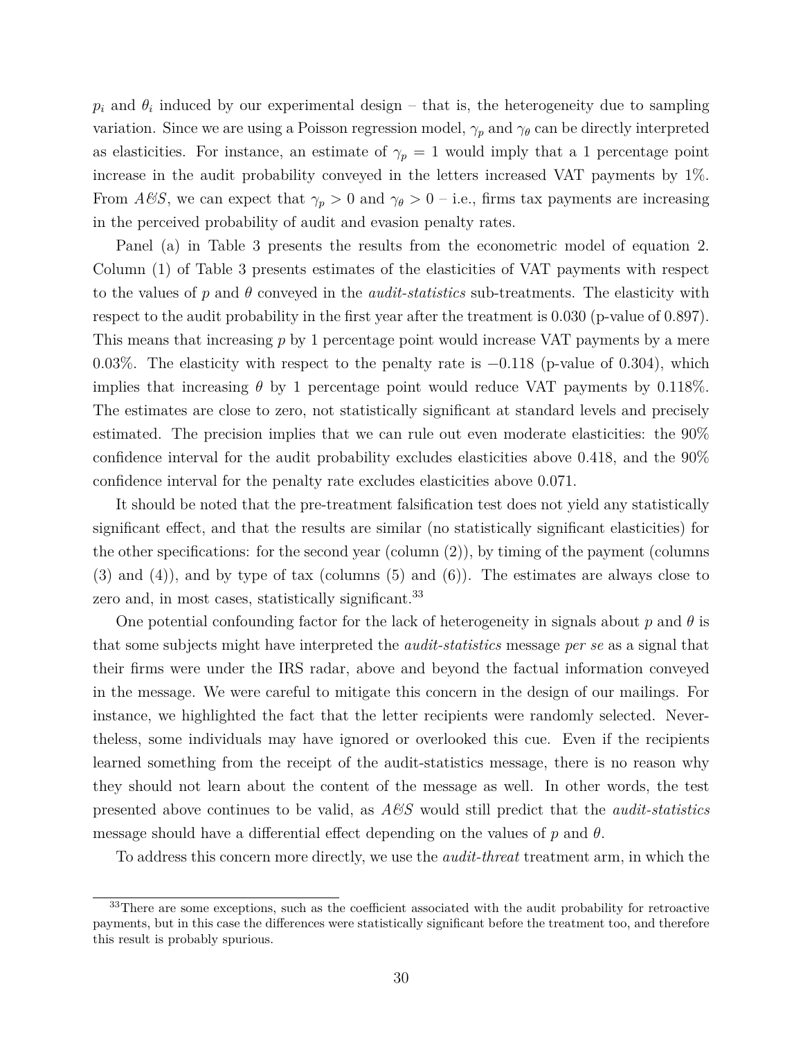$p_i$ and $\theta_i$ induced by our experimental design – that is, the heterogeneity due to sampling variation. Since we are using a Poisson regression model, $\gamma_p$ and $\gamma_\theta$ can be directly interpreted as elasticities. For instance, an estimate of $\gamma_p = 1$ would imply that a 1 percentage point increase in the audit probability conveyed in the letters increased VAT payments by 1%. From *A&S*, we can expect that $\gamma_p > 0$ and $\gamma_\theta > 0$ – i.e., firms tax payments are increasing in the perceived probability of audit and evasion penalty rates.

Panel (a) in Table 3 presents the results from the econometric model of equation 2. Column (1) of Table 3 presents estimates of the elasticities of VAT payments with respect to the values of $p$ and $\theta$ conveyed in the *audit-statistics* sub-treatments. The elasticity with respect to the audit probability in the first year after the treatment is 0.030 (p-value of 0.897). This means that increasing $p$ by 1 percentage point would increase VAT payments by a mere 0.03%. The elasticity with respect to the penalty rate is $-0.118$ (p-value of 0.304), which implies that increasing $\theta$ by 1 percentage point would reduce VAT payments by 0.118%. The estimates are close to zero, not statistically significant at standard levels and precisely estimated. The precision implies that we can rule out even moderate elasticities: the 90% confidence interval for the audit probability excludes elasticities above 0.418, and the 90% confidence interval for the penalty rate excludes elasticities above 0.071.

It should be noted that the pre-treatment falsification test does not yield any statistically significant effect, and that the results are similar (no statistically significant elasticities) for the other specifications: for the second year (column (2)), by timing of the payment (columns (3) and (4)), and by type of tax (columns (5) and (6)). The estimates are always close to zero and, in most cases, statistically significant.[33]

One potential confounding factor for the lack of heterogeneity in signals about $p$ and $\theta$ is that some subjects might have interpreted the *audit-statistics* message *per se* as a signal that their firms were under the IRS radar, above and beyond the factual information conveyed in the message. We were careful to mitigate this concern in the design of our mailings. For instance, we highlighted the fact that the letter recipients were randomly selected. Nevertheless, some individuals may have ignored or overlooked this cue. Even if the recipients learned something from the receipt of the audit-statistics message, there is no reason why they should not learn about the content of the message as well. In other words, the test presented above continues to be valid, as *A&S* would still predict that the *audit-statistics* message should have a differential effect depending on the values of $p$ and $\theta$.

To address this concern more directly, we use the *audit-threat* treatment arm, in which the

[33]There are some exceptions, such as the coefficient associated with the audit probability for retroactive payments, but in this case the differences were statistically significant before the treatment too, and therefore this result is probably spurious.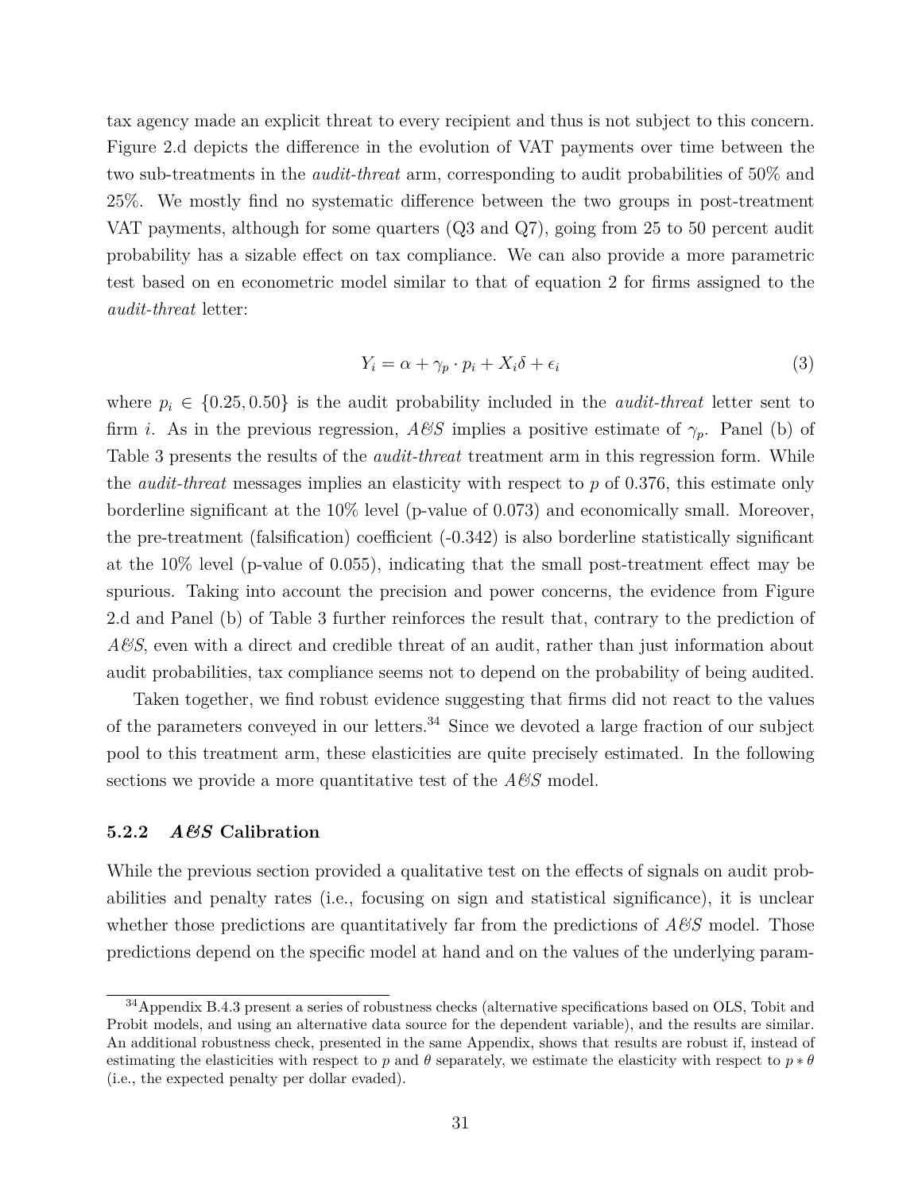tax agency made an explicit threat to every recipient and thus is not subject to this concern. Figure 2.d depicts the difference in the evolution of VAT payments over time between the two sub-treatments in the *audit-threat* arm, corresponding to audit probabilities of 50% and 25%. We mostly find no systematic difference between the two groups in post-treatment VAT payments, although for some quarters (Q3 and Q7), going from 25 to 50 percent audit probability has a sizable effect on tax compliance. We can also provide a more parametric test based on en econometric model similar to that of equation 2 for firms assigned to the *audit-threat* letter:

$$Y_i = \alpha + \gamma_p \cdot p_i + X_i \delta + \epsilon_i \tag{3}$$

where $p_i \in \{0.25, 0.50\}$ is the audit probability included in the *audit-threat* letter sent to firm $i$. As in the previous regression, *A&S* implies a positive estimate of $\gamma_p$. Panel (b) of Table 3 presents the results of the *audit-threat* treatment arm in this regression form. While the *audit-threat* messages implies an elasticity with respect to $p$ of 0.376, this estimate only borderline significant at the 10% level (p-value of 0.073) and economically small. Moreover, the pre-treatment (falsification) coefficient (-0.342) is also borderline statistically significant at the 10% level (p-value of 0.055), indicating that the small post-treatment effect may be spurious. Taking into account the precision and power concerns, the evidence from Figure 2.d and Panel (b) of Table 3 further reinforces the result that, contrary to the prediction of *A&S*, even with a direct and credible threat of an audit, rather than just information about audit probabilities, tax compliance seems not to depend on the probability of being audited.

Taken together, we find robust evidence suggesting that firms did not react to the values of the parameters conveyed in our letters.[34] Since we devoted a large fraction of our subject pool to this treatment arm, these elasticities are quite precisely estimated. In the following sections we provide a more quantitative test of the *A&S* model.

### 5.2.2 *A&S* Calibration

While the previous section provided a qualitative test on the effects of signals on audit probabilities and penalty rates (i.e., focusing on sign and statistical significance), it is unclear whether those predictions are quantitatively far from the predictions of *A&S* model. Those predictions depend on the specific model at hand and on the values of the underlying param-

[34] Appendix B.4.3 present a series of robustness checks (alternative specifications based on OLS, Tobit and Probit models, and using an alternative data source for the dependent variable), and the results are similar. An additional robustness check, presented in the same Appendix, shows that results are robust if, instead of estimating the elasticities with respect to $p$ and $\theta$ separately, we estimate the elasticity with respect to $p * \theta$ (i.e., the expected penalty per dollar evaded).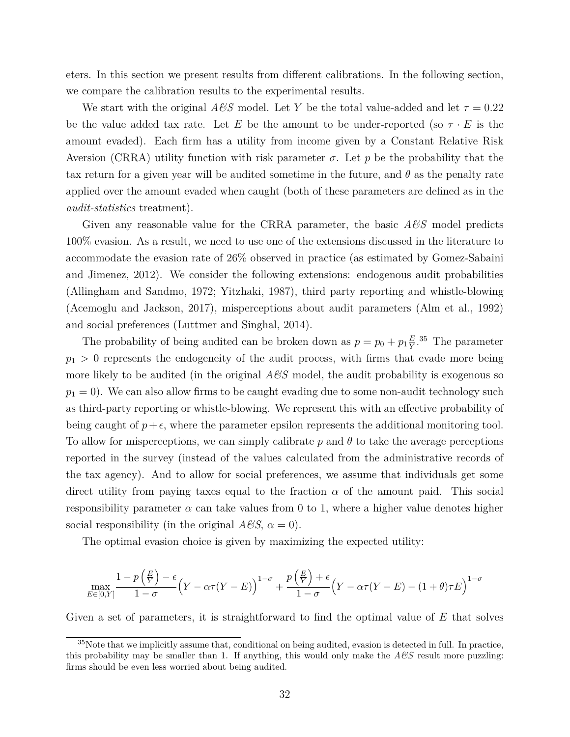eters. In this section we present results from different calibrations. In the following section, we compare the calibration results to the experimental results.

We start with the original *A&S* model. Let $Y$ be the total value-added and let $\tau = 0.22$ be the value added tax rate. Let $E$ be the amount to be under-reported (so $\tau \cdot E$ is the amount evaded). Each firm has a utility from income given by a Constant Relative Risk Aversion (CRRA) utility function with risk parameter $\sigma$. Let $p$ be the probability that the tax return for a given year will be audited sometime in the future, and $\theta$ as the penalty rate applied over the amount evaded when caught (both of these parameters are defined as in the *audit-statistics* treatment).

Given any reasonable value for the CRRA parameter, the basic *A&S* model predicts 100% evasion. As a result, we need to use one of the extensions discussed in the literature to accommodate the evasion rate of 26% observed in practice (as estimated by Gomez-Sabaini and Jimenez, 2012). We consider the following extensions: endogenous audit probabilities (Allingham and Sandmo, 1972; Yitzhaki, 1987), third party reporting and whistle-blowing (Acemoglu and Jackson, 2017), misperceptions about audit parameters (Alm et al., 1992) and social preferences (Luttmer and Singhal, 2014).

The probability of being audited can be broken down as $p = p_0 + p_1 \frac{E}{Y}$.[35] The parameter $p_1 > 0$ represents the endogeneity of the audit process, with firms that evade more being more likely to be audited (in the original *A&S* model, the audit probability is exogenous so $p_1 = 0$). We can also allow firms to be caught evading due to some non-audit technology such as third-party reporting or whistle-blowing. We represent this with an effective probability of being caught of $p + \epsilon$, where the parameter epsilon represents the additional monitoring tool. To allow for misperceptions, we can simply calibrate $p$ and $\theta$ to take the average perceptions reported in the survey (instead of the values calculated from the administrative records of the tax agency). And to allow for social preferences, we assume that individuals get some direct utility from paying taxes equal to the fraction $\alpha$ of the amount paid. This social responsibility parameter $\alpha$ can take values from 0 to 1, where a higher value denotes higher social responsibility (in the original *A&S*, $\alpha = 0$).

The optimal evasion choice is given by maximizing the expected utility:

$$\max_{E \in [0,Y]} \frac{1 - p\left(\frac{E}{Y}\right) - \epsilon}{1 - \sigma} \Big(Y - \alpha\tau(Y - E)\Big)^{1-\sigma} + \frac{p\left(\frac{E}{Y}\right) + \epsilon}{1 - \sigma} \Big(Y - \alpha\tau(Y - E) - (1 + \theta)\tau E\Big)^{1-\sigma}$$

Given a set of parameters, it is straightforward to find the optimal value of $E$ that solves

[35] Note that we implicitly assume that, conditional on being audited, evasion is detected in full. In practice, this probability may be smaller than 1. If anything, this would only make the *A&S* result more puzzling: firms should be even less worried about being audited.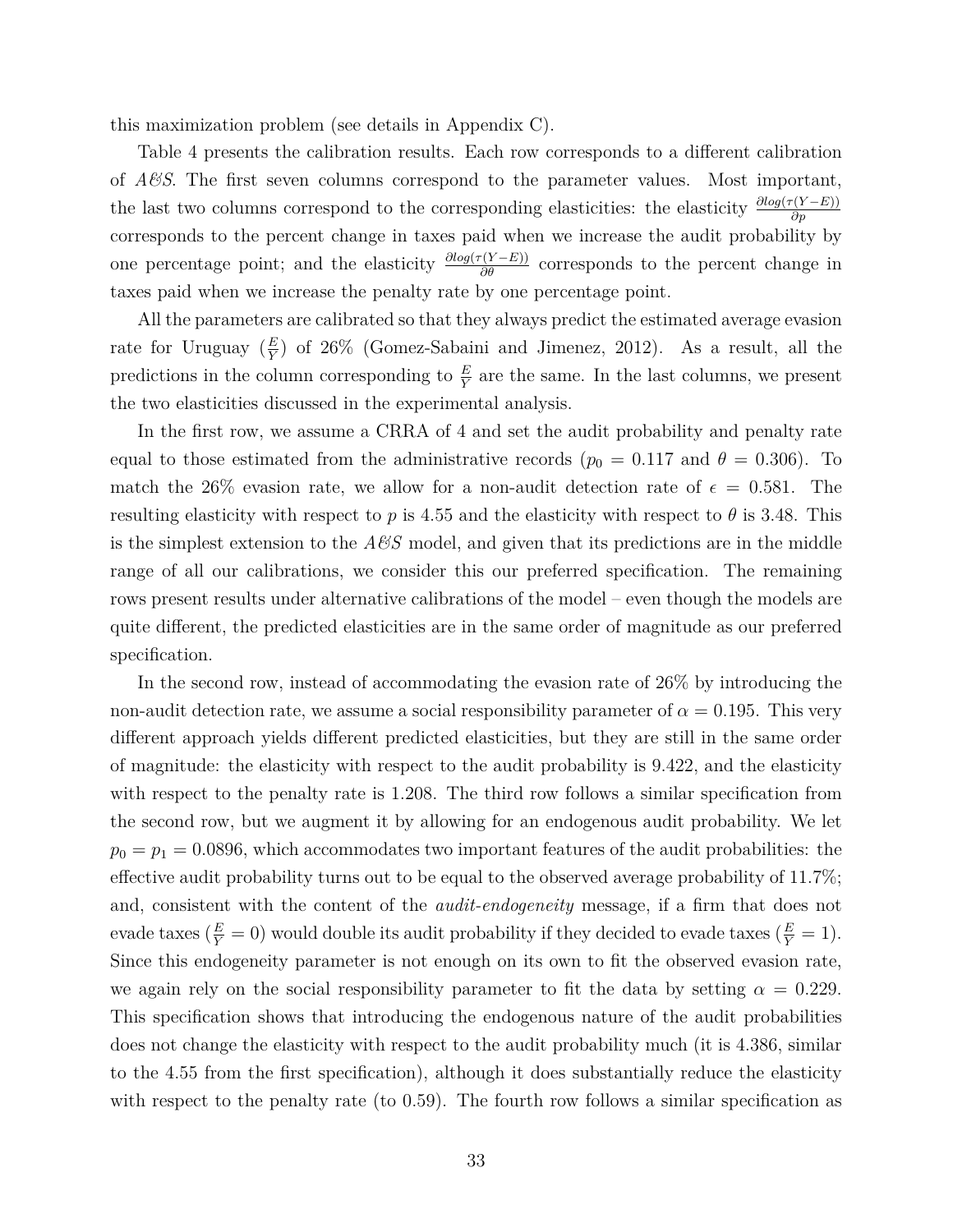this maximization problem (see details in Appendix C).

Table 4 presents the calibration results. Each row corresponds to a different calibration of *A&S*. The first seven columns correspond to the parameter values. Most important, the last two columns correspond to the corresponding elasticities: the elasticity $\frac{\partial log(\tau(Y-E))}{\partial p}$ corresponds to the percent change in taxes paid when we increase the audit probability by one percentage point; and the elasticity $\frac{\partial log(\tau(Y-E))}{\partial \theta}$ corresponds to the percent change in taxes paid when we increase the penalty rate by one percentage point.

All the parameters are calibrated so that they always predict the estimated average evasion rate for Uruguay ($\frac{E}{Y}$) of 26% (Gomez-Sabaini and Jimenez, 2012). As a result, all the predictions in the column corresponding to $\frac{E}{Y}$ are the same. In the last columns, we present the two elasticities discussed in the experimental analysis.

In the first row, we assume a CRRA of 4 and set the audit probability and penalty rate equal to those estimated from the administrative records ($p_0 = 0.117$ and $\theta = 0.306$). To match the 26% evasion rate, we allow for a non-audit detection rate of $\epsilon = 0.581$. The resulting elasticity with respect to $p$ is 4.55 and the elasticity with respect to $\theta$ is 3.48. This is the simplest extension to the *A&S* model, and given that its predictions are in the middle range of all our calibrations, we consider this our preferred specification. The remaining rows present results under alternative calibrations of the model – even though the models are quite different, the predicted elasticities are in the same order of magnitude as our preferred specification.

In the second row, instead of accommodating the evasion rate of 26% by introducing the non-audit detection rate, we assume a social responsibility parameter of $\alpha = 0.195$. This very different approach yields different predicted elasticities, but they are still in the same order of magnitude: the elasticity with respect to the audit probability is 9.422, and the elasticity with respect to the penalty rate is 1.208. The third row follows a similar specification from the second row, but we augment it by allowing for an endogenous audit probability. We let $p_0 = p_1 = 0.0896$, which accommodates two important features of the audit probabilities: the effective audit probability turns out to be equal to the observed average probability of 11.7%; and, consistent with the content of the *audit-endogeneity* message, if a firm that does not evade taxes ($\frac{E}{Y} = 0$) would double its audit probability if they decided to evade taxes ($\frac{E}{Y} = 1$). Since this endogeneity parameter is not enough on its own to fit the observed evasion rate, we again rely on the social responsibility parameter to fit the data by setting $\alpha = 0.229$. This specification shows that introducing the endogenous nature of the audit probabilities does not change the elasticity with respect to the audit probability much (it is 4.386, similar to the 4.55 from the first specification), although it does substantially reduce the elasticity with respect to the penalty rate (to 0.59). The fourth row follows a similar specification as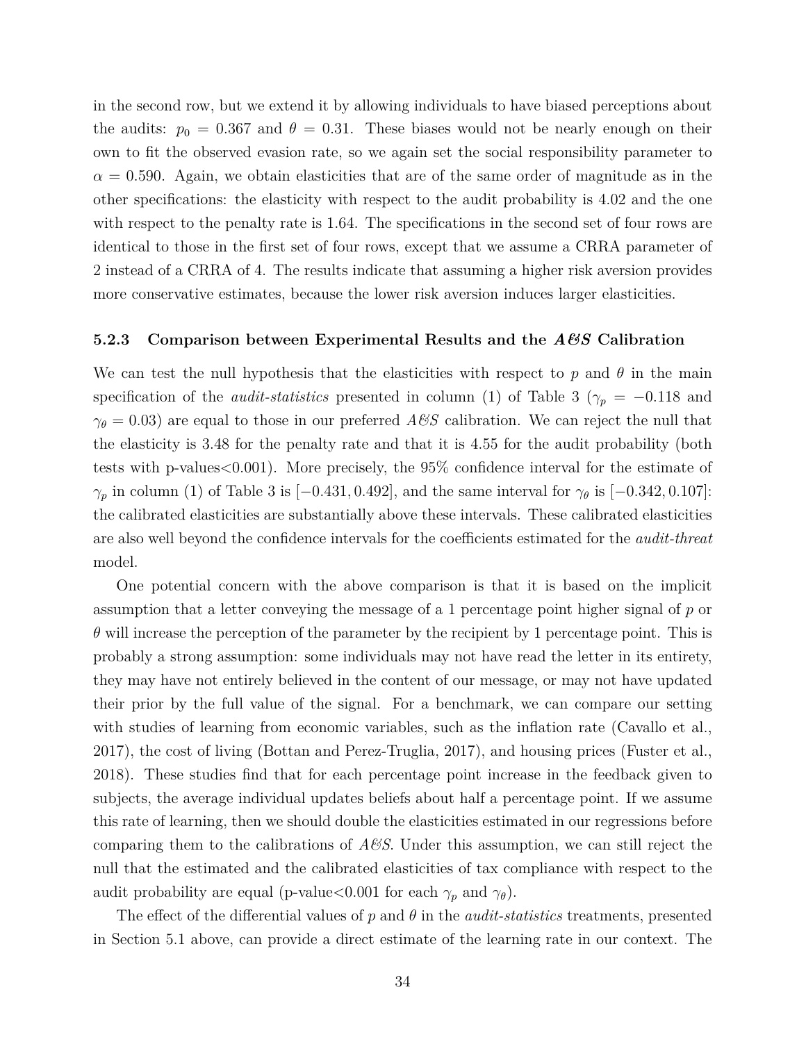in the second row, but we extend it by allowing individuals to have biased perceptions about the audits: $p_0 = 0.367$ and $\theta = 0.31$. These biases would not be nearly enough on their own to fit the observed evasion rate, so we again set the social responsibility parameter to $\alpha = 0.590$. Again, we obtain elasticities that are of the same order of magnitude as in the other specifications: the elasticity with respect to the audit probability is 4.02 and the one with respect to the penalty rate is 1.64. The specifications in the second set of four rows are identical to those in the first set of four rows, except that we assume a CRRA parameter of 2 instead of a CRRA of 4. The results indicate that assuming a higher risk aversion provides more conservative estimates, because the lower risk aversion induces larger elasticities.

### 5.2.3 Comparison between Experimental Results and the *A&S* Calibration

We can test the null hypothesis that the elasticities with respect to $p$ and $\theta$ in the main specification of the *audit-statistics* presented in column (1) of Table 3 ($\gamma_p = -0.118$ and $\gamma_\theta = 0.03$) are equal to those in our preferred *A&S* calibration. We can reject the null that the elasticity is 3.48 for the penalty rate and that it is 4.55 for the audit probability (both tests with p-values<0.001). More precisely, the 95% confidence interval for the estimate of $\gamma_p$ in column (1) of Table 3 is $[-0.431, 0.492]$, and the same interval for $\gamma_\theta$ is $[-0.342, 0.107]$: the calibrated elasticities are substantially above these intervals. These calibrated elasticities are also well beyond the confidence intervals for the coefficients estimated for the *audit-threat* model.

One potential concern with the above comparison is that it is based on the implicit assumption that a letter conveying the message of a 1 percentage point higher signal of $p$ or $\theta$ will increase the perception of the parameter by the recipient by 1 percentage point. This is probably a strong assumption: some individuals may not have read the letter in its entirety, they may have not entirely believed in the content of our message, or may not have updated their prior by the full value of the signal. For a benchmark, we can compare our setting with studies of learning from economic variables, such as the inflation rate (Cavallo et al., 2017), the cost of living (Bottan and Perez-Truglia, 2017), and housing prices (Fuster et al., 2018). These studies find that for each percentage point increase in the feedback given to subjects, the average individual updates beliefs about half a percentage point. If we assume this rate of learning, then we should double the elasticities estimated in our regressions before comparing them to the calibrations of *A&S*. Under this assumption, we can still reject the null that the estimated and the calibrated elasticities of tax compliance with respect to the audit probability are equal (p-value<0.001 for each $\gamma_p$ and $\gamma_\theta$).

The effect of the differential values of $p$ and $\theta$ in the *audit-statistics* treatments, presented in Section 5.1 above, can provide a direct estimate of the learning rate in our context. The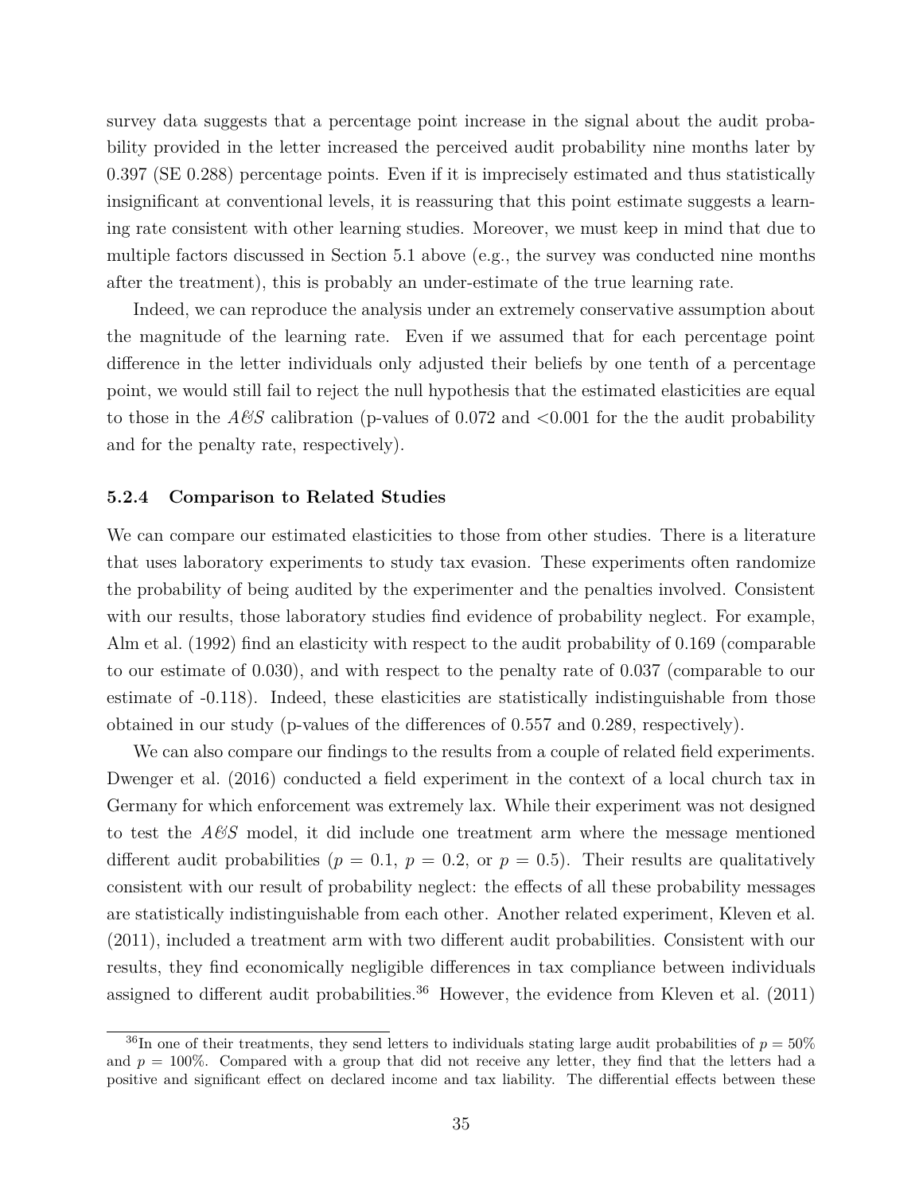survey data suggests that a percentage point increase in the signal about the audit probability provided in the letter increased the perceived audit probability nine months later by 0.397 (SE 0.288) percentage points. Even if it is imprecisely estimated and thus statistically insignificant at conventional levels, it is reassuring that this point estimate suggests a learning rate consistent with other learning studies. Moreover, we must keep in mind that due to multiple factors discussed in Section 5.1 above (e.g., the survey was conducted nine months after the treatment), this is probably an under-estimate of the true learning rate.

Indeed, we can reproduce the analysis under an extremely conservative assumption about the magnitude of the learning rate. Even if we assumed that for each percentage point difference in the letter individuals only adjusted their beliefs by one tenth of a percentage point, we would still fail to reject the null hypothesis that the estimated elasticities are equal to those in the *A&S* calibration (p-values of 0.072 and <0.001 for the the audit probability and for the penalty rate, respectively).

#### 5.2.4 Comparison to Related Studies

We can compare our estimated elasticities to those from other studies. There is a literature that uses laboratory experiments to study tax evasion. These experiments often randomize the probability of being audited by the experimenter and the penalties involved. Consistent with our results, those laboratory studies find evidence of probability neglect. For example, Alm et al. (1992) find an elasticity with respect to the audit probability of 0.169 (comparable to our estimate of 0.030), and with respect to the penalty rate of 0.037 (comparable to our estimate of -0.118). Indeed, these elasticities are statistically indistinguishable from those obtained in our study (p-values of the differences of 0.557 and 0.289, respectively).

We can also compare our findings to the results from a couple of related field experiments. Dwenger et al. (2016) conducted a field experiment in the context of a local church tax in Germany for which enforcement was extremely lax. While their experiment was not designed to test the *A&S* model, it did include one treatment arm where the message mentioned different audit probabilities ($p = 0.1$, $p = 0.2$, or $p = 0.5$). Their results are qualitatively consistent with our result of probability neglect: the effects of all these probability messages are statistically indistinguishable from each other. Another related experiment, Kleven et al. (2011), included a treatment arm with two different audit probabilities. Consistent with our results, they find economically negligible differences in tax compliance between individuals assigned to different audit probabilities.[36] However, the evidence from Kleven et al. (2011)

[36] In one of their treatments, they send letters to individuals stating large audit probabilities of $p = 50\%$ and $p = 100\%$. Compared with a group that did not receive any letter, they find that the letters had a positive and significant effect on declared income and tax liability. The differential effects between these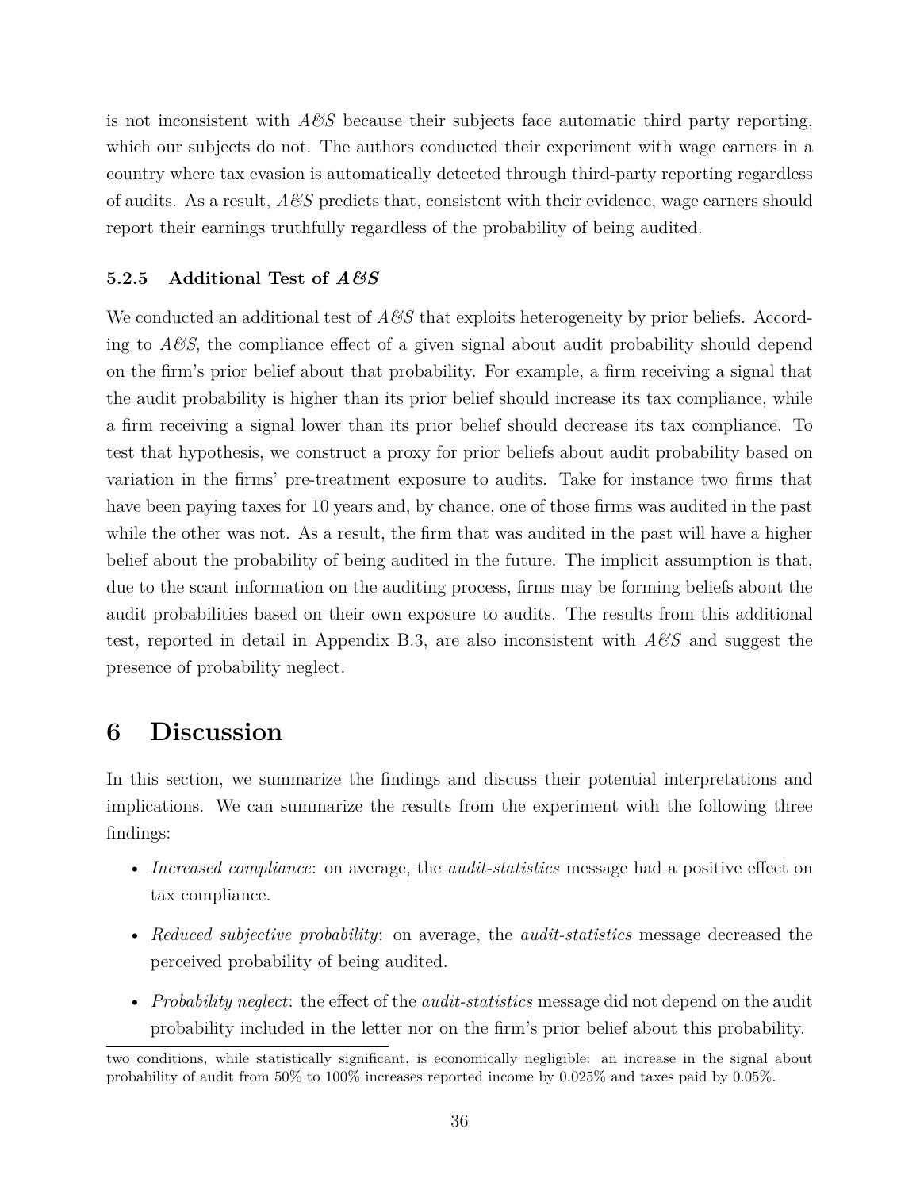is not inconsistent with *A&S* because their subjects face automatic third party reporting, which our subjects do not. The authors conducted their experiment with wage earners in a country where tax evasion is automatically detected through third-party reporting regardless of audits. As a result, *A&S* predicts that, consistent with their evidence, wage earners should report their earnings truthfully regardless of the probability of being audited.

### 5.2.5 Additional Test of *A&S*

We conducted an additional test of *A&S* that exploits heterogeneity by prior beliefs. According to *A&S*, the compliance effect of a given signal about audit probability should depend on the firm's prior belief about that probability. For example, a firm receiving a signal that the audit probability is higher than its prior belief should increase its tax compliance, while a firm receiving a signal lower than its prior belief should decrease its tax compliance. To test that hypothesis, we construct a proxy for prior beliefs about audit probability based on variation in the firms' pre-treatment exposure to audits. Take for instance two firms that have been paying taxes for 10 years and, by chance, one of those firms was audited in the past while the other was not. As a result, the firm that was audited in the past will have a higher belief about the probability of being audited in the future. The implicit assumption is that, due to the scant information on the auditing process, firms may be forming beliefs about the audit probabilities based on their own exposure to audits. The results from this additional test, reported in detail in Appendix B.3, are also inconsistent with *A&S* and suggest the presence of probability neglect.

# 6 Discussion

In this section, we summarize the findings and discuss their potential interpretations and implications. We can summarize the results from the experiment with the following three findings:

- *Increased compliance*: on average, the *audit-statistics* message had a positive effect on tax compliance.
- *Reduced subjective probability*: on average, the *audit-statistics* message decreased the perceived probability of being audited.
- *Probability neglect*: the effect of the *audit-statistics* message did not depend on the audit probability included in the letter nor on the firm's prior belief about this probability.

two conditions, while statistically significant, is economically negligible: an increase in the signal about probability of audit from 50% to 100% increases reported income by 0.025% and taxes paid by 0.05%.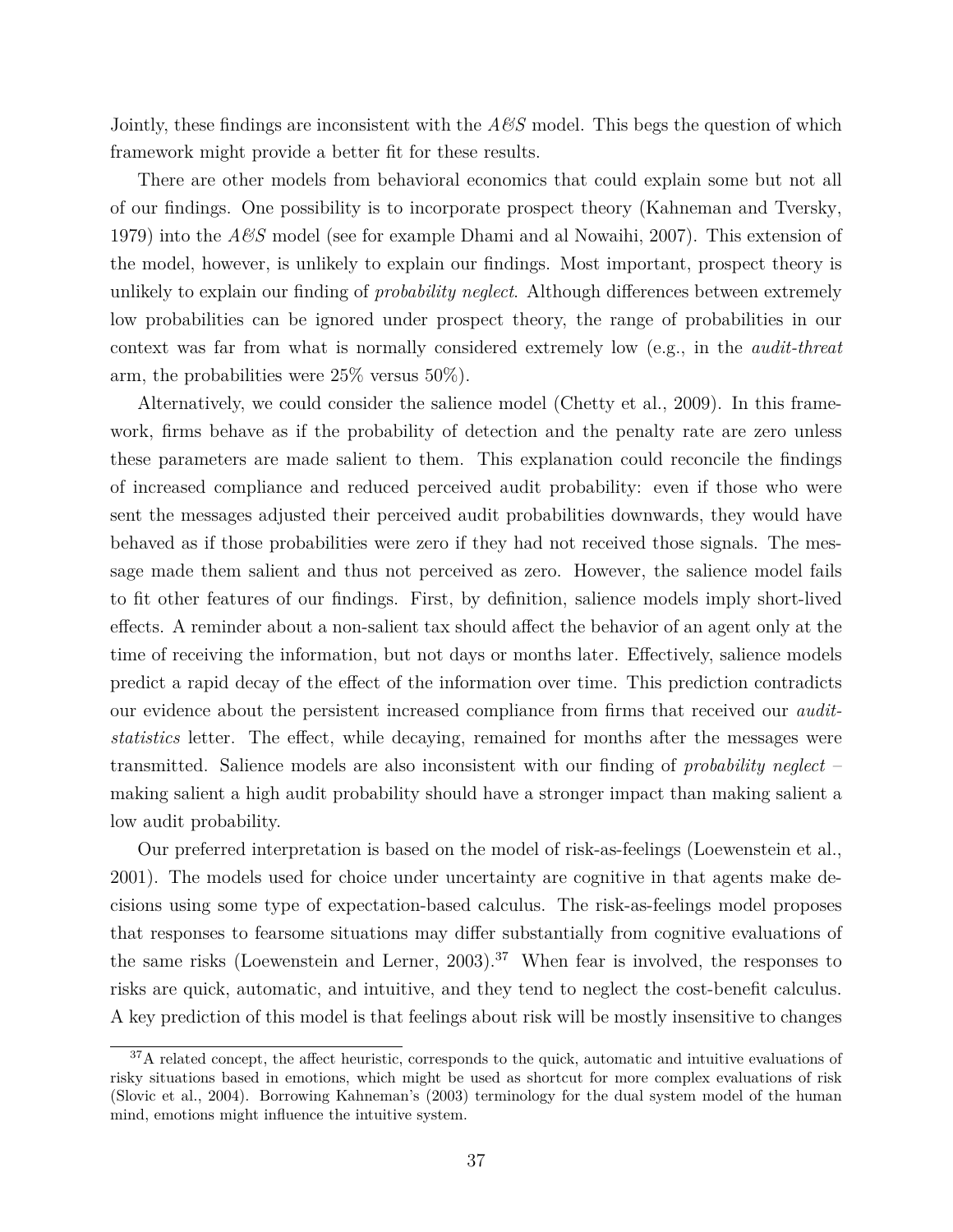Jointly, these findings are inconsistent with the *A&S* model. This begs the question of which framework might provide a better fit for these results.

There are other models from behavioral economics that could explain some but not all of our findings. One possibility is to incorporate prospect theory (Kahneman and Tversky, 1979) into the *A&S* model (see for example Dhami and al Nowaihi, 2007). This extension of the model, however, is unlikely to explain our findings. Most important, prospect theory is unlikely to explain our finding of *probability neglect*. Although differences between extremely low probabilities can be ignored under prospect theory, the range of probabilities in our context was far from what is normally considered extremely low (e.g., in the *audit-threat* arm, the probabilities were 25% versus 50%).

Alternatively, we could consider the salience model (Chetty et al., 2009). In this framework, firms behave as if the probability of detection and the penalty rate are zero unless these parameters are made salient to them. This explanation could reconcile the findings of increased compliance and reduced perceived audit probability: even if those who were sent the messages adjusted their perceived audit probabilities downwards, they would have behaved as if those probabilities were zero if they had not received those signals. The message made them salient and thus not perceived as zero. However, the salience model fails to fit other features of our findings. First, by definition, salience models imply short-lived effects. A reminder about a non-salient tax should affect the behavior of an agent only at the time of receiving the information, but not days or months later. Effectively, salience models predict a rapid decay of the effect of the information over time. This prediction contradicts our evidence about the persistent increased compliance from firms that received our *audit-statistics* letter. The effect, while decaying, remained for months after the messages were transmitted. Salience models are also inconsistent with our finding of *probability neglect* – making salient a high audit probability should have a stronger impact than making salient a low audit probability.

Our preferred interpretation is based on the model of risk-as-feelings (Loewenstein et al., 2001). The models used for choice under uncertainty are cognitive in that agents make decisions using some type of expectation-based calculus. The risk-as-feelings model proposes that responses to fearsome situations may differ substantially from cognitive evaluations of the same risks (Loewenstein and Lerner, 2003).[37] When fear is involved, the responses to risks are quick, automatic, and intuitive, and they tend to neglect the cost-benefit calculus. A key prediction of this model is that feelings about risk will be mostly insensitive to changes

[37] A related concept, the affect heuristic, corresponds to the quick, automatic and intuitive evaluations of risky situations based in emotions, which might be used as shortcut for more complex evaluations of risk (Slovic et al., 2004). Borrowing Kahneman's (2003) terminology for the dual system model of the human mind, emotions might influence the intuitive system.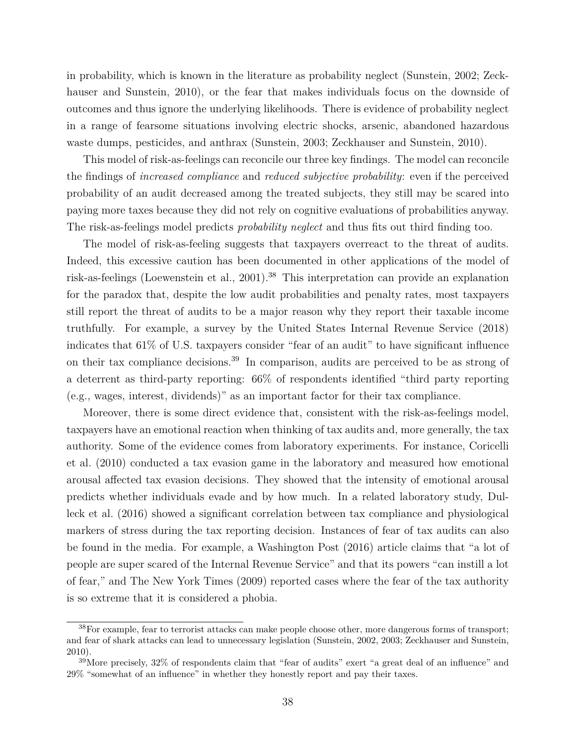in probability, which is known in the literature as probability neglect (Sunstein, 2002; Zeckhauser and Sunstein, 2010), or the fear that makes individuals focus on the downside of outcomes and thus ignore the underlying likelihoods. There is evidence of probability neglect in a range of fearsome situations involving electric shocks, arsenic, abandoned hazardous waste dumps, pesticides, and anthrax (Sunstein, 2003; Zeckhauser and Sunstein, 2010).

This model of risk-as-feelings can reconcile our three key findings. The model can reconcile the findings of *increased compliance* and *reduced subjective probability*: even if the perceived probability of an audit decreased among the treated subjects, they still may be scared into paying more taxes because they did not rely on cognitive evaluations of probabilities anyway. The risk-as-feelings model predicts *probability neglect* and thus fits out third finding too.

The model of risk-as-feeling suggests that taxpayers overreact to the threat of audits. Indeed, this excessive caution has been documented in other applications of the model of risk-as-feelings (Loewenstein et al., 2001).[38] This interpretation can provide an explanation for the paradox that, despite the low audit probabilities and penalty rates, most taxpayers still report the threat of audits to be a major reason why they report their taxable income truthfully. For example, a survey by the United States Internal Revenue Service (2018) indicates that 61% of U.S. taxpayers consider "fear of an audit" to have significant influence on their tax compliance decisions.[39] In comparison, audits are perceived to be as strong of a deterrent as third-party reporting: 66% of respondents identified "third party reporting (e.g., wages, interest, dividends)" as an important factor for their tax compliance.

Moreover, there is some direct evidence that, consistent with the risk-as-feelings model, taxpayers have an emotional reaction when thinking of tax audits and, more generally, the tax authority. Some of the evidence comes from laboratory experiments. For instance, Coricelli et al. (2010) conducted a tax evasion game in the laboratory and measured how emotional arousal affected tax evasion decisions. They showed that the intensity of emotional arousal predicts whether individuals evade and by how much. In a related laboratory study, Dulleck et al. (2016) showed a significant correlation between tax compliance and physiological markers of stress during the tax reporting decision. Instances of fear of tax audits can also be found in the media. For example, a Washington Post (2016) article claims that "a lot of people are super scared of the Internal Revenue Service" and that its powers "can instill a lot of fear," and The New York Times (2009) reported cases where the fear of the tax authority is so extreme that it is considered a phobia.

[38] For example, fear to terrorist attacks can make people choose other, more dangerous forms of transport; and fear of shark attacks can lead to unnecessary legislation (Sunstein, 2002, 2003; Zeckhauser and Sunstein, 2010).

[39] More precisely, 32% of respondents claim that "fear of audits" exert "a great deal of an influence" and 29% "somewhat of an influence" in whether they honestly report and pay their taxes.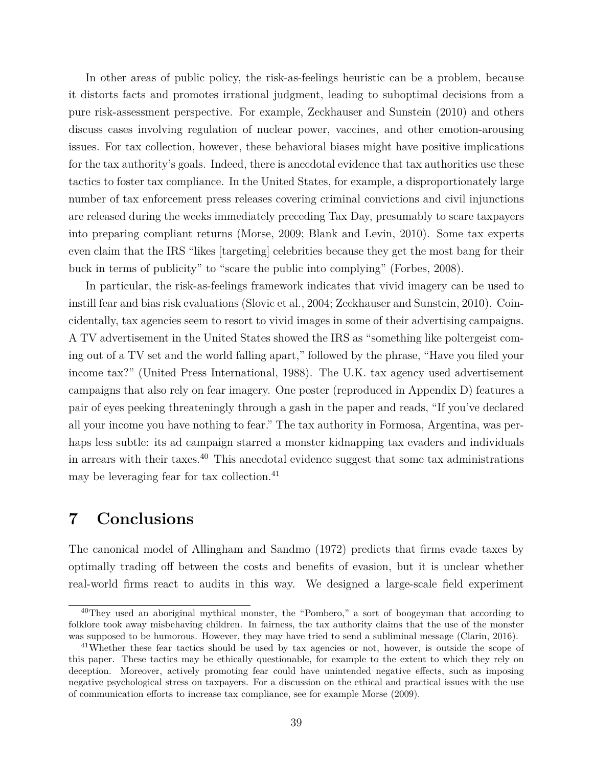In other areas of public policy, the risk-as-feelings heuristic can be a problem, because it distorts facts and promotes irrational judgment, leading to suboptimal decisions from a pure risk-assessment perspective. For example, Zeckhauser and Sunstein (2010) and others discuss cases involving regulation of nuclear power, vaccines, and other emotion-arousing issues. For tax collection, however, these behavioral biases might have positive implications for the tax authority's goals. Indeed, there is anecdotal evidence that tax authorities use these tactics to foster tax compliance. In the United States, for example, a disproportionately large number of tax enforcement press releases covering criminal convictions and civil injunctions are released during the weeks immediately preceding Tax Day, presumably to scare taxpayers into preparing compliant returns (Morse, 2009; Blank and Levin, 2010). Some tax experts even claim that the IRS "likes [targeting] celebrities because they get the most bang for their buck in terms of publicity" to "scare the public into complying" (Forbes, 2008).

In particular, the risk-as-feelings framework indicates that vivid imagery can be used to instill fear and bias risk evaluations (Slovic et al., 2004; Zeckhauser and Sunstein, 2010). Coincidentally, tax agencies seem to resort to vivid images in some of their advertising campaigns. A TV advertisement in the United States showed the IRS as "something like poltergeist coming out of a TV set and the world falling apart," followed by the phrase, "Have you filed your income tax?" (United Press International, 1988). The U.K. tax agency used advertisement campaigns that also rely on fear imagery. One poster (reproduced in Appendix D) features a pair of eyes peeking threateningly through a gash in the paper and reads, "If you've declared all your income you have nothing to fear." The tax authority in Formosa, Argentina, was perhaps less subtle: its ad campaign starred a monster kidnapping tax evaders and individuals in arrears with their taxes.[40] This anecdotal evidence suggest that some tax administrations may be leveraging fear for tax collection.[41]

# 7 Conclusions

The canonical model of Allingham and Sandmo (1972) predicts that firms evade taxes by optimally trading off between the costs and benefits of evasion, but it is unclear whether real-world firms react to audits in this way. We designed a large-scale field experiment

[40]They used an aboriginal mythical monster, the "Pombero," a sort of boogeyman that according to folklore took away misbehaving children. In fairness, the tax authority claims that the use of the monster was supposed to be humorous. However, they may have tried to send a subliminal message (Clarin, 2016).

[41]Whether these fear tactics should be used by tax agencies or not, however, is outside the scope of this paper. These tactics may be ethically questionable, for example to the extent to which they rely on deception. Moreover, actively promoting fear could have unintended negative effects, such as imposing negative psychological stress on taxpayers. For a discussion on the ethical and practical issues with the use of communication efforts to increase tax compliance, see for example Morse (2009).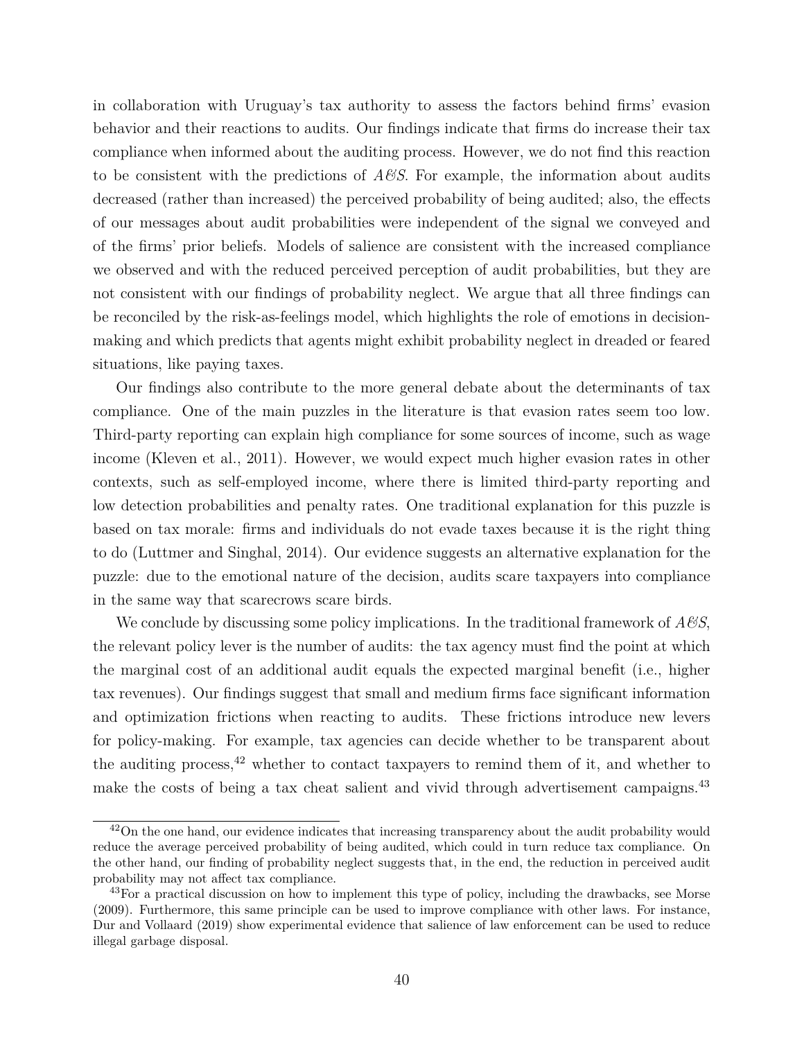in collaboration with Uruguay's tax authority to assess the factors behind firms' evasion behavior and their reactions to audits. Our findings indicate that firms do increase their tax compliance when informed about the auditing process. However, we do not find this reaction to be consistent with the predictions of *A&S*. For example, the information about audits decreased (rather than increased) the perceived probability of being audited; also, the effects of our messages about audit probabilities were independent of the signal we conveyed and of the firms' prior beliefs. Models of salience are consistent with the increased compliance we observed and with the reduced perceived perception of audit probabilities, but they are not consistent with our findings of probability neglect. We argue that all three findings can be reconciled by the risk-as-feelings model, which highlights the role of emotions in decision-making and which predicts that agents might exhibit probability neglect in dreaded or feared situations, like paying taxes.

Our findings also contribute to the more general debate about the determinants of tax compliance. One of the main puzzles in the literature is that evasion rates seem too low. Third-party reporting can explain high compliance for some sources of income, such as wage income (Kleven et al., 2011). However, we would expect much higher evasion rates in other contexts, such as self-employed income, where there is limited third-party reporting and low detection probabilities and penalty rates. One traditional explanation for this puzzle is based on tax morale: firms and individuals do not evade taxes because it is the right thing to do (Luttmer and Singhal, 2014). Our evidence suggests an alternative explanation for the puzzle: due to the emotional nature of the decision, audits scare taxpayers into compliance in the same way that scarecrows scare birds.

We conclude by discussing some policy implications. In the traditional framework of *A&S*, the relevant policy lever is the number of audits: the tax agency must find the point at which the marginal cost of an additional audit equals the expected marginal benefit (i.e., higher tax revenues). Our findings suggest that small and medium firms face significant information and optimization frictions when reacting to audits. These frictions introduce new levers for policy-making. For example, tax agencies can decide whether to be transparent about the auditing process,[42] whether to contact taxpayers to remind them of it, and whether to make the costs of being a tax cheat salient and vivid through advertisement campaigns.[43]

[42] On the one hand, our evidence indicates that increasing transparency about the audit probability would reduce the average perceived probability of being audited, which could in turn reduce tax compliance. On the other hand, our finding of probability neglect suggests that, in the end, the reduction in perceived audit probability may not affect tax compliance.

[43] For a practical discussion on how to implement this type of policy, including the drawbacks, see Morse (2009). Furthermore, this same principle can be used to improve compliance with other laws. For instance, Dur and Vollaard (2019) show experimental evidence that salience of law enforcement can be used to reduce illegal garbage disposal.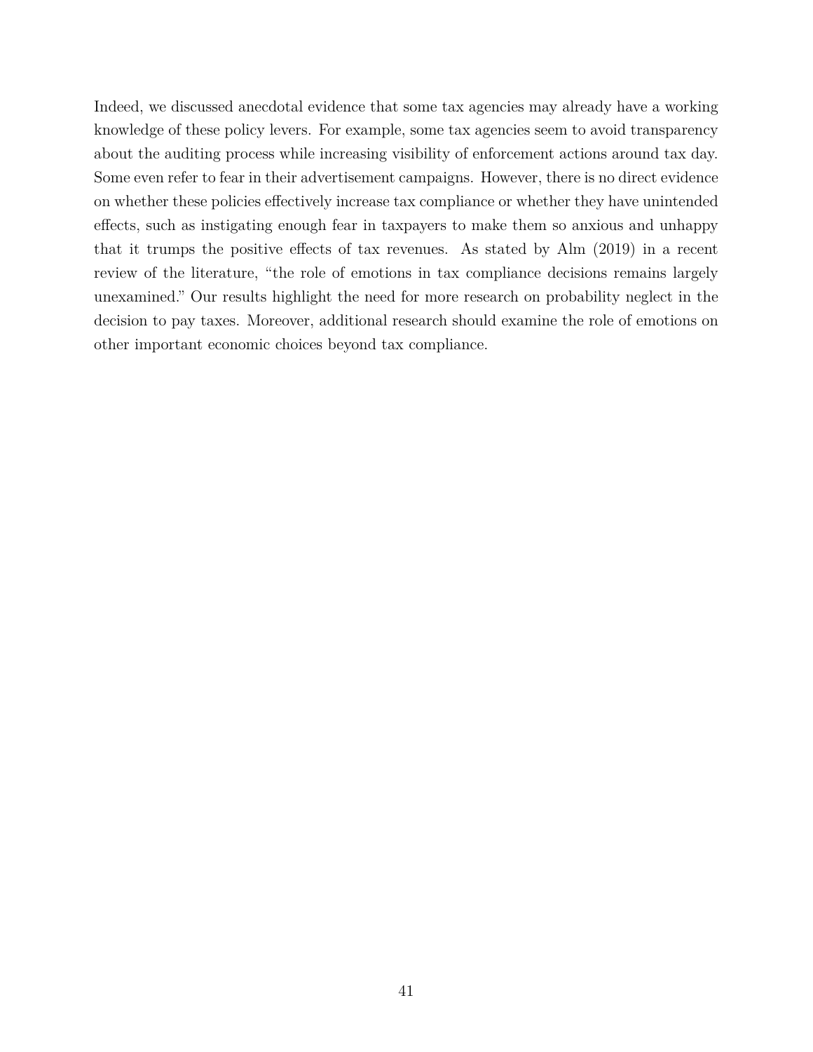Indeed, we discussed anecdotal evidence that some tax agencies may already have a working knowledge of these policy levers. For example, some tax agencies seem to avoid transparency about the auditing process while increasing visibility of enforcement actions around tax day. Some even refer to fear in their advertisement campaigns. However, there is no direct evidence on whether these policies effectively increase tax compliance or whether they have unintended effects, such as instigating enough fear in taxpayers to make them so anxious and unhappy that it trumps the positive effects of tax revenues. As stated by Alm (2019) in a recent review of the literature, "the role of emotions in tax compliance decisions remains largely unexamined." Our results highlight the need for more research on probability neglect in the decision to pay taxes. Moreover, additional research should examine the role of emotions on other important economic choices beyond tax compliance.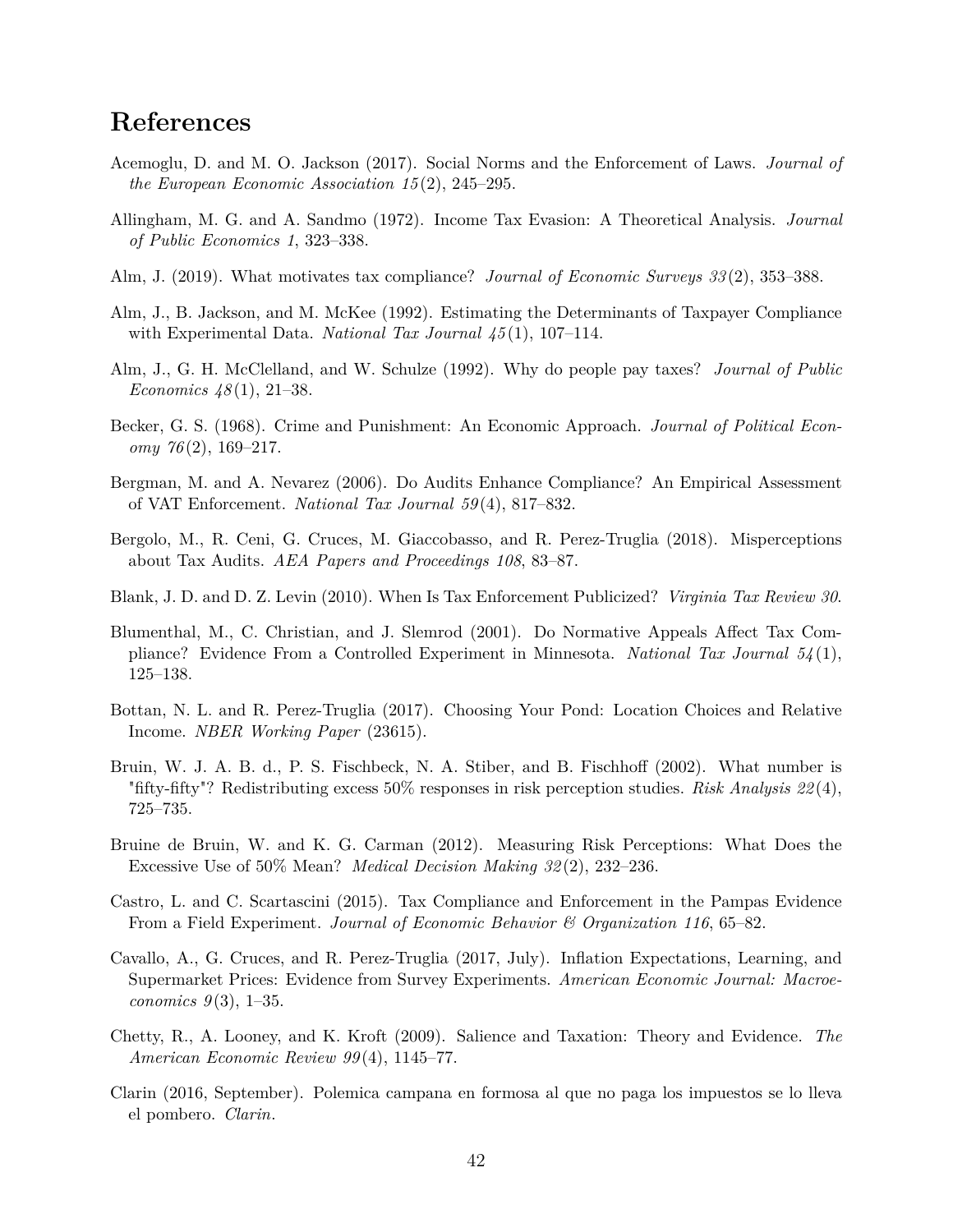# References

Acemoglu, D. and M. O. Jackson (2017). Social Norms and the Enforcement of Laws. *Journal of the European Economic Association 15*(2), 245–295.

Allingham, M. G. and A. Sandmo (1972). Income Tax Evasion: A Theoretical Analysis. *Journal of Public Economics 1*, 323–338.

Alm, J. (2019). What motivates tax compliance? *Journal of Economic Surveys 33*(2), 353–388.

Alm, J., B. Jackson, and M. McKee (1992). Estimating the Determinants of Taxpayer Compliance with Experimental Data. *National Tax Journal 45*(1), 107–114.

Alm, J., G. H. McClelland, and W. Schulze (1992). Why do people pay taxes? *Journal of Public Economics 48*(1), 21–38.

Becker, G. S. (1968). Crime and Punishment: An Economic Approach. *Journal of Political Economy 76*(2), 169–217.

Bergman, M. and A. Nevarez (2006). Do Audits Enhance Compliance? An Empirical Assessment of VAT Enforcement. *National Tax Journal 59*(4), 817–832.

Bergolo, M., R. Ceni, G. Cruces, M. Giaccobasso, and R. Perez-Truglia (2018). Misperceptions about Tax Audits. *AEA Papers and Proceedings 108*, 83–87.

Blank, J. D. and D. Z. Levin (2010). When Is Tax Enforcement Publicized? *Virginia Tax Review 30*.

Blumenthal, M., C. Christian, and J. Slemrod (2001). Do Normative Appeals Affect Tax Compliance? Evidence From a Controlled Experiment in Minnesota. *National Tax Journal 54*(1), 125–138.

Bottan, N. L. and R. Perez-Truglia (2017). Choosing Your Pond: Location Choices and Relative Income. *NBER Working Paper* (23615).

Bruin, W. J. A. B. d., P. S. Fischbeck, N. A. Stiber, and B. Fischhoff (2002). What number is "fifty-fifty"? Redistributing excess 50% responses in risk perception studies. *Risk Analysis 22*(4), 725–735.

Bruine de Bruin, W. and K. G. Carman (2012). Measuring Risk Perceptions: What Does the Excessive Use of 50% Mean? *Medical Decision Making 32*(2), 232–236.

Castro, L. and C. Scartascini (2015). Tax Compliance and Enforcement in the Pampas Evidence From a Field Experiment. *Journal of Economic Behavior & Organization 116*, 65–82.

Cavallo, A., G. Cruces, and R. Perez-Truglia (2017, July). Inflation Expectations, Learning, and Supermarket Prices: Evidence from Survey Experiments. *American Economic Journal: Macroeconomics 9*(3), 1–35.

Chetty, R., A. Looney, and K. Kroft (2009). Salience and Taxation: Theory and Evidence. *The American Economic Review 99*(4), 1145–77.

Clarin (2016, September). Polemica campana en formosa al que no paga los impuestos se lo lleva el pombero. *Clarin*.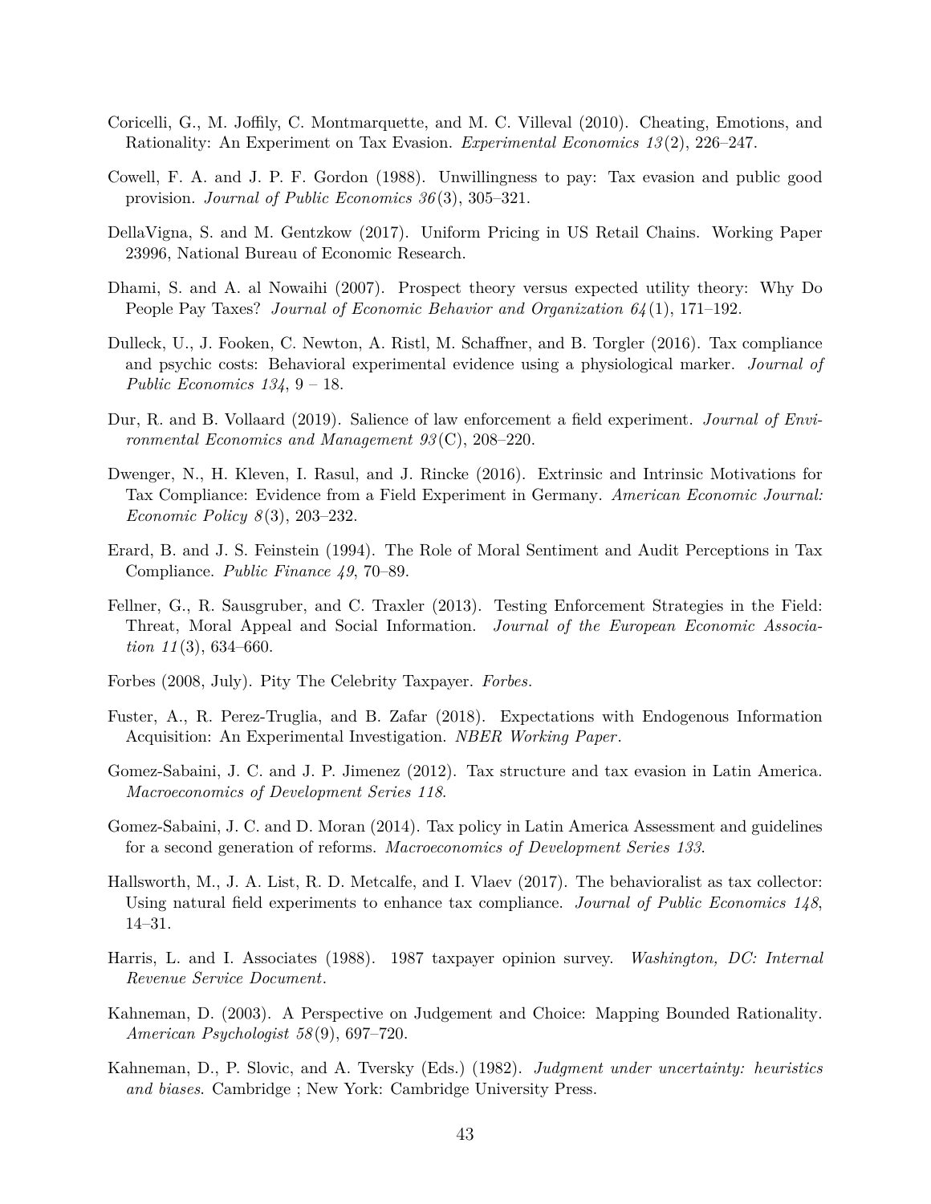Coricelli, G., M. Joffily, C. Montmarquette, and M. C. Villeval (2010). Cheating, Emotions, and Rationality: An Experiment on Tax Evasion. *Experimental Economics 13*(2), 226–247.

Cowell, F. A. and J. P. F. Gordon (1988). Unwillingness to pay: Tax evasion and public good provision. *Journal of Public Economics 36*(3), 305–321.

DellaVigna, S. and M. Gentzkow (2017). Uniform Pricing in US Retail Chains. Working Paper 23996, National Bureau of Economic Research.

Dhami, S. and A. al Nowaihi (2007). Prospect theory versus expected utility theory: Why Do People Pay Taxes? *Journal of Economic Behavior and Organization 64*(1), 171–192.

Dulleck, U., J. Fooken, C. Newton, A. Ristl, M. Schaffner, and B. Torgler (2016). Tax compliance and psychic costs: Behavioral experimental evidence using a physiological marker. *Journal of Public Economics 134*, 9 – 18.

Dur, R. and B. Vollaard (2019). Salience of law enforcement a field experiment. *Journal of Environmental Economics and Management 93*(C), 208–220.

Dwenger, N., H. Kleven, I. Rasul, and J. Rincke (2016). Extrinsic and Intrinsic Motivations for Tax Compliance: Evidence from a Field Experiment in Germany. *American Economic Journal: Economic Policy 8*(3), 203–232.

Erard, B. and J. S. Feinstein (1994). The Role of Moral Sentiment and Audit Perceptions in Tax Compliance. *Public Finance 49*, 70–89.

Fellner, G., R. Sausgruber, and C. Traxler (2013). Testing Enforcement Strategies in the Field: Threat, Moral Appeal and Social Information. *Journal of the European Economic Association 11*(3), 634–660.

Forbes (2008, July). Pity The Celebrity Taxpayer. *Forbes*.

Fuster, A., R. Perez-Truglia, and B. Zafar (2018). Expectations with Endogenous Information Acquisition: An Experimental Investigation. *NBER Working Paper*.

Gomez-Sabaini, J. C. and J. P. Jimenez (2012). Tax structure and tax evasion in Latin America. *Macroeconomics of Development Series 118*.

Gomez-Sabaini, J. C. and D. Moran (2014). Tax policy in Latin America Assessment and guidelines for a second generation of reforms. *Macroeconomics of Development Series 133*.

Hallsworth, M., J. A. List, R. D. Metcalfe, and I. Vlaev (2017). The behavioralist as tax collector: Using natural field experiments to enhance tax compliance. *Journal of Public Economics 148*, 14–31.

Harris, L. and I. Associates (1988). 1987 taxpayer opinion survey. *Washington, DC: Internal Revenue Service Document*.

Kahneman, D. (2003). A Perspective on Judgement and Choice: Mapping Bounded Rationality. *American Psychologist 58*(9), 697–720.

Kahneman, D., P. Slovic, and A. Tversky (Eds.) (1982). *Judgment under uncertainty: heuristics and biases*. Cambridge ; New York: Cambridge University Press.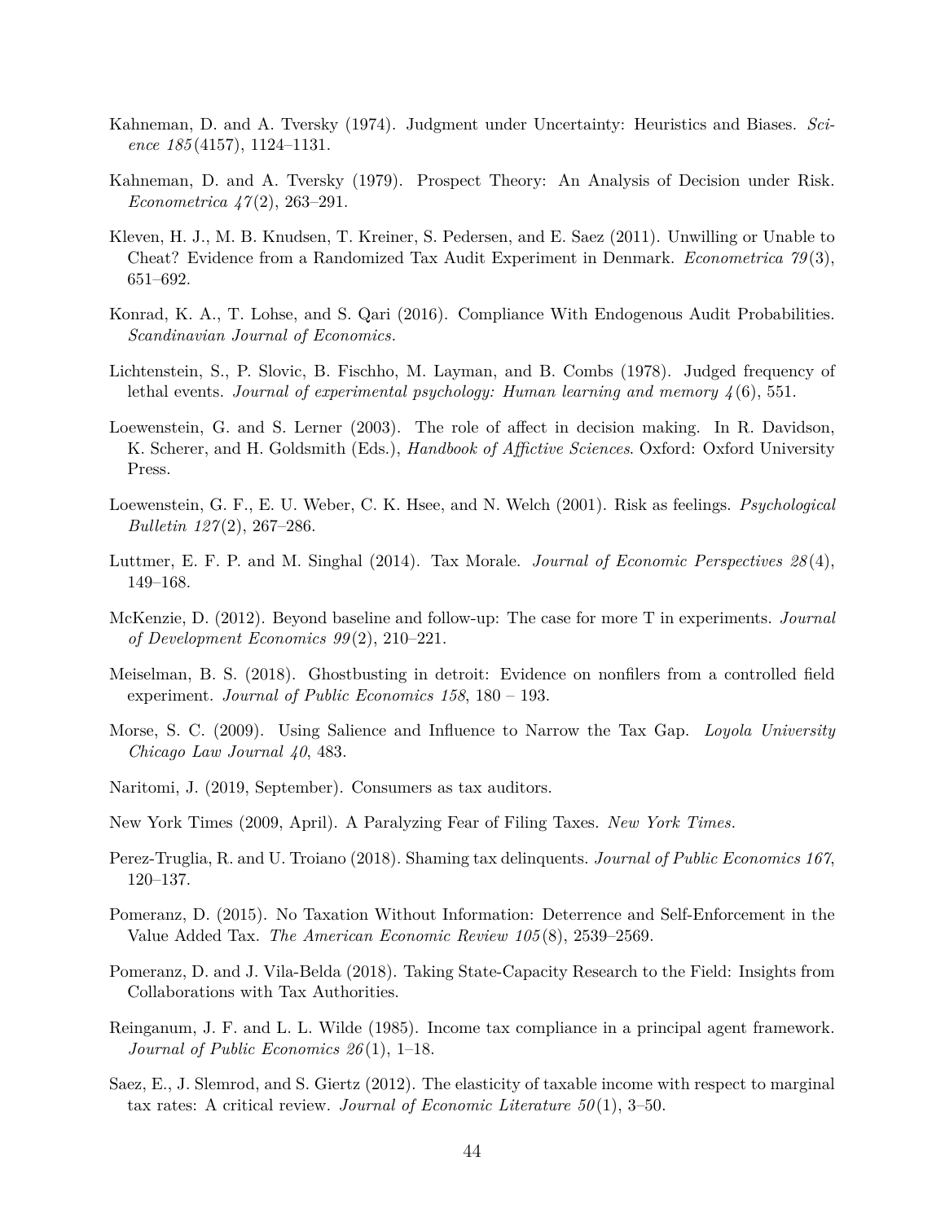Kahneman, D. and A. Tversky (1974). Judgment under Uncertainty: Heuristics and Biases. *Science 185*(4157), 1124–1131.

Kahneman, D. and A. Tversky (1979). Prospect Theory: An Analysis of Decision under Risk. *Econometrica 47*(2), 263–291.

Kleven, H. J., M. B. Knudsen, T. Kreiner, S. Pedersen, and E. Saez (2011). Unwilling or Unable to Cheat? Evidence from a Randomized Tax Audit Experiment in Denmark. *Econometrica 79*(3), 651–692.

Konrad, K. A., T. Lohse, and S. Qari (2016). Compliance With Endogenous Audit Probabilities. *Scandinavian Journal of Economics*.

Lichtenstein, S., P. Slovic, B. Fischho, M. Layman, and B. Combs (1978). Judged frequency of lethal events. *Journal of experimental psychology: Human learning and memory 4*(6), 551.

Loewenstein, G. and S. Lerner (2003). The role of affect in decision making. In R. Davidson, K. Scherer, and H. Goldsmith (Eds.), *Handbook of Affictive Sciences*. Oxford: Oxford University Press.

Loewenstein, G. F., E. U. Weber, C. K. Hsee, and N. Welch (2001). Risk as feelings. *Psychological Bulletin 127*(2), 267–286.

Luttmer, E. F. P. and M. Singhal (2014). Tax Morale. *Journal of Economic Perspectives 28*(4), 149–168.

McKenzie, D. (2012). Beyond baseline and follow-up: The case for more T in experiments. *Journal of Development Economics 99*(2), 210–221.

Meiselman, B. S. (2018). Ghostbusting in detroit: Evidence on nonfilers from a controlled field experiment. *Journal of Public Economics 158*, 180 – 193.

Morse, S. C. (2009). Using Salience and Influence to Narrow the Tax Gap. *Loyola University Chicago Law Journal 40*, 483.

Naritomi, J. (2019, September). Consumers as tax auditors.

New York Times (2009, April). A Paralyzing Fear of Filing Taxes. *New York Times*.

Perez-Truglia, R. and U. Troiano (2018). Shaming tax delinquents. *Journal of Public Economics 167*, 120–137.

Pomeranz, D. (2015). No Taxation Without Information: Deterrence and Self-Enforcement in the Value Added Tax. *The American Economic Review 105*(8), 2539–2569.

Pomeranz, D. and J. Vila-Belda (2018). Taking State-Capacity Research to the Field: Insights from Collaborations with Tax Authorities.

Reinganum, J. F. and L. L. Wilde (1985). Income tax compliance in a principal agent framework. *Journal of Public Economics 26*(1), 1–18.

Saez, E., J. Slemrod, and S. Giertz (2012). The elasticity of taxable income with respect to marginal tax rates: A critical review. *Journal of Economic Literature 50*(1), 3–50.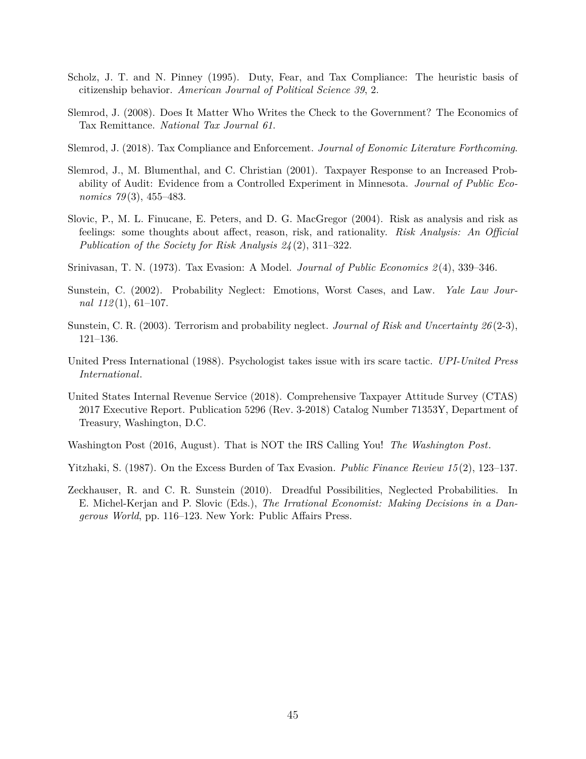Scholz, J. T. and N. Pinney (1995). Duty, Fear, and Tax Compliance: The heuristic basis of citizenship behavior. *American Journal of Political Science 39*, 2.

Slemrod, J. (2008). Does It Matter Who Writes the Check to the Government? The Economics of Tax Remittance. *National Tax Journal 61*.

Slemrod, J. (2018). Tax Compliance and Enforcement. *Journal of Eonomic Literature Forthcoming*.

Slemrod, J., M. Blumenthal, and C. Christian (2001). Taxpayer Response to an Increased Probability of Audit: Evidence from a Controlled Experiment in Minnesota. *Journal of Public Economics 79*(3), 455–483.

Slovic, P., M. L. Finucane, E. Peters, and D. G. MacGregor (2004). Risk as analysis and risk as feelings: some thoughts about affect, reason, risk, and rationality. *Risk Analysis: An Official Publication of the Society for Risk Analysis 24*(2), 311–322.

Srinivasan, T. N. (1973). Tax Evasion: A Model. *Journal of Public Economics 2*(4), 339–346.

Sunstein, C. (2002). Probability Neglect: Emotions, Worst Cases, and Law. *Yale Law Journal 112*(1), 61–107.

Sunstein, C. R. (2003). Terrorism and probability neglect. *Journal of Risk and Uncertainty 26*(2-3), 121–136.

United Press International (1988). Psychologist takes issue with irs scare tactic. *UPI-United Press International*.

United States Internal Revenue Service (2018). Comprehensive Taxpayer Attitude Survey (CTAS) 2017 Executive Report. Publication 5296 (Rev. 3-2018) Catalog Number 71353Y, Department of Treasury, Washington, D.C.

Washington Post (2016, August). That is NOT the IRS Calling You! *The Washington Post*.

Yitzhaki, S. (1987). On the Excess Burden of Tax Evasion. *Public Finance Review 15*(2), 123–137.

Zeckhauser, R. and C. R. Sunstein (2010). Dreadful Possibilities, Neglected Probabilities. In E. Michel-Kerjan and P. Slovic (Eds.), *The Irrational Economist: Making Decisions in a Dangerous World*, pp. 116–123. New York: Public Affairs Press.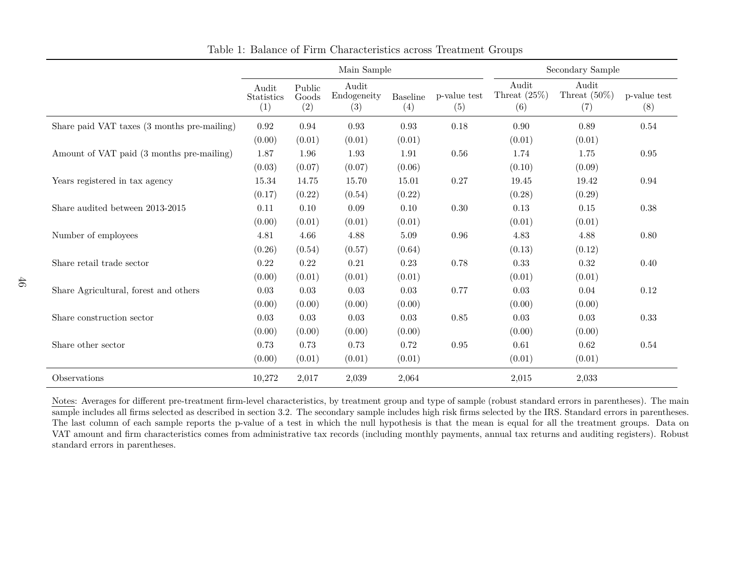Table 1: Balance of Firm Characteristics across Treatment Groups

| | Main Sample | | | | | Secondary Sample | | |
|---|---|---|---|---|---|---|---|---|
| | Audit Statistics (1) | Public Goods (2) | Audit Endogeneity (3) | Baseline (4) | p-value test (5) | Audit Threat (25%) (6) | Audit Threat (50%) (7) | p-value test (8) |
| Share paid VAT taxes (3 months pre-mailing) | 0.92 | 0.94 | 0.93 | 0.93 | 0.18 | 0.90 | 0.89 | 0.54 |
| | (0.00) | (0.01) | (0.01) | (0.01) | | (0.01) | (0.01) | |
| Amount of VAT paid (3 months pre-mailing) | 1.87 | 1.96 | 1.93 | 1.91 | 0.56 | 1.74 | 1.75 | 0.95 |
| | (0.03) | (0.07) | (0.07) | (0.06) | | (0.10) | (0.09) | |
| Years registered in tax agency | 15.34 | 14.75 | 15.70 | 15.01 | 0.27 | 19.45 | 19.42 | 0.94 |
| | (0.17) | (0.22) | (0.54) | (0.22) | | (0.28) | (0.29) | |
| Share audited between 2013-2015 | 0.11 | 0.10 | 0.09 | 0.10 | 0.30 | 0.13 | 0.15 | 0.38 |
| | (0.00) | (0.01) | (0.01) | (0.01) | | (0.01) | (0.01) | |
| Number of employees | 4.81 | 4.66 | 4.88 | 5.09 | 0.96 | 4.83 | 4.88 | 0.80 |
| | (0.26) | (0.54) | (0.57) | (0.64) | | (0.13) | (0.12) | |
| Share retail trade sector | 0.22 | 0.22 | 0.21 | 0.23 | 0.78 | 0.33 | 0.32 | 0.40 |
| | (0.00) | (0.01) | (0.01) | (0.01) | | (0.01) | (0.01) | |
| Share Agricultural, forest and others | 0.03 | 0.03 | 0.03 | 0.03 | 0.77 | 0.03 | 0.04 | 0.12 |
| | (0.00) | (0.00) | (0.00) | (0.00) | | (0.00) | (0.00) | |
| Share construction sector | 0.03 | 0.03 | 0.03 | 0.03 | 0.85 | 0.03 | 0.03 | 0.33 |
| | (0.00) | (0.00) | (0.00) | (0.00) | | (0.00) | (0.00) | |
| Share other sector | 0.73 | 0.73 | 0.73 | 0.72 | 0.95 | 0.61 | 0.62 | 0.54 |
| | (0.00) | (0.01) | (0.01) | (0.01) | | (0.01) | (0.01) | |
| Observations | 10,272 | 2,017 | 2,039 | 2,064 | | 2,015 | 2,033 | |

Notes: Averages for different pre-treatment firm-level characteristics, by treatment group and type of sample (robust standard errors in parentheses). The main sample includes all firms selected as described in section 3.2. The secondary sample includes high risk firms selected by the IRS. Standard errors in parentheses. The last column of each sample reports the p-value of a test in which the null hypothesis is that the mean is equal for all the treatment groups. Data on VAT amount and firm characteristics comes from administrative tax records (including monthly payments, annual tax returns and auditing registers). Robust standard errors in parentheses.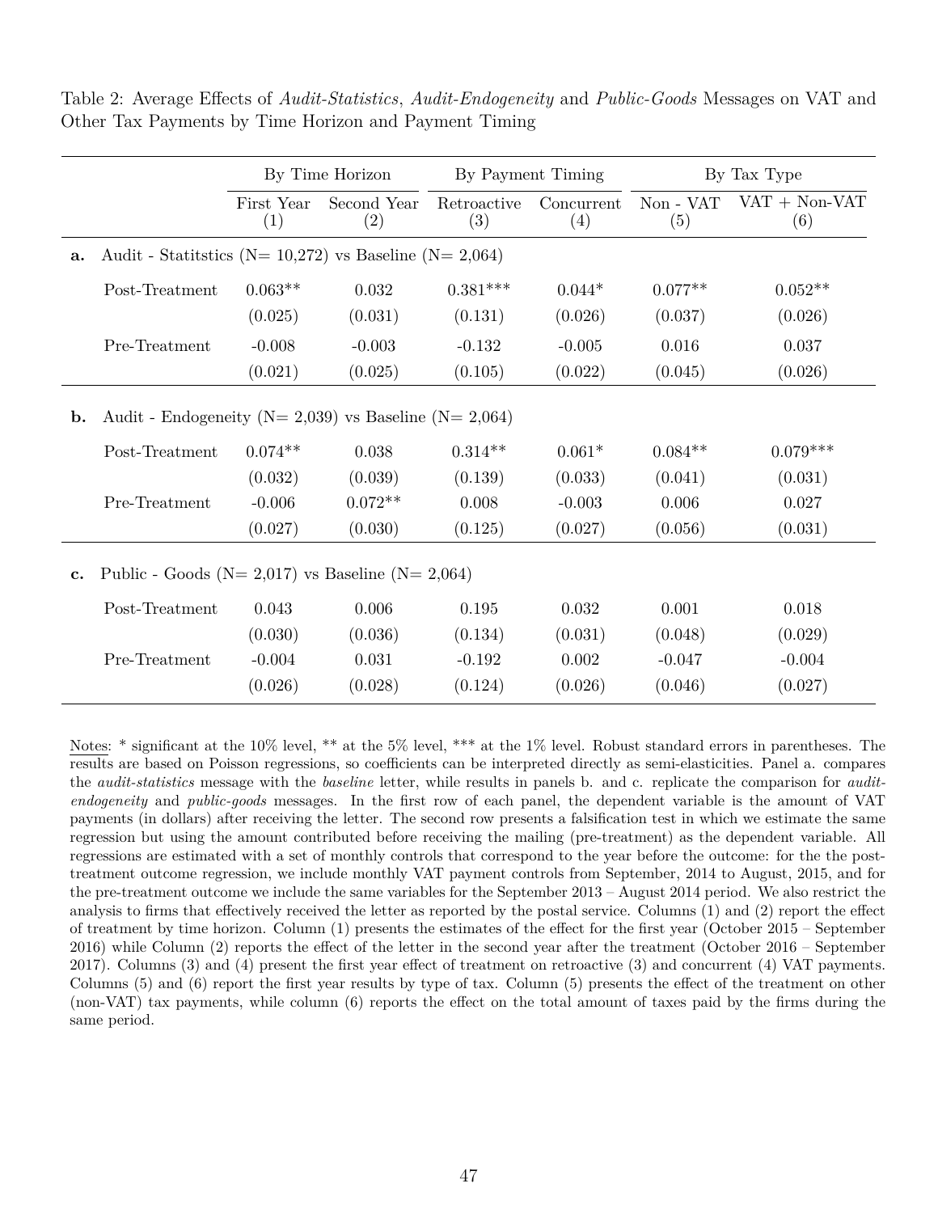Table 2: Average Effects of *Audit-Statistics*, *Audit-Endogeneity* and *Public-Goods* Messages on VAT and Other Tax Payments by Time Horizon and Payment Timing

| | By Time Horizon | | By Payment Timing | | By Tax Type | |
|---|---|---|---|---|---|---|
| | First Year (1) | Second Year (2) | Retroactive (3) | Concurrent (4) | Non - VAT (5) | VAT + Non-VAT (6) |
| **a.** Audit - Statitstics (N= 10,272) vs Baseline (N= 2,064) | | | | | | |
| Post-Treatment | 0.063** | 0.032 | 0.381*** | 0.044* | 0.077** | 0.052** |
| | (0.025) | (0.031) | (0.131) | (0.026) | (0.037) | (0.026) |
| Pre-Treatment | -0.008 | -0.003 | -0.132 | -0.005 | 0.016 | 0.037 |
| | (0.021) | (0.025) | (0.105) | (0.022) | (0.045) | (0.026) |
| **b.** Audit - Endogeneity (N= 2,039) vs Baseline (N= 2,064) | | | | | | |
| Post-Treatment | 0.074** | 0.038 | 0.314** | 0.061* | 0.084** | 0.079*** |
| | (0.032) | (0.039) | (0.139) | (0.033) | (0.041) | (0.031) |
| Pre-Treatment | -0.006 | 0.072** | 0.008 | -0.003 | 0.006 | 0.027 |
| | (0.027) | (0.030) | (0.125) | (0.027) | (0.056) | (0.031) |
| **c.** Public - Goods (N= 2,017) vs Baseline (N= 2,064) | | | | | | |
| Post-Treatment | 0.043 | 0.006 | 0.195 | 0.032 | 0.001 | 0.018 |
| | (0.030) | (0.036) | (0.134) | (0.031) | (0.048) | (0.029) |
| Pre-Treatment | -0.004 | 0.031 | -0.192 | 0.002 | -0.047 | -0.004 |
| | (0.026) | (0.028) | (0.124) | (0.026) | (0.046) | (0.027) |

Notes: * significant at the 10% level, ** at the 5% level, *** at the 1% level. Robust standard errors in parentheses. The results are based on Poisson regressions, so coefficients can be interpreted directly as semi-elasticities. Panel a. compares the *audit-statistics* message with the *baseline* letter, while results in panels b. and c. replicate the comparison for *audit-endogeneity* and *public-goods* messages. In the first row of each panel, the dependent variable is the amount of VAT payments (in dollars) after receiving the letter. The second row presents a falsification test in which we estimate the same regression but using the amount contributed before receiving the mailing (pre-treatment) as the dependent variable. All regressions are estimated with a set of monthly controls that correspond to the year before the outcome: for the the post-treatment outcome regression, we include monthly VAT payment controls from September, 2014 to August, 2015, and for the pre-treatment outcome we include the same variables for the September 2013 – August 2014 period. We also restrict the analysis to firms that effectively received the letter as reported by the postal service. Columns (1) and (2) report the effect of treatment by time horizon. Column (1) presents the estimates of the effect for the first year (October 2015 – September 2016) while Column (2) reports the effect of the letter in the second year after the treatment (October 2016 – September 2017). Columns (3) and (4) present the first year effect of treatment on retroactive (3) and concurrent (4) VAT payments. Columns (5) and (6) report the first year results by type of tax. Column (5) presents the effect of the treatment on other (non-VAT) tax payments, while column (6) reports the effect on the total amount of taxes paid by the firms during the same period.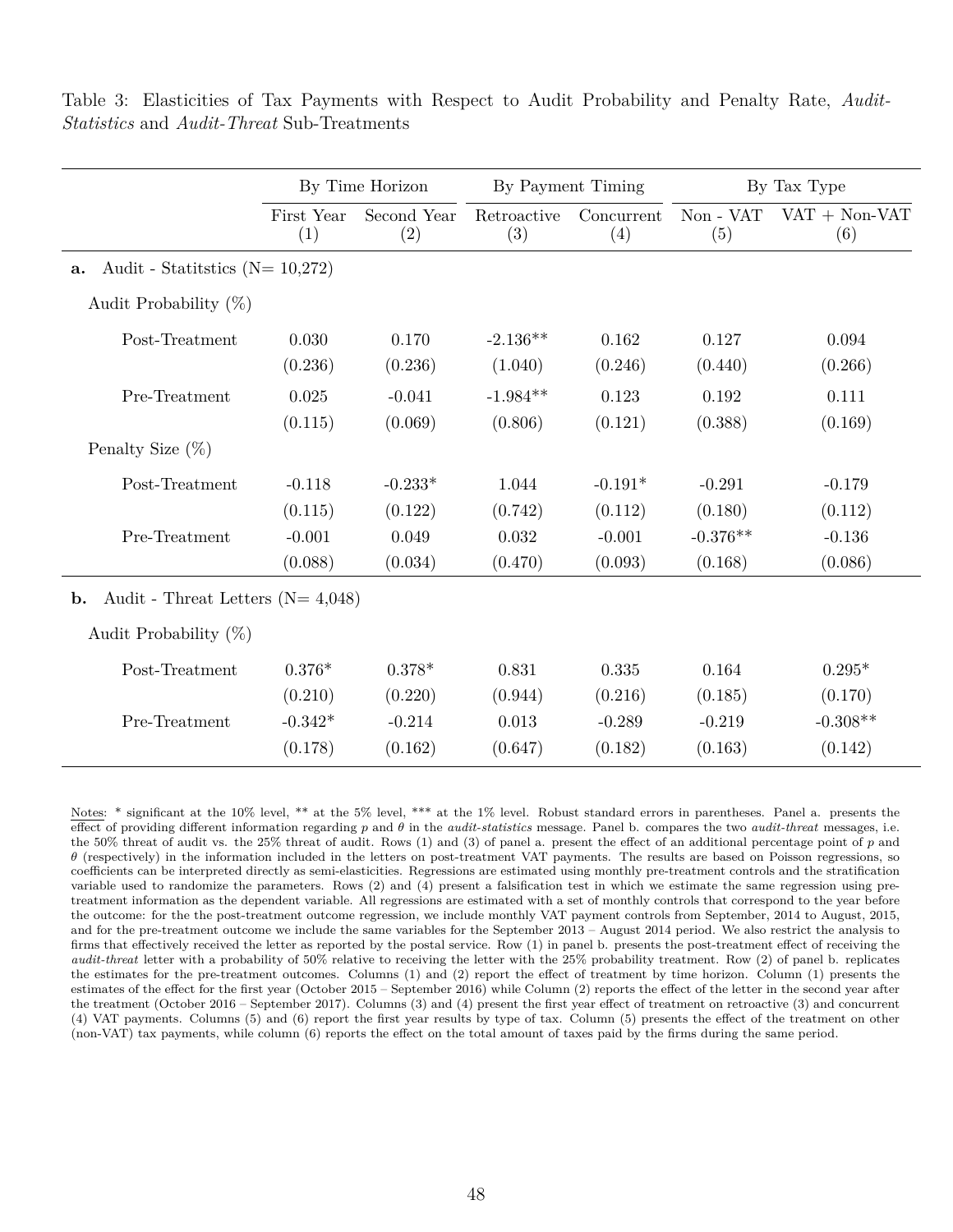Table 3: Elasticities of Tax Payments with Respect to Audit Probability and Penalty Rate, *Audit-Statistics* and *Audit-Threat* Sub-Treatments

| | By Time Horizon | | By Payment Timing | | By Tax Type | |
|---|---|---|---|---|---|---|
| | First Year (1) | Second Year (2) | Retroactive (3) | Concurrent (4) | Non - VAT (5) | VAT + Non-VAT (6) |
| **a.** Audit - Statitstics (N= 10,272) | | | | | | |
| Audit Probability (%) | | | | | | |
| Post-Treatment | 0.030 | 0.170 | -2.136** | 0.162 | 0.127 | 0.094 |
| | (0.236) | (0.236) | (1.040) | (0.246) | (0.440) | (0.266) |
| Pre-Treatment | 0.025 | -0.041 | -1.984** | 0.123 | 0.192 | 0.111 |
| | (0.115) | (0.069) | (0.806) | (0.121) | (0.388) | (0.169) |
| Penalty Size (%) | | | | | | |
| Post-Treatment | -0.118 | -0.233* | 1.044 | -0.191* | -0.291 | -0.179 |
| | (0.115) | (0.122) | (0.742) | (0.112) | (0.180) | (0.112) |
| Pre-Treatment | -0.001 | 0.049 | 0.032 | -0.001 | -0.376** | -0.136 |
| | (0.088) | (0.034) | (0.470) | (0.093) | (0.168) | (0.086) |
| **b.** Audit - Threat Letters (N= 4,048) | | | | | | |
| Audit Probability (%) | | | | | | |
| Post-Treatment | 0.376* | 0.378* | 0.831 | 0.335 | 0.164 | 0.295* |
| | (0.210) | (0.220) | (0.944) | (0.216) | (0.185) | (0.170) |
| Pre-Treatment | -0.342* | -0.214 | 0.013 | -0.289 | -0.219 | -0.308** |
| | (0.178) | (0.162) | (0.647) | (0.182) | (0.163) | (0.142) |

Notes: * significant at the 10% level, ** at the 5% level, *** at the 1% level. Robust standard errors in parentheses. Panel a. presents the effect of providing different information regarding $p$ and $\theta$ in the *audit-statistics* message. Panel b. compares the two *audit-threat* messages, i.e. the 50% threat of audit vs. the 25% threat of audit. Rows (1) and (3) of panel a. present the effect of an additional percentage point of $p$ and $\theta$ (respectively) in the information included in the letters on post-treatment VAT payments. The results are based on Poisson regressions, so coefficients can be interpreted directly as semi-elasticities. Regressions are estimated using monthly pre-treatment controls and the stratification variable used to randomize the parameters. Rows (2) and (4) present a falsification test in which we estimate the same regression using pre-treatment information as the dependent variable. All regressions are estimated with a set of monthly controls that correspond to the year before the outcome: for the the post-treatment outcome regression, we include monthly VAT payment controls from September, 2014 to August, 2015, and for the pre-treatment outcome we include the same variables for the September 2013 – August 2014 period. We also restrict the analysis to firms that effectively received the letter as reported by the postal service. Row (1) in panel b. presents the post-treatment effect of receiving the *audit-threat* letter with a probability of 50% relative to receiving the letter with the 25% probability treatment. Row (2) of panel b. replicates the estimates for the pre-treatment outcomes. Columns (1) and (2) report the effect of treatment by time horizon. Column (1) presents the estimates of the effect for the first year (October 2015 – September 2016) while Column (2) reports the effect of the letter in the second year after the treatment (October 2016 – September 2017). Columns (3) and (4) present the first year effect of treatment on retroactive (3) and concurrent (4) VAT payments. Columns (5) and (6) report the first year results by type of tax. Column (5) presents the effect of the treatment on other (non-VAT) tax payments, while column (6) reports the effect on the total amount of taxes paid by the firms during the same period.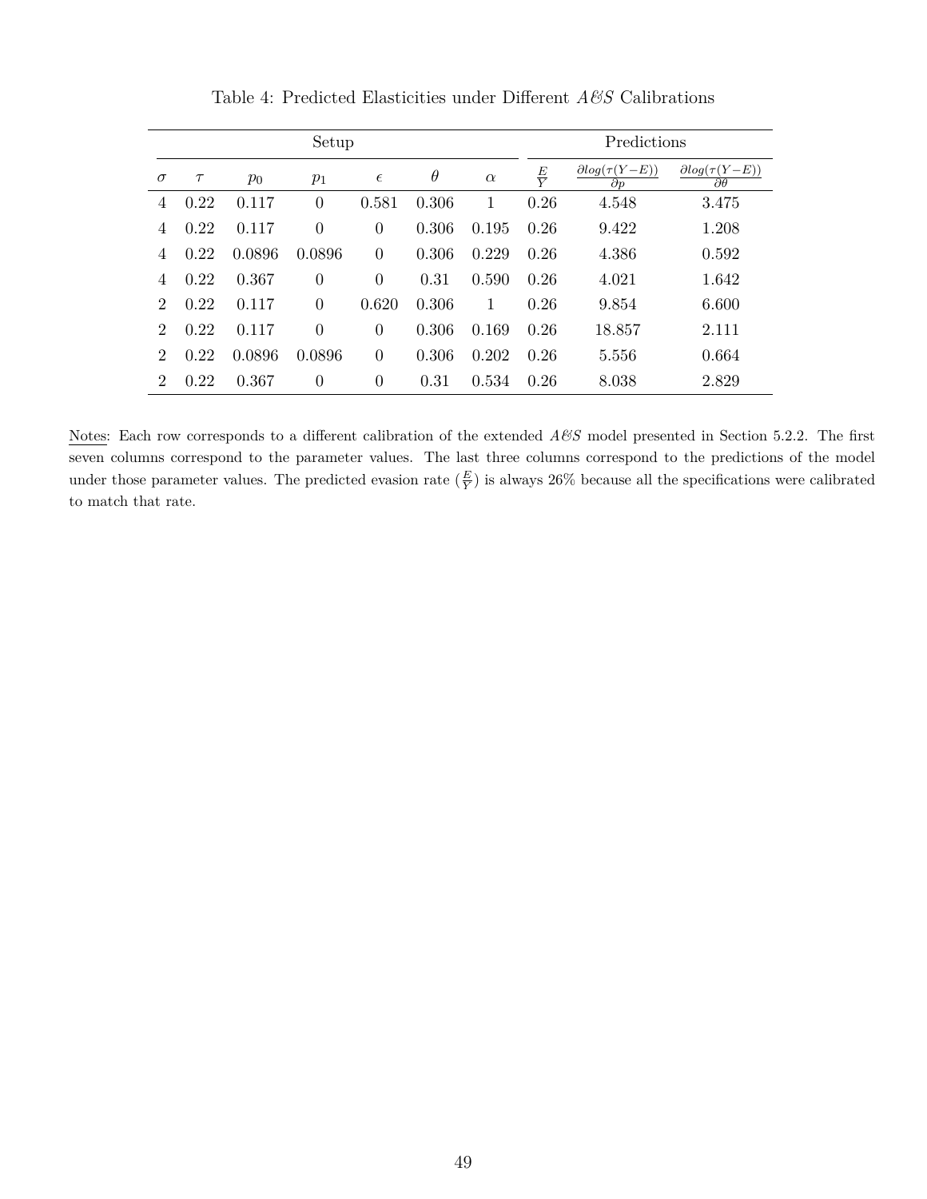Table 4: Predicted Elasticities under Different *A&S* Calibrations

| Setup | | | | | | | Predictions | | |
|---|---|---|---|---|---|---|---|---|---|
| $\sigma$ | $\tau$ | $p_0$ | $p_1$ | $\epsilon$ | $\theta$ | $\alpha$ | $\frac{E}{Y}$ | $\frac{\partial log(\tau(Y-E))}{\partial p}$ | $\frac{\partial log(\tau(Y-E))}{\partial \theta}$ |
| 4 | 0.22 | 0.117 | 0 | 0.581 | 0.306 | 1 | 0.26 | 4.548 | 3.475 |
| 4 | 0.22 | 0.117 | 0 | 0 | 0.306 | 0.195 | 0.26 | 9.422 | 1.208 |
| 4 | 0.22 | 0.0896 | 0.0896 | 0 | 0.306 | 0.229 | 0.26 | 4.386 | 0.592 |
| 4 | 0.22 | 0.367 | 0 | 0 | 0.31 | 0.590 | 0.26 | 4.021 | 1.642 |
| 2 | 0.22 | 0.117 | 0 | 0.620 | 0.306 | 1 | 0.26 | 9.854 | 6.600 |
| 2 | 0.22 | 0.117 | 0 | 0 | 0.306 | 0.169 | 0.26 | 18.857 | 2.111 |
| 2 | 0.22 | 0.0896 | 0.0896 | 0 | 0.306 | 0.202 | 0.26 | 5.556 | 0.664 |
| 2 | 0.22 | 0.367 | 0 | 0 | 0.31 | 0.534 | 0.26 | 8.038 | 2.829 |

Notes: Each row corresponds to a different calibration of the extended *A&S* model presented in Section 5.2.2. The first seven columns correspond to the parameter values. The last three columns correspond to the predictions of the model under those parameter values. The predicted evasion rate ($\frac{E}{Y}$) is always 26% because all the specifications were calibrated to match that rate.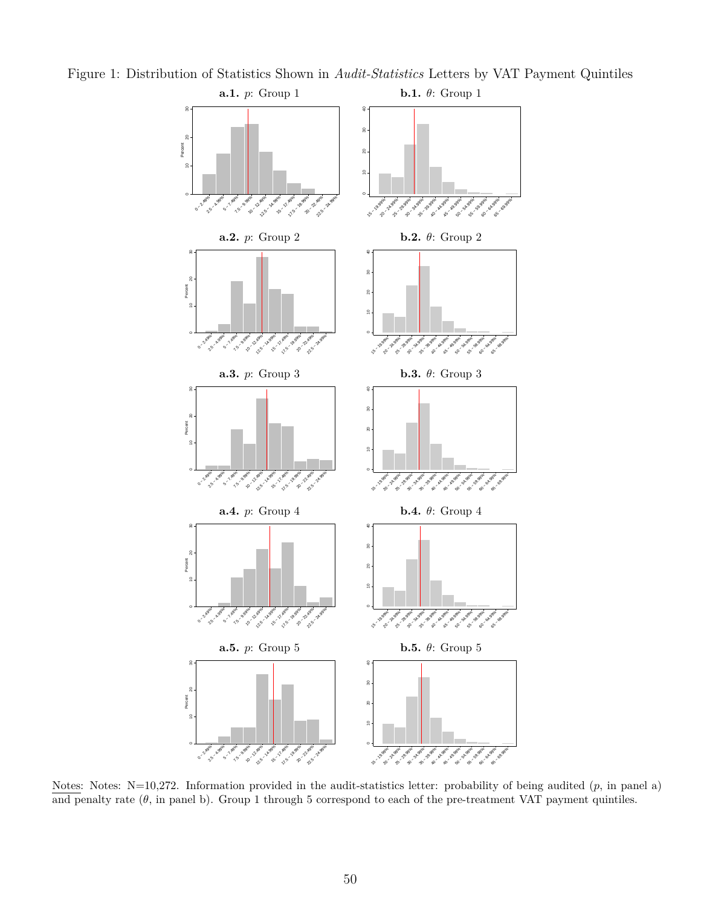Figure 1: Distribution of Statistics Shown in *Audit-Statistics* Letters by VAT Payment Quintiles

**a.1.** $p$: Group 1

**b.1.** $\theta$: Group 1

**a.2.** $p$: Group 2

**b.2.** $\theta$: Group 2

**a.3.** $p$: Group 3

**b.3.** $\theta$: Group 3

**a.4.** $p$: Group 4

**b.4.** $\theta$: Group 4

**a.5.** $p$: Group 5

**b.5.** $\theta$: Group 5

Notes: Notes: N=10,272. Information provided in the audit-statistics letter: probability of being audited ($p$, in panel a) and penalty rate ($\theta$, in panel b). Group 1 through 5 correspond to each of the pre-treatment VAT payment quintiles.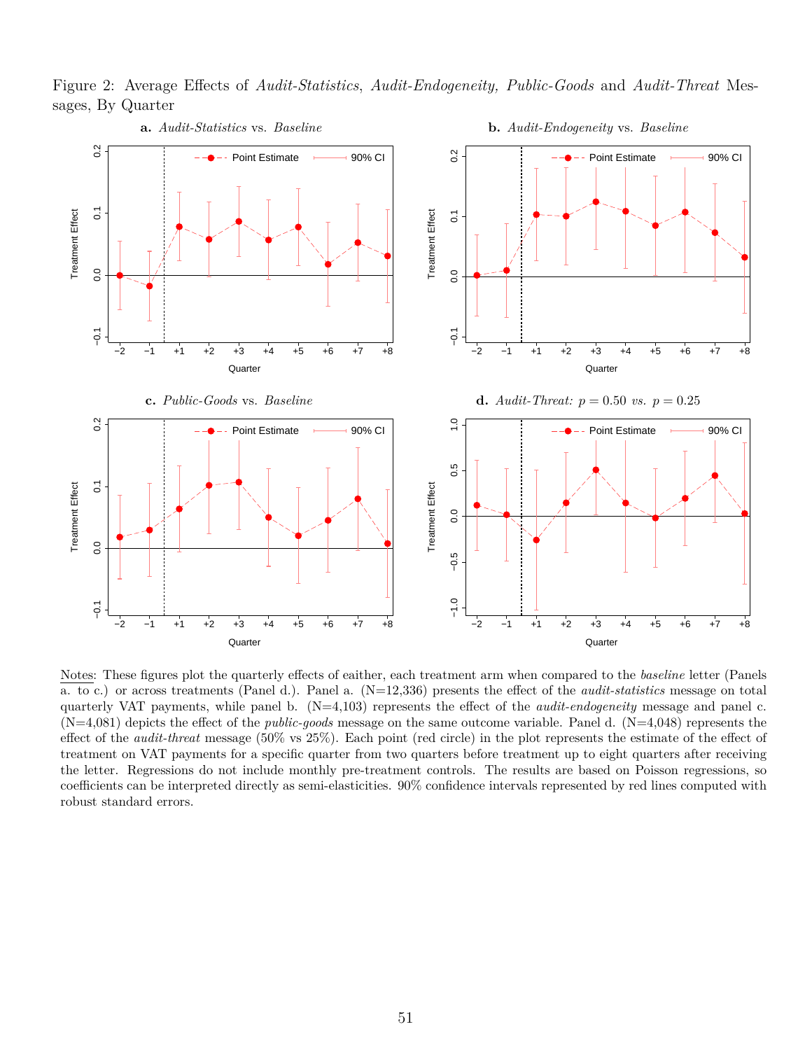Figure 2: Average Effects of *Audit-Statistics*, *Audit-Endogeneity, Public-Goods* and *Audit-Threat* Messages, By Quarter

**a.** *Audit-Statistics* vs. *Baseline*

**b.** *Audit-Endogeneity* vs. *Baseline*

**c.** *Public-Goods* vs. *Baseline*

**d.** *Audit-Threat:* $p = 0.50$ *vs.* $p = 0.25$

Notes: These figures plot the quarterly effects of eaither, each treatment arm when compared to the *baseline* letter (Panels a. to c.) or across treatments (Panel d.). Panel a. (N=12,336) presents the effect of the *audit-statistics* message on total quarterly VAT payments, while panel b. (N=4,103) represents the effect of the *audit-endogeneity* message and panel c. (N=4,081) depicts the effect of the *public-goods* message on the same outcome variable. Panel d. (N=4,048) represents the effect of the *audit-threat* message (50% vs 25%). Each point (red circle) in the plot represents the estimate of the effect of treatment on VAT payments for a specific quarter from two quarters before treatment up to eight quarters after receiving the letter. Regressions do not include monthly pre-treatment controls. The results are based on Poisson regressions, so coefficients can be interpreted directly as semi-elasticities. 90% confidence intervals represented by red lines computed with robust standard errors.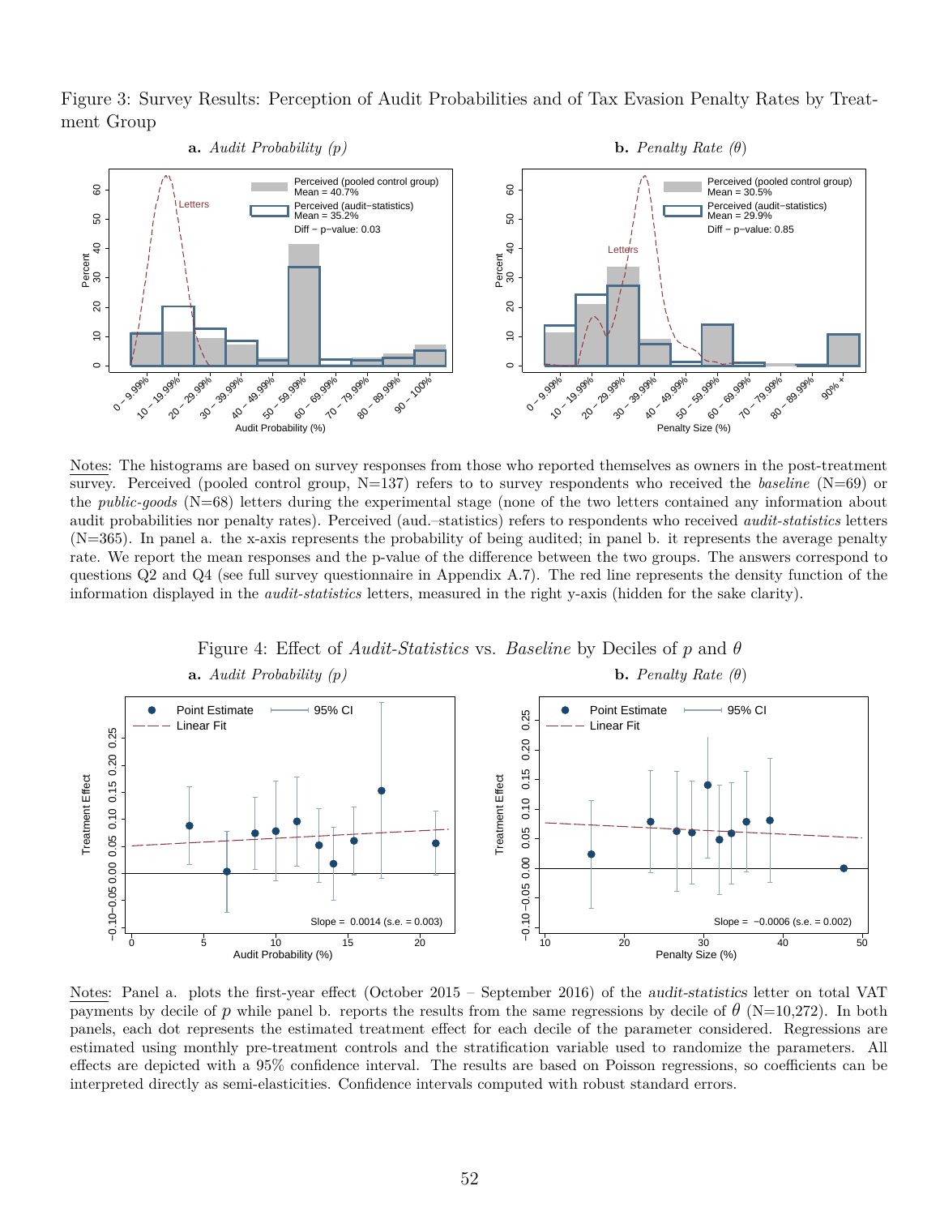Figure 3: Survey Results: Perception of Audit Probabilities and of Tax Evasion Penalty Rates by Treatment Group

**a.** *Audit Probability (p)*

Percent

Letters

Perceived (pooled control group)
Mean = 40.7%
Perceived (audit−statistics)
Mean = 35.2%
Diff − p−value: 0.03

0 − 9.99%
10 − 19.99%
20 − 29.99%
30 − 39.99%
40 − 49.99%
50 − 59.99%
60 − 69.99%
70 − 79.99%
80 − 89.99%
90 − 100%

Audit Probability (%)

**b.** *Penalty Rate (θ)*

Percent

Letters

Perceived (pooled control group)
Mean = 30.5%
Perceived (audit−statistics)
Mean = 29.9%
Diff − p−value: 0.85

0 − 9.99%
10 − 19.99%
20 − 29.99%
30 − 39.99%
40 − 49.99%
50 − 59.99%
60 − 69.99%
70 − 79.99%
80 − 89.99%
90% +

Penalty Size (%)

Notes: The histograms are based on survey responses from those who reported themselves as owners in the post-treatment survey. Perceived (pooled control group, N=137) refers to to survey respondents who received the *baseline* (N=69) or the *public-goods* (N=68) letters during the experimental stage (none of the two letters contained any information about audit probabilities nor penalty rates). Perceived (aud.–statistics) refers to respondents who received *audit-statistics* letters (N=365). In panel a. the x-axis represents the probability of being audited; in panel b. it represents the average penalty rate. We report the mean responses and the p-value of the difference between the two groups. The answers correspond to questions Q2 and Q4 (see full survey questionnaire in Appendix A.7). The red line represents the density function of the information displayed in the *audit-statistics* letters, measured in the right y-axis (hidden for the sake clarity).

Figure 4: Effect of *Audit-Statistics* vs. *Baseline* by Deciles of $p$ and $\theta$

**a.** *Audit Probability (p)*

Point Estimate
95% CI
Linear Fit

Treatment Effect

Slope = 0.0014 (s.e. = 0.003)

Audit Probability (%)

**b.** *Penalty Rate (θ)*

Point Estimate
95% CI
Linear Fit

Treatment Effect

Slope = −0.0006 (s.e. = 0.002)

Penalty Size (%)

Notes: Panel a. plots the first-year effect (October 2015 – September 2016) of the *audit-statistics* letter on total VAT payments by decile of $p$ while panel b. reports the results from the same regressions by decile of $\theta$ (N=10,272). In both panels, each dot represents the estimated treatment effect for each decile of the parameter considered. Regressions are estimated using monthly pre-treatment controls and the stratification variable used to randomize the parameters. All effects are depicted with a 95% confidence interval. The results are based on Poisson regressions, so coefficients can be interpreted directly as semi-elasticities. Confidence intervals computed with robust standard errors.